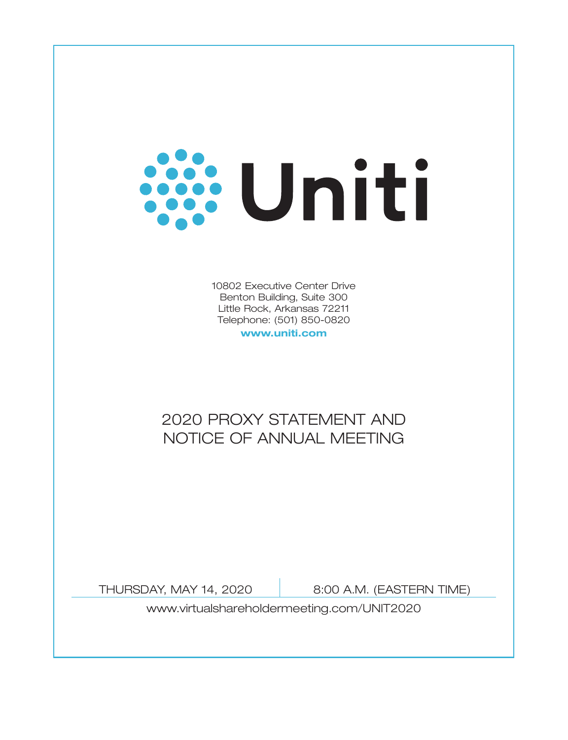# Uniti

10802 Executive Center Drive
Benton Building, Suite 300
Little Rock, Arkansas 72211
Telephone: (501) 850-0820

**www.uniti.com**

## 2020 PROXY STATEMENT AND NOTICE OF ANNUAL MEETING

THURSDAY, MAY 14, 2020 | 8:00 A.M. (EASTERN TIME)

www.virtualshareholdermeeting.com/UNIT2020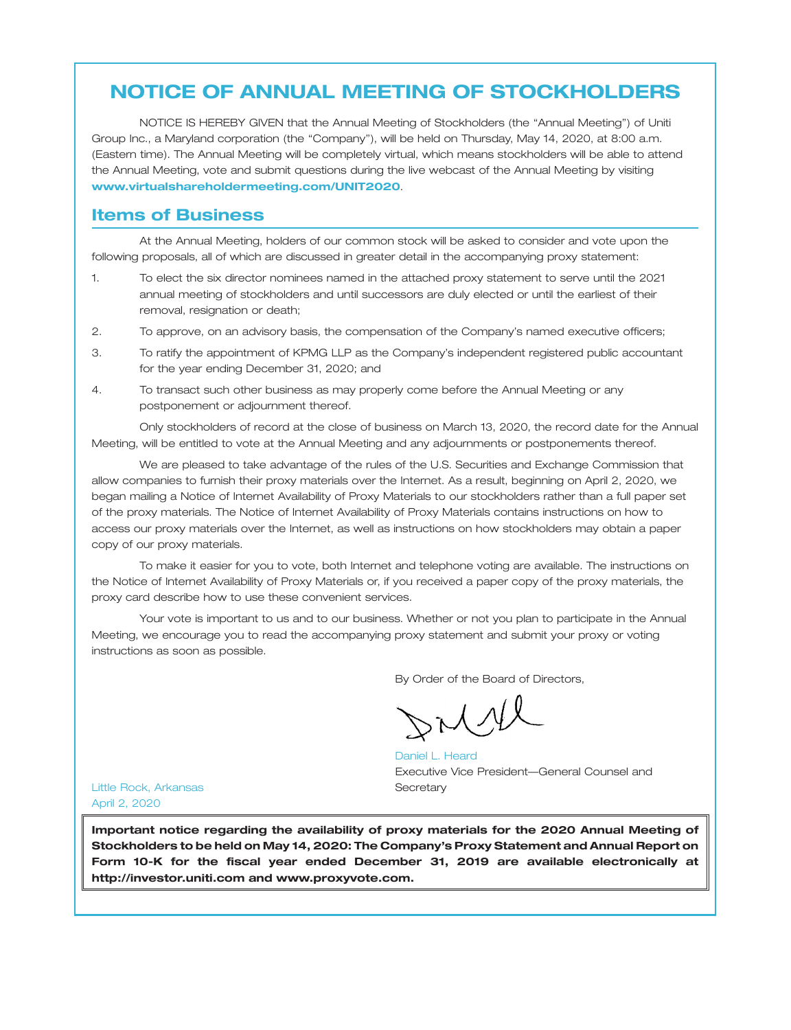# NOTICE OF ANNUAL MEETING OF STOCKHOLDERS

NOTICE IS HEREBY GIVEN that the Annual Meeting of Stockholders (the "Annual Meeting") of Uniti Group Inc., a Maryland corporation (the "Company"), will be held on Thursday, May 14, 2020, at 8:00 a.m. (Eastern time). The Annual Meeting will be completely virtual, which means stockholders will be able to attend the Annual Meeting, vote and submit questions during the live webcast of the Annual Meeting by visiting **www.virtualshareholdermeeting.com/UNIT2020**.

## Items of Business

At the Annual Meeting, holders of our common stock will be asked to consider and vote upon the following proposals, all of which are discussed in greater detail in the accompanying proxy statement:

1. To elect the six director nominees named in the attached proxy statement to serve until the 2021 annual meeting of stockholders and until successors are duly elected or until the earliest of their removal, resignation or death;
2. To approve, on an advisory basis, the compensation of the Company's named executive officers;
3. To ratify the appointment of KPMG LLP as the Company's independent registered public accountant for the year ending December 31, 2020; and
4. To transact such other business as may properly come before the Annual Meeting or any postponement or adjournment thereof.

Only stockholders of record at the close of business on March 13, 2020, the record date for the Annual Meeting, will be entitled to vote at the Annual Meeting and any adjournments or postponements thereof.

We are pleased to take advantage of the rules of the U.S. Securities and Exchange Commission that allow companies to furnish their proxy materials over the Internet. As a result, beginning on April 2, 2020, we began mailing a Notice of Internet Availability of Proxy Materials to our stockholders rather than a full paper set of the proxy materials. The Notice of Internet Availability of Proxy Materials contains instructions on how to access our proxy materials over the Internet, as well as instructions on how stockholders may obtain a paper copy of our proxy materials.

To make it easier for you to vote, both Internet and telephone voting are available. The instructions on the Notice of Internet Availability of Proxy Materials or, if you received a paper copy of the proxy materials, the proxy card describe how to use these convenient services.

Your vote is important to us and to our business. Whether or not you plan to participate in the Annual Meeting, we encourage you to read the accompanying proxy statement and submit your proxy or voting instructions as soon as possible.

By Order of the Board of Directors,

Daniel L. Heard
Executive Vice President—General Counsel and Secretary

Little Rock, Arkansas
April 2, 2020

**Important notice regarding the availability of proxy materials for the 2020 Annual Meeting of Stockholders to be held on May 14, 2020: The Company's Proxy Statement and Annual Report on Form 10-K for the fiscal year ended December 31, 2019 are available electronically at http://investor.uniti.com and www.proxyvote.com.**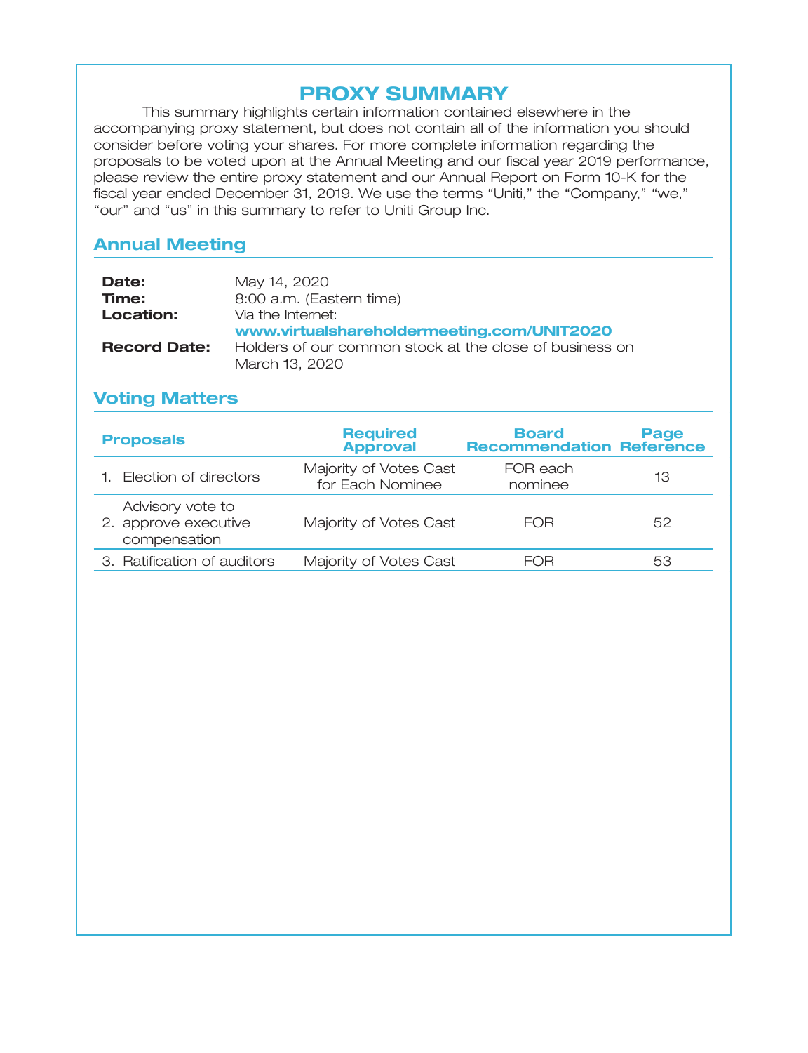# PROXY SUMMARY

This summary highlights certain information contained elsewhere in the accompanying proxy statement, but does not contain all of the information you should consider before voting your shares. For more complete information regarding the proposals to be voted upon at the Annual Meeting and our fiscal year 2019 performance, please review the entire proxy statement and our Annual Report on Form 10-K for the fiscal year ended December 31, 2019. We use the terms "Uniti," the "Company," "we," "our" and "us" in this summary to refer to Uniti Group Inc.

## Annual Meeting

**Date:** May 14, 2020

**Time:** 8:00 a.m. (Eastern time)

**Location:** Via the Internet: **www.virtualshareholdermeeting.com/UNIT2020**

**Record Date:** Holders of our common stock at the close of business on March 13, 2020

## Voting Matters

| Proposals | Required Approval | Board Recommendation | Page Reference |
|---|---|---|---|
| 1. Election of directors | Majority of Votes Cast for Each Nominee | FOR each nominee | 13 |
| 2. Advisory vote to approve executive compensation | Majority of Votes Cast | FOR | 52 |
| 3. Ratification of auditors | Majority of Votes Cast | FOR | 53 |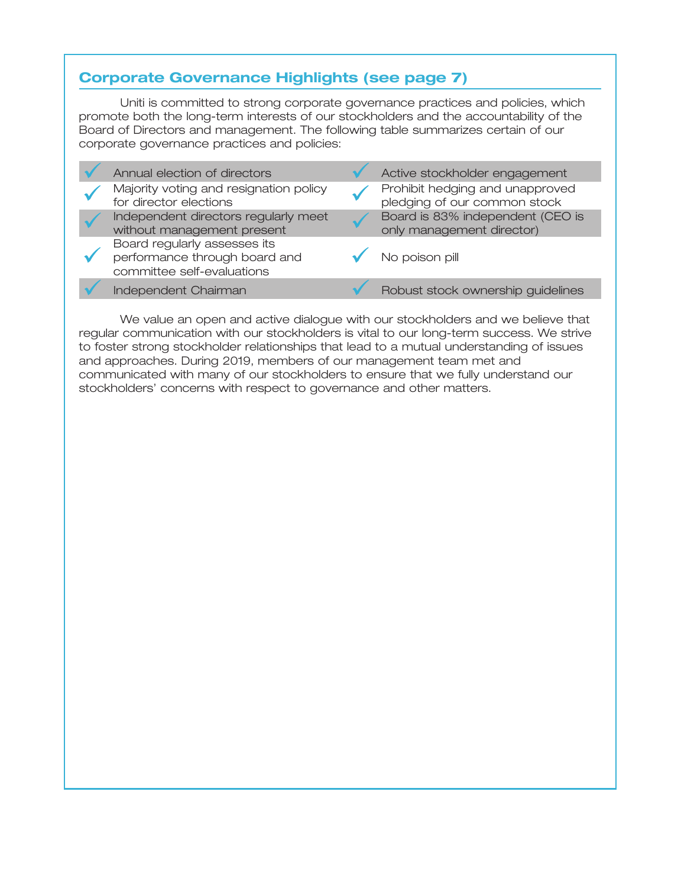## Corporate Governance Highlights (see page 7)

Uniti is committed to strong corporate governance practices and policies, which promote both the long-term interests of our stockholders and the accountability of the Board of Directors and management. The following table summarizes certain of our corporate governance practices and policies:

| | | | |
|---|---|---|---|
| ✓ | Annual election of directors | ✓ | Active stockholder engagement |
| ✓ | Majority voting and resignation policy for director elections | ✓ | Prohibit hedging and unapproved pledging of our common stock |
| ✓ | Independent directors regularly meet without management present | ✓ | Board is 83% independent (CEO is only management director) |
| ✓ | Board regularly assesses its performance through board and committee self-evaluations | ✓ | No poison pill |
| ✓ | Independent Chairman | ✓ | Robust stock ownership guidelines |

We value an open and active dialogue with our stockholders and we believe that regular communication with our stockholders is vital to our long-term success. We strive to foster strong stockholder relationships that lead to a mutual understanding of issues and approaches. During 2019, members of our management team met and communicated with many of our stockholders to ensure that we fully understand our stockholders' concerns with respect to governance and other matters.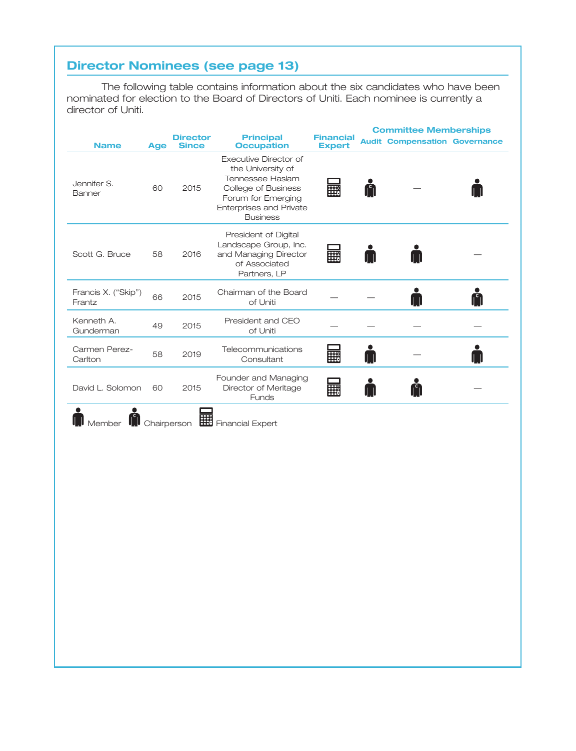## Director Nominees (see page 13)

The following table contains information about the six candidates who have been nominated for election to the Board of Directors of Uniti. Each nominee is currently a director of Uniti.

| Name | Age | Director Since | Principal Occupation | Financial Expert | Committee Memberships: Audit | Committee Memberships: Compensation | Committee Memberships: Governance |
|---|---|---|---|---|---|---|---|
| Jennifer S. Banner | 60 | 2015 | Executive Director of the University of Tennessee Haslam College of Business Forum for Emerging Enterprises and Private Business | Financial Expert | Chairperson | — | Member |
| Scott G. Bruce | 58 | 2016 | President of Digital Landscape Group, Inc. and Managing Director of Associated Partners, LP | Financial Expert | Member | Member | — |
| Francis X. ("Skip") Frantz | 66 | 2015 | Chairman of the Board of Uniti | — | — | Member | Chairperson |
| Kenneth A. Gunderman | 49 | 2015 | President and CEO of Uniti | — | — | — | — |
| Carmen Perez-Carlton | 58 | 2019 | Telecommunications Consultant | Financial Expert | Member | — | Member |
| David L. Solomon | 60 | 2015 | Founder and Managing Director of Meritage Funds | Financial Expert | Member | Chairperson | — |

Legend: Member; Chairperson; Financial Expert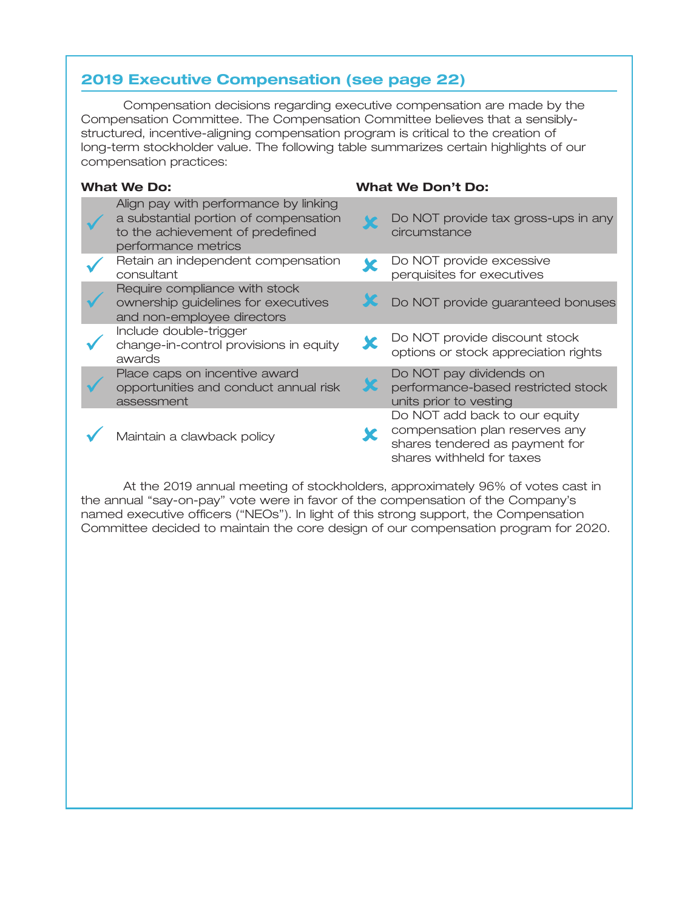## 2019 Executive Compensation (see page 22)

Compensation decisions regarding executive compensation are made by the Compensation Committee. The Compensation Committee believes that a sensibly-structured, incentive-aligning compensation program is critical to the creation of long-term stockholder value. The following table summarizes certain highlights of our compensation practices:

| What We Do: | What We Don't Do: |
|---|---|
| ✓ Align pay with performance by linking a substantial portion of compensation to the achievement of predefined performance metrics | ✗ Do NOT provide tax gross-ups in any circumstance |
| ✓ Retain an independent compensation consultant | ✗ Do NOT provide excessive perquisites for executives |
| ✓ Require compliance with stock ownership guidelines for executives and non-employee directors | ✗ Do NOT provide guaranteed bonuses |
| ✓ Include double-trigger change-in-control provisions in equity awards | ✗ Do NOT provide discount stock options or stock appreciation rights |
| ✓ Place caps on incentive award opportunities and conduct annual risk assessment | ✗ Do NOT pay dividends on performance-based restricted stock units prior to vesting |
| ✓ Maintain a clawback policy | ✗ Do NOT add back to our equity compensation plan reserves any shares tendered as payment for shares withheld for taxes |

At the 2019 annual meeting of stockholders, approximately 96% of votes cast in the annual "say-on-pay" vote were in favor of the compensation of the Company's named executive officers ("NEOs"). In light of this strong support, the Compensation Committee decided to maintain the core design of our compensation program for 2020.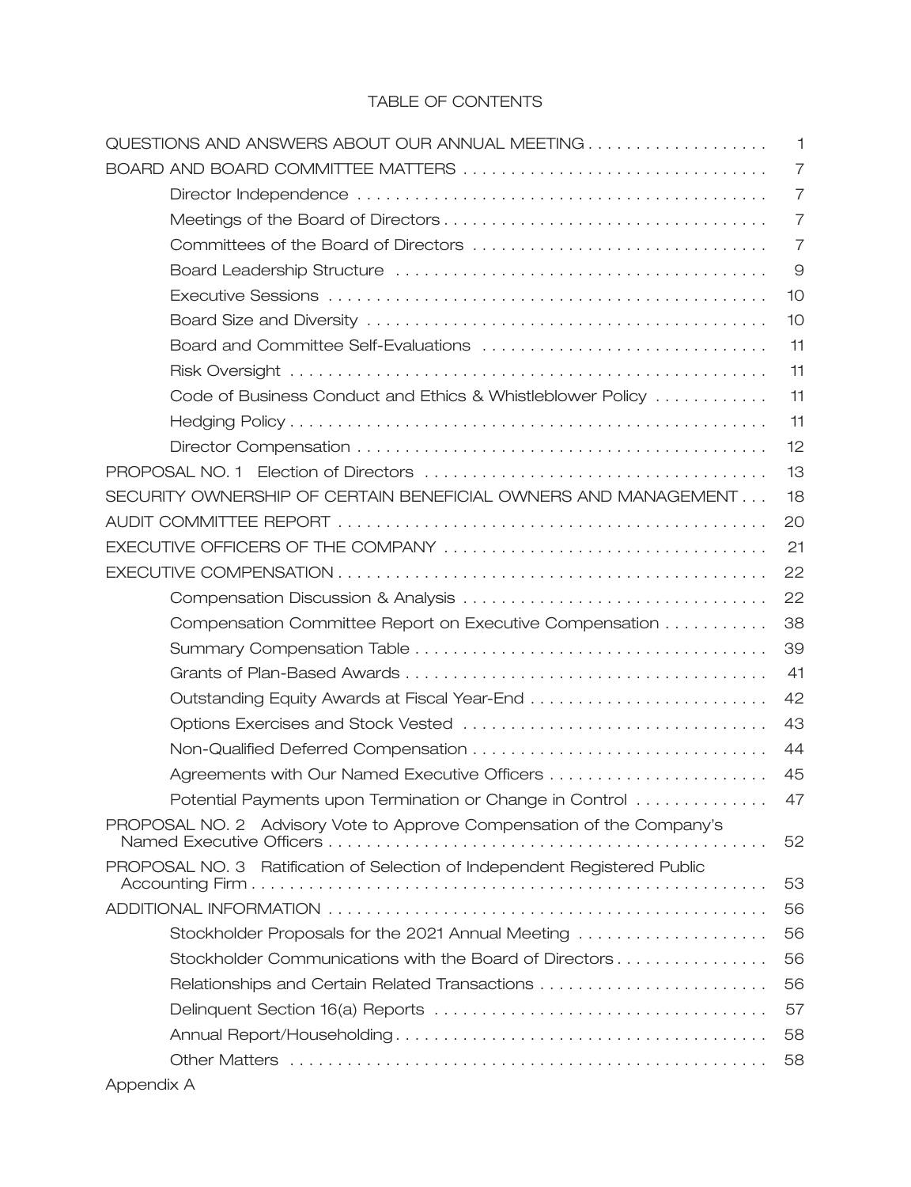# TABLE OF CONTENTS

| | |
|---|---|
| QUESTIONS AND ANSWERS ABOUT OUR ANNUAL MEETING | 1 |
| BOARD AND BOARD COMMITTEE MATTERS | 7 |
| Director Independence | 7 |
| Meetings of the Board of Directors | 7 |
| Committees of the Board of Directors | 7 |
| Board Leadership Structure | 9 |
| Executive Sessions | 10 |
| Board Size and Diversity | 10 |
| Board and Committee Self-Evaluations | 11 |
| Risk Oversight | 11 |
| Code of Business Conduct and Ethics & Whistleblower Policy | 11 |
| Hedging Policy | 11 |
| Director Compensation | 12 |
| PROPOSAL NO. 1 Election of Directors | 13 |
| SECURITY OWNERSHIP OF CERTAIN BENEFICIAL OWNERS AND MANAGEMENT | 18 |
| AUDIT COMMITTEE REPORT | 20 |
| EXECUTIVE OFFICERS OF THE COMPANY | 21 |
| EXECUTIVE COMPENSATION | 22 |
| Compensation Discussion & Analysis | 22 |
| Compensation Committee Report on Executive Compensation | 38 |
| Summary Compensation Table | 39 |
| Grants of Plan-Based Awards | 41 |
| Outstanding Equity Awards at Fiscal Year-End | 42 |
| Options Exercises and Stock Vested | 43 |
| Non-Qualified Deferred Compensation | 44 |
| Agreements with Our Named Executive Officers | 45 |
| Potential Payments upon Termination or Change in Control | 47 |
| PROPOSAL NO. 2 Advisory Vote to Approve Compensation of the Company's Named Executive Officers | 52 |
| PROPOSAL NO. 3 Ratification of Selection of Independent Registered Public Accounting Firm | 53 |
| ADDITIONAL INFORMATION | 56 |
| Stockholder Proposals for the 2021 Annual Meeting | 56 |
| Stockholder Communications with the Board of Directors | 56 |
| Relationships and Certain Related Transactions | 56 |
| Delinquent Section 16(a) Reports | 57 |
| Annual Report/Householding | 58 |
| Other Matters | 58 |
| Appendix A | |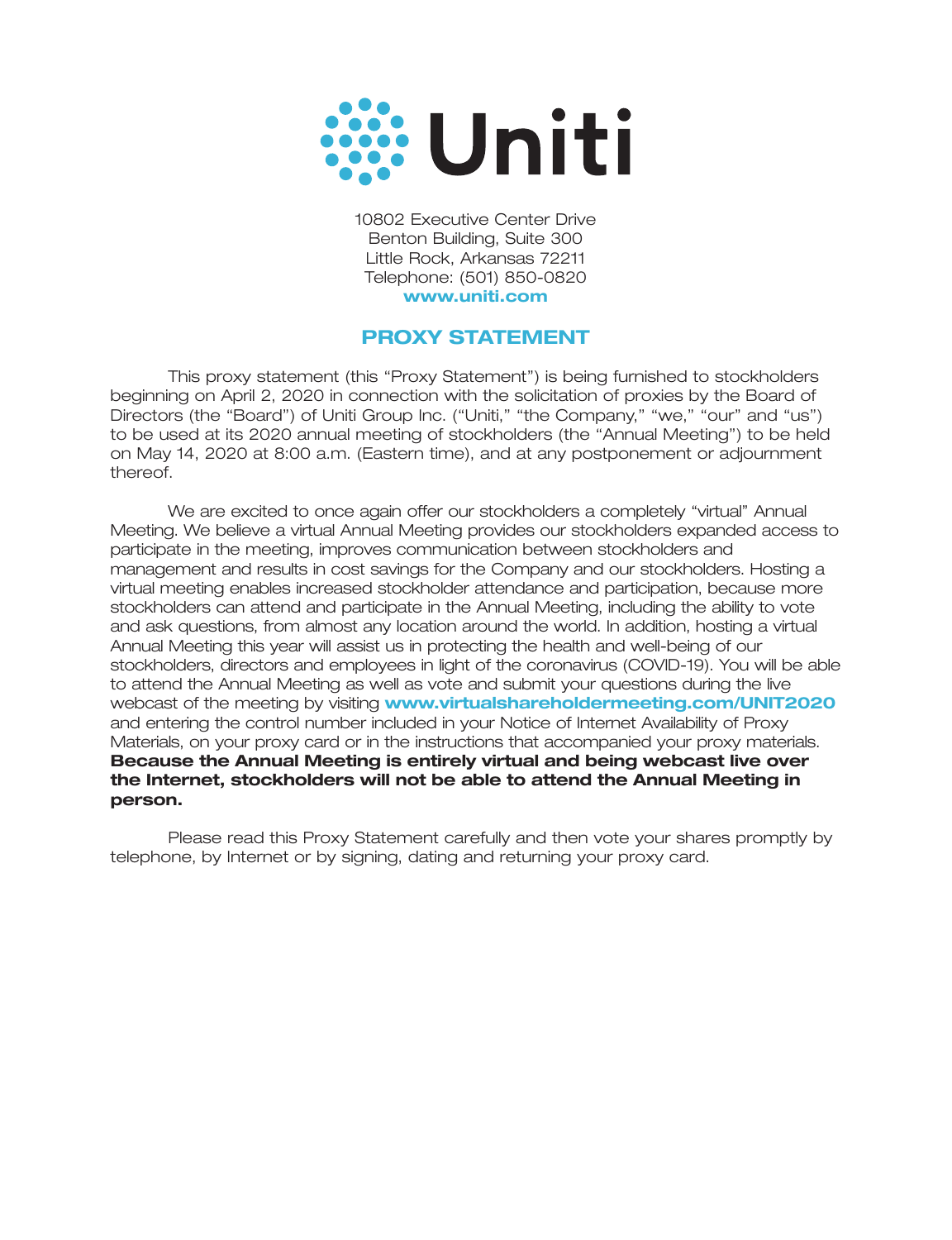Uniti

10802 Executive Center Drive
Benton Building, Suite 300
Little Rock, Arkansas 72211
Telephone: (501) 850-0820
**www.uniti.com**

# PROXY STATEMENT

This proxy statement (this "Proxy Statement") is being furnished to stockholders beginning on April 2, 2020 in connection with the solicitation of proxies by the Board of Directors (the "Board") of Uniti Group Inc. ("Uniti," "the Company," "we," "our" and "us") to be used at its 2020 annual meeting of stockholders (the "Annual Meeting") to be held on May 14, 2020 at 8:00 a.m. (Eastern time), and at any postponement or adjournment thereof.

We are excited to once again offer our stockholders a completely "virtual" Annual Meeting. We believe a virtual Annual Meeting provides our stockholders expanded access to participate in the meeting, improves communication between stockholders and management and results in cost savings for the Company and our stockholders. Hosting a virtual meeting enables increased stockholder attendance and participation, because more stockholders can attend and participate in the Annual Meeting, including the ability to vote and ask questions, from almost any location around the world. In addition, hosting a virtual Annual Meeting this year will assist us in protecting the health and well-being of our stockholders, directors and employees in light of the coronavirus (COVID-19). You will be able to attend the Annual Meeting as well as vote and submit your questions during the live webcast of the meeting by visiting **www.virtualshareholdermeeting.com/UNIT2020** and entering the control number included in your Notice of Internet Availability of Proxy Materials, on your proxy card or in the instructions that accompanied your proxy materials. **Because the Annual Meeting is entirely virtual and being webcast live over the Internet, stockholders will not be able to attend the Annual Meeting in person.**

Please read this Proxy Statement carefully and then vote your shares promptly by telephone, by Internet or by signing, dating and returning your proxy card.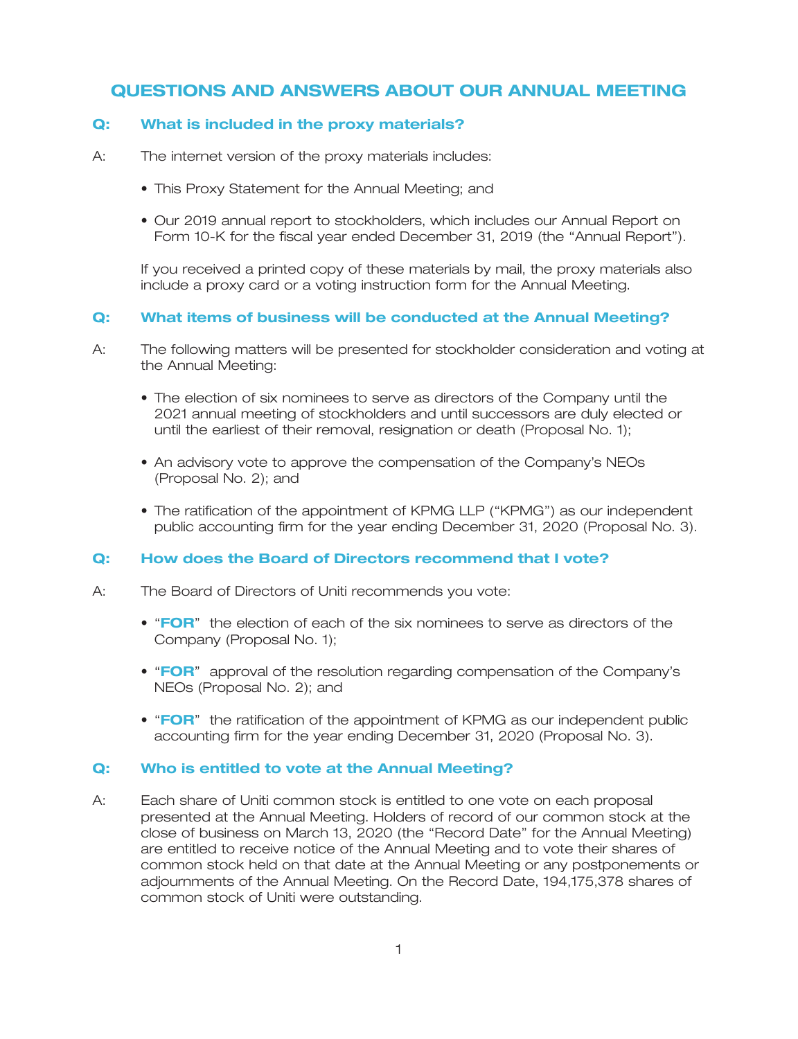## QUESTIONS AND ANSWERS ABOUT OUR ANNUAL MEETING

### Q: What is included in the proxy materials?

A: The internet version of the proxy materials includes:

- This Proxy Statement for the Annual Meeting; and
- Our 2019 annual report to stockholders, which includes our Annual Report on Form 10-K for the fiscal year ended December 31, 2019 (the "Annual Report").

If you received a printed copy of these materials by mail, the proxy materials also include a proxy card or a voting instruction form for the Annual Meeting.

### Q: What items of business will be conducted at the Annual Meeting?

A: The following matters will be presented for stockholder consideration and voting at the Annual Meeting:

- The election of six nominees to serve as directors of the Company until the 2021 annual meeting of stockholders and until successors are duly elected or until the earliest of their removal, resignation or death (Proposal No. 1);
- An advisory vote to approve the compensation of the Company's NEOs (Proposal No. 2); and
- The ratification of the appointment of KPMG LLP ("KPMG") as our independent public accounting firm for the year ending December 31, 2020 (Proposal No. 3).

### Q: How does the Board of Directors recommend that I vote?

A: The Board of Directors of Uniti recommends you vote:

- "**FOR**" the election of each of the six nominees to serve as directors of the Company (Proposal No. 1);
- "**FOR**" approval of the resolution regarding compensation of the Company's NEOs (Proposal No. 2); and
- "**FOR**" the ratification of the appointment of KPMG as our independent public accounting firm for the year ending December 31, 2020 (Proposal No. 3).

### Q: Who is entitled to vote at the Annual Meeting?

A: Each share of Uniti common stock is entitled to one vote on each proposal presented at the Annual Meeting. Holders of record of our common stock at the close of business on March 13, 2020 (the "Record Date" for the Annual Meeting) are entitled to receive notice of the Annual Meeting and to vote their shares of common stock held on that date at the Annual Meeting or any postponements or adjournments of the Annual Meeting. On the Record Date, 194,175,378 shares of common stock of Uniti were outstanding.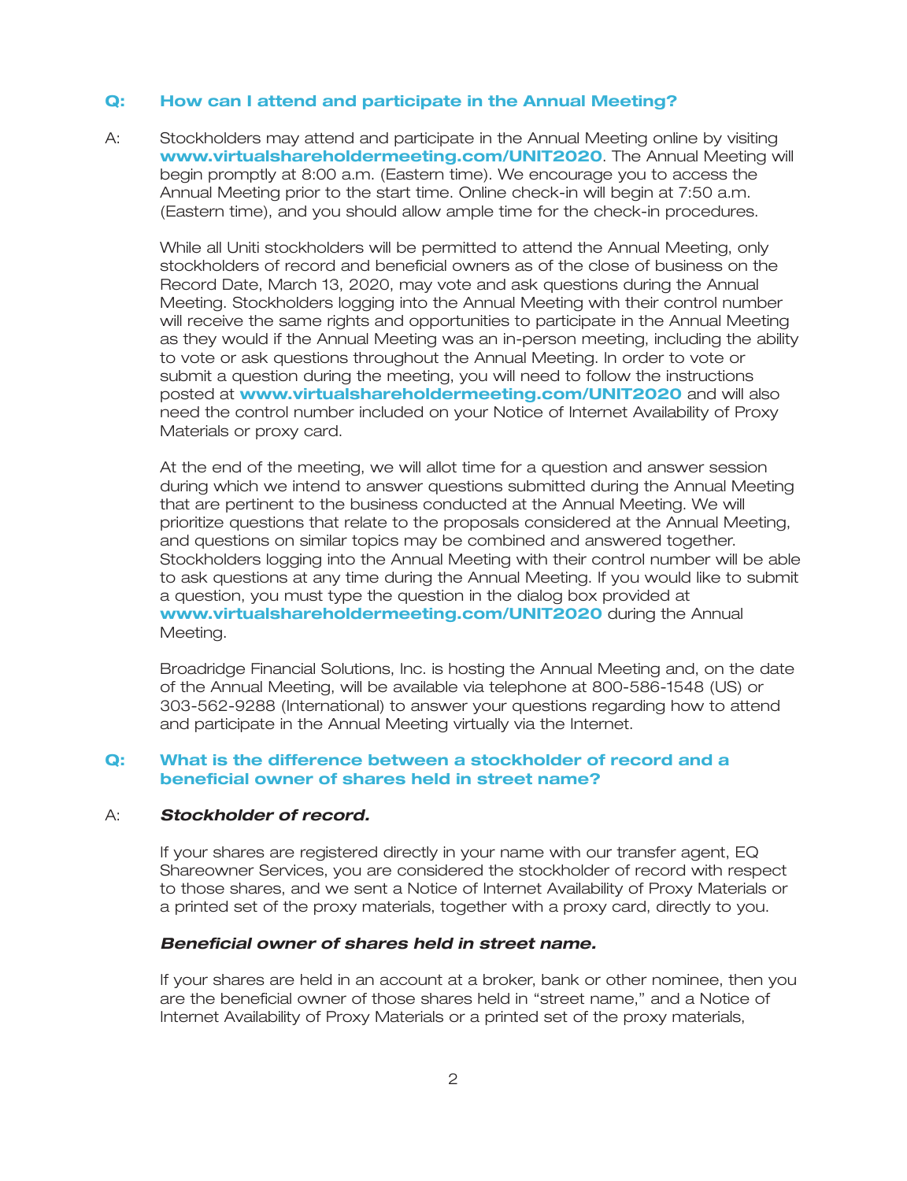### Q: How can I attend and participate in the Annual Meeting?

A: Stockholders may attend and participate in the Annual Meeting online by visiting **www.virtualshareholdermeeting.com/UNIT2020**. The Annual Meeting will begin promptly at 8:00 a.m. (Eastern time). We encourage you to access the Annual Meeting prior to the start time. Online check-in will begin at 7:50 a.m. (Eastern time), and you should allow ample time for the check-in procedures.

While all Uniti stockholders will be permitted to attend the Annual Meeting, only stockholders of record and beneficial owners as of the close of business on the Record Date, March 13, 2020, may vote and ask questions during the Annual Meeting. Stockholders logging into the Annual Meeting with their control number will receive the same rights and opportunities to participate in the Annual Meeting as they would if the Annual Meeting was an in-person meeting, including the ability to vote or ask questions throughout the Annual Meeting. In order to vote or submit a question during the meeting, you will need to follow the instructions posted at **www.virtualshareholdermeeting.com/UNIT2020** and will also need the control number included on your Notice of Internet Availability of Proxy Materials or proxy card.

At the end of the meeting, we will allot time for a question and answer session during which we intend to answer questions submitted during the Annual Meeting that are pertinent to the business conducted at the Annual Meeting. We will prioritize questions that relate to the proposals considered at the Annual Meeting, and questions on similar topics may be combined and answered together. Stockholders logging into the Annual Meeting with their control number will be able to ask questions at any time during the Annual Meeting. If you would like to submit a question, you must type the question in the dialog box provided at **www.virtualshareholdermeeting.com/UNIT2020** during the Annual Meeting.

Broadridge Financial Solutions, Inc. is hosting the Annual Meeting and, on the date of the Annual Meeting, will be available via telephone at 800-586-1548 (US) or 303-562-9288 (International) to answer your questions regarding how to attend and participate in the Annual Meeting virtually via the Internet.

### Q: What is the difference between a stockholder of record and a beneficial owner of shares held in street name?

A: ***Stockholder of record.***

If your shares are registered directly in your name with our transfer agent, EQ Shareowner Services, you are considered the stockholder of record with respect to those shares, and we sent a Notice of Internet Availability of Proxy Materials or a printed set of the proxy materials, together with a proxy card, directly to you.

***Beneficial owner of shares held in street name.***

If your shares are held in an account at a broker, bank or other nominee, then you are the beneficial owner of those shares held in "street name," and a Notice of Internet Availability of Proxy Materials or a printed set of the proxy materials,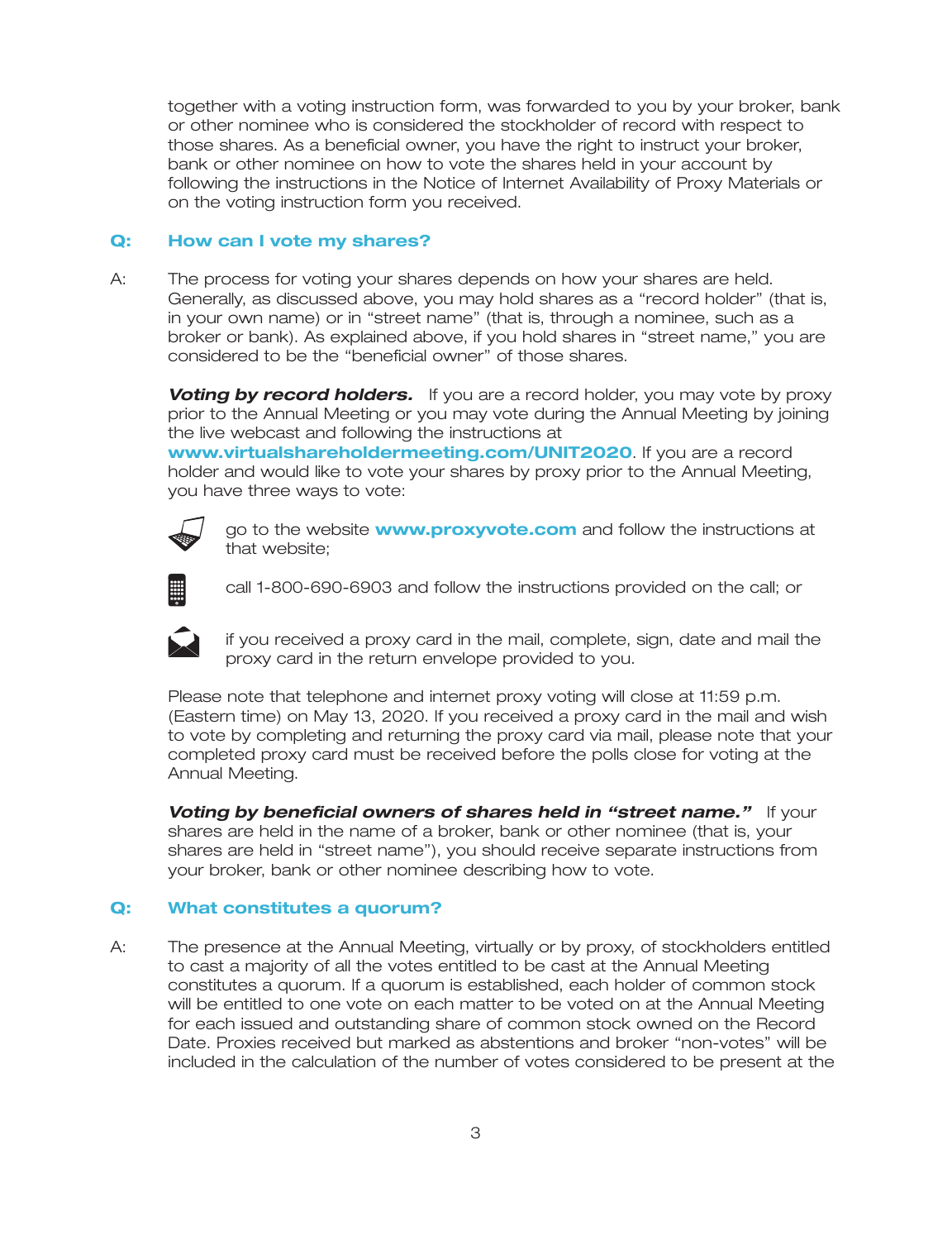together with a voting instruction form, was forwarded to you by your broker, bank or other nominee who is considered the stockholder of record with respect to those shares. As a beneficial owner, you have the right to instruct your broker, bank or other nominee on how to vote the shares held in your account by following the instructions in the Notice of Internet Availability of Proxy Materials or on the voting instruction form you received.

### Q: How can I vote my shares?

A: The process for voting your shares depends on how your shares are held. Generally, as discussed above, you may hold shares as a "record holder" (that is, in your own name) or in "street name" (that is, through a nominee, such as a broker or bank). As explained above, if you hold shares in "street name," you are considered to be the "beneficial owner" of those shares.

***Voting by record holders.*** If you are a record holder, you may vote by proxy prior to the Annual Meeting or you may vote during the Annual Meeting by joining the live webcast and following the instructions at **www.virtualshareholdermeeting.com/UNIT2020**. If you are a record holder and would like to vote your shares by proxy prior to the Annual Meeting, you have three ways to vote:

- go to the website **www.proxyvote.com** and follow the instructions at that website;
- call 1-800-690-6903 and follow the instructions provided on the call; or
- if you received a proxy card in the mail, complete, sign, date and mail the proxy card in the return envelope provided to you.

Please note that telephone and internet proxy voting will close at 11:59 p.m. (Eastern time) on May 13, 2020. If you received a proxy card in the mail and wish to vote by completing and returning the proxy card via mail, please note that your completed proxy card must be received before the polls close for voting at the Annual Meeting.

***Voting by beneficial owners of shares held in "street name."*** If your shares are held in the name of a broker, bank or other nominee (that is, your shares are held in "street name"), you should receive separate instructions from your broker, bank or other nominee describing how to vote.

### Q: What constitutes a quorum?

A: The presence at the Annual Meeting, virtually or by proxy, of stockholders entitled to cast a majority of all the votes entitled to be cast at the Annual Meeting constitutes a quorum. If a quorum is established, each holder of common stock will be entitled to one vote on each matter to be voted on at the Annual Meeting for each issued and outstanding share of common stock owned on the Record Date. Proxies received but marked as abstentions and broker "non-votes" will be included in the calculation of the number of votes considered to be present at the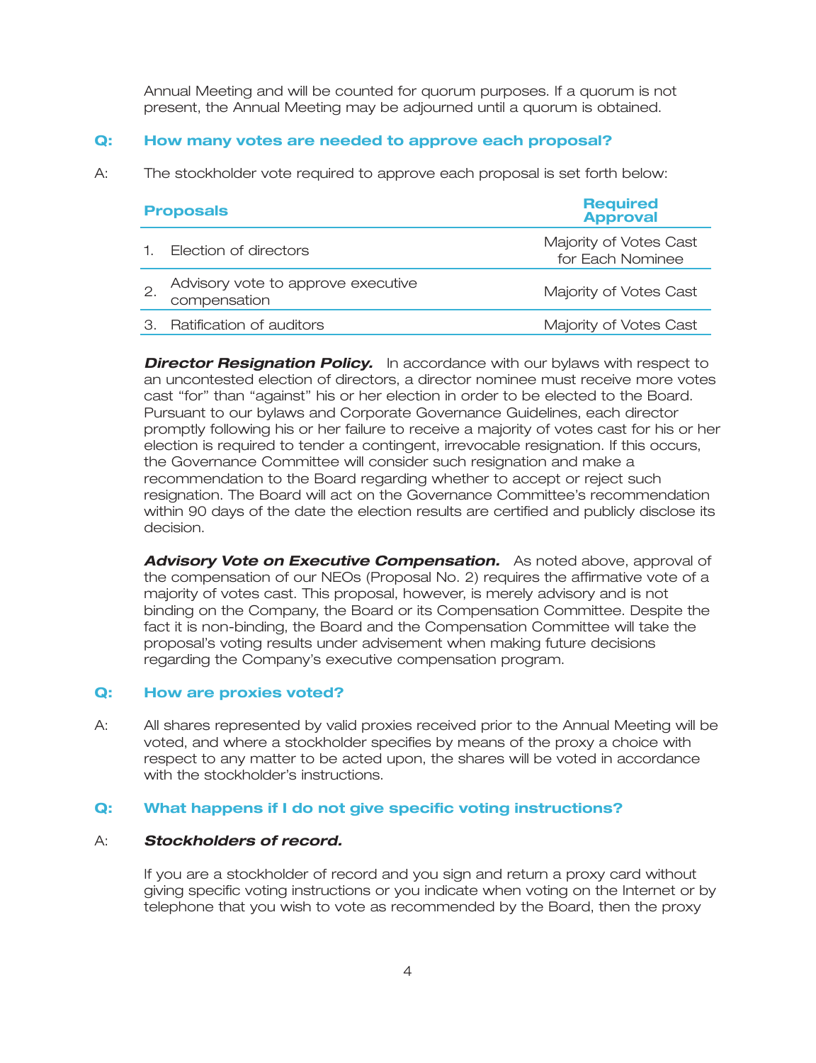Annual Meeting and will be counted for quorum purposes. If a quorum is not present, the Annual Meeting may be adjourned until a quorum is obtained.

**Q: How many votes are needed to approve each proposal?**

A: The stockholder vote required to approve each proposal is set forth below:

| Proposals | Required Approval |
|---|---|
| 1. Election of directors | Majority of Votes Cast for Each Nominee |
| 2. Advisory vote to approve executive compensation | Majority of Votes Cast |
| 3. Ratification of auditors | Majority of Votes Cast |

***Director Resignation Policy.*** In accordance with our bylaws with respect to an uncontested election of directors, a director nominee must receive more votes cast "for" than "against" his or her election in order to be elected to the Board. Pursuant to our bylaws and Corporate Governance Guidelines, each director promptly following his or her failure to receive a majority of votes cast for his or her election is required to tender a contingent, irrevocable resignation. If this occurs, the Governance Committee will consider such resignation and make a recommendation to the Board regarding whether to accept or reject such resignation. The Board will act on the Governance Committee's recommendation within 90 days of the date the election results are certified and publicly disclose its decision.

***Advisory Vote on Executive Compensation.*** As noted above, approval of the compensation of our NEOs (Proposal No. 2) requires the affirmative vote of a majority of votes cast. This proposal, however, is merely advisory and is not binding on the Company, the Board or its Compensation Committee. Despite the fact it is non-binding, the Board and the Compensation Committee will take the proposal's voting results under advisement when making future decisions regarding the Company's executive compensation program.

**Q: How are proxies voted?**

A: All shares represented by valid proxies received prior to the Annual Meeting will be voted, and where a stockholder specifies by means of the proxy a choice with respect to any matter to be acted upon, the shares will be voted in accordance with the stockholder's instructions.

**Q: What happens if I do not give specific voting instructions?**

A: ***Stockholders of record.***

If you are a stockholder of record and you sign and return a proxy card without giving specific voting instructions or you indicate when voting on the Internet or by telephone that you wish to vote as recommended by the Board, then the proxy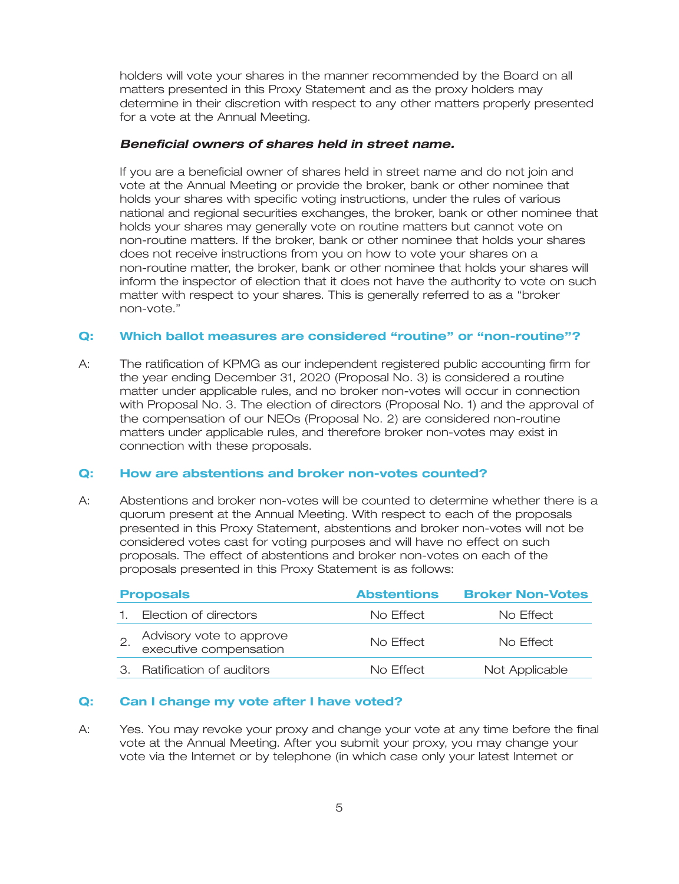holders will vote your shares in the manner recommended by the Board on all matters presented in this Proxy Statement and as the proxy holders may determine in their discretion with respect to any other matters properly presented for a vote at the Annual Meeting.

***Beneficial owners of shares held in street name.***

If you are a beneficial owner of shares held in street name and do not join and vote at the Annual Meeting or provide the broker, bank or other nominee that holds your shares with specific voting instructions, under the rules of various national and regional securities exchanges, the broker, bank or other nominee that holds your shares may generally vote on routine matters but cannot vote on non-routine matters. If the broker, bank or other nominee that holds your shares does not receive instructions from you on how to vote your shares on a non-routine matter, the broker, bank or other nominee that holds your shares will inform the inspector of election that it does not have the authority to vote on such matter with respect to your shares. This is generally referred to as a "broker non-vote."

### Q: Which ballot measures are considered "routine" or "non-routine"?

A: The ratification of KPMG as our independent registered public accounting firm for the year ending December 31, 2020 (Proposal No. 3) is considered a routine matter under applicable rules, and no broker non-votes will occur in connection with Proposal No. 3. The election of directors (Proposal No. 1) and the approval of the compensation of our NEOs (Proposal No. 2) are considered non-routine matters under applicable rules, and therefore broker non-votes may exist in connection with these proposals.

### Q: How are abstentions and broker non-votes counted?

A: Abstentions and broker non-votes will be counted to determine whether there is a quorum present at the Annual Meeting. With respect to each of the proposals presented in this Proxy Statement, abstentions and broker non-votes will not be considered votes cast for voting purposes and will have no effect on such proposals. The effect of abstentions and broker non-votes on each of the proposals presented in this Proxy Statement is as follows:

| Proposals | Abstentions | Broker Non-Votes |
|---|---|---|
| 1. Election of directors | No Effect | No Effect |
| 2. Advisory vote to approve executive compensation | No Effect | No Effect |
| 3. Ratification of auditors | No Effect | Not Applicable |

### Q: Can I change my vote after I have voted?

A: Yes. You may revoke your proxy and change your vote at any time before the final vote at the Annual Meeting. After you submit your proxy, you may change your vote via the Internet or by telephone (in which case only your latest Internet or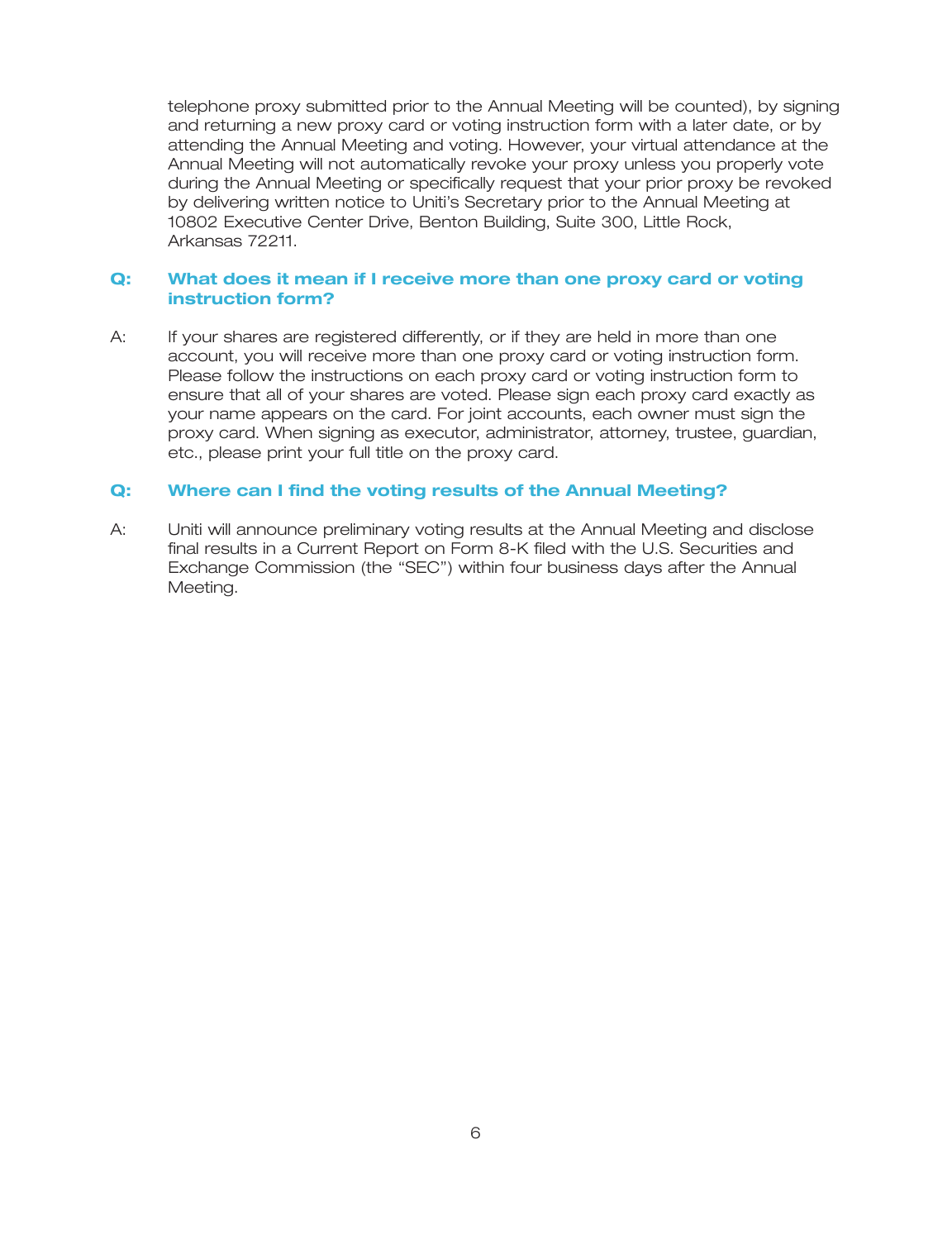telephone proxy submitted prior to the Annual Meeting will be counted), by signing and returning a new proxy card or voting instruction form with a later date, or by attending the Annual Meeting and voting. However, your virtual attendance at the Annual Meeting will not automatically revoke your proxy unless you properly vote during the Annual Meeting or specifically request that your prior proxy be revoked by delivering written notice to Uniti's Secretary prior to the Annual Meeting at 10802 Executive Center Drive, Benton Building, Suite 300, Little Rock, Arkansas 72211.

**Q: What does it mean if I receive more than one proxy card or voting instruction form?**

A: If your shares are registered differently, or if they are held in more than one account, you will receive more than one proxy card or voting instruction form. Please follow the instructions on each proxy card or voting instruction form to ensure that all of your shares are voted. Please sign each proxy card exactly as your name appears on the card. For joint accounts, each owner must sign the proxy card. When signing as executor, administrator, attorney, trustee, guardian, etc., please print your full title on the proxy card.

**Q: Where can I find the voting results of the Annual Meeting?**

A: Uniti will announce preliminary voting results at the Annual Meeting and disclose final results in a Current Report on Form 8-K filed with the U.S. Securities and Exchange Commission (the "SEC") within four business days after the Annual Meeting.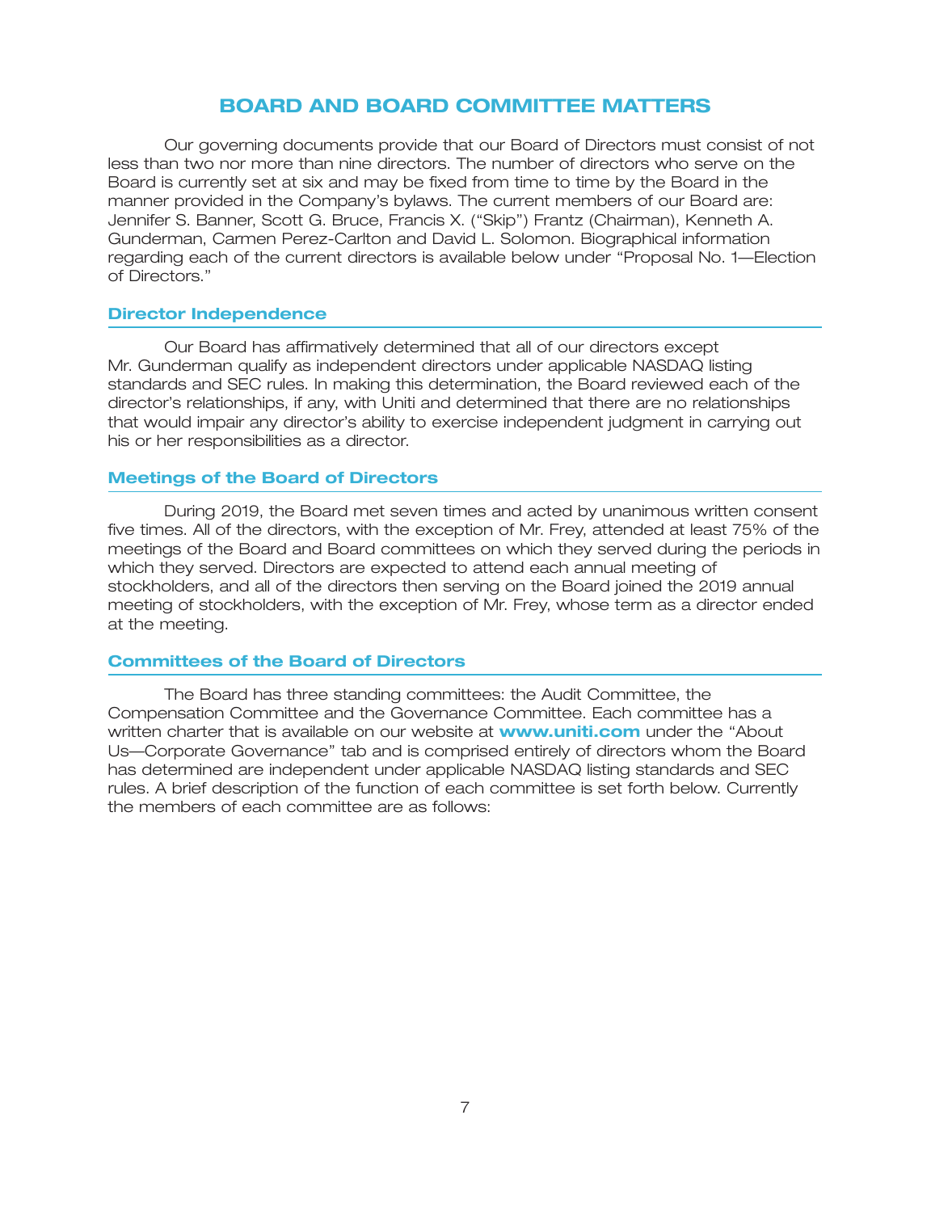# BOARD AND BOARD COMMITTEE MATTERS

Our governing documents provide that our Board of Directors must consist of not less than two nor more than nine directors. The number of directors who serve on the Board is currently set at six and may be fixed from time to time by the Board in the manner provided in the Company's bylaws. The current members of our Board are: Jennifer S. Banner, Scott G. Bruce, Francis X. ("Skip") Frantz (Chairman), Kenneth A. Gunderman, Carmen Perez-Carlton and David L. Solomon. Biographical information regarding each of the current directors is available below under "Proposal No. 1—Election of Directors."

## Director Independence

Our Board has affirmatively determined that all of our directors except Mr. Gunderman qualify as independent directors under applicable NASDAQ listing standards and SEC rules. In making this determination, the Board reviewed each of the director's relationships, if any, with Uniti and determined that there are no relationships that would impair any director's ability to exercise independent judgment in carrying out his or her responsibilities as a director.

## Meetings of the Board of Directors

During 2019, the Board met seven times and acted by unanimous written consent five times. All of the directors, with the exception of Mr. Frey, attended at least 75% of the meetings of the Board and Board committees on which they served during the periods in which they served. Directors are expected to attend each annual meeting of stockholders, and all of the directors then serving on the Board joined the 2019 annual meeting of stockholders, with the exception of Mr. Frey, whose term as a director ended at the meeting.

## Committees of the Board of Directors

The Board has three standing committees: the Audit Committee, the Compensation Committee and the Governance Committee. Each committee has a written charter that is available on our website at **www.uniti.com** under the "About Us—Corporate Governance" tab and is comprised entirely of directors whom the Board has determined are independent under applicable NASDAQ listing standards and SEC rules. A brief description of the function of each committee is set forth below. Currently the members of each committee are as follows: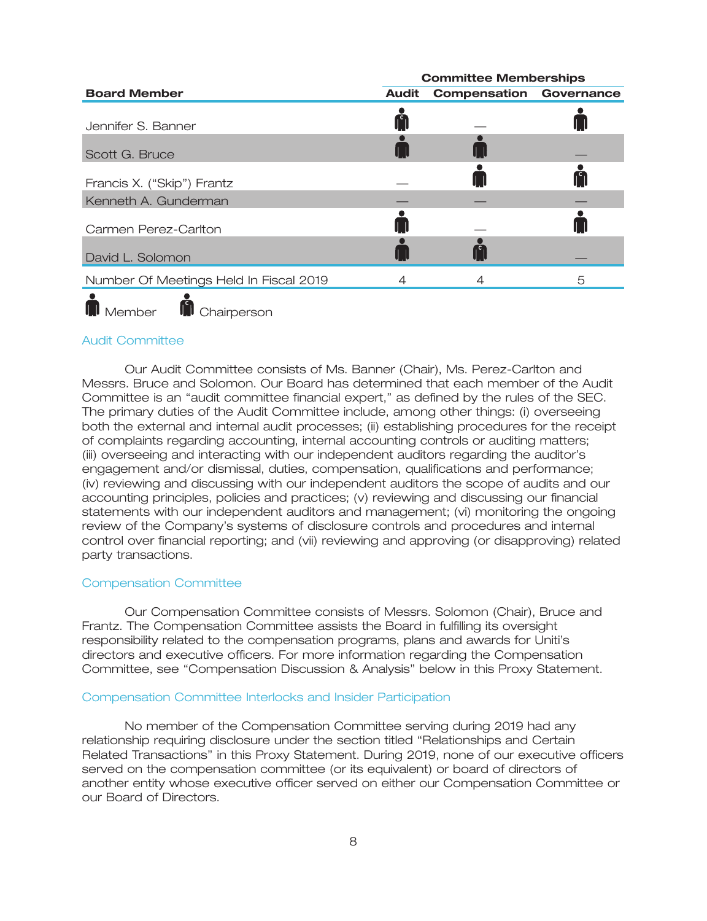| Board Member | Committee Memberships | | |
|---|---|---|---|
| | Audit | Compensation | Governance |
| Jennifer S. Banner | Chairperson | — | Member |
| Scott G. Bruce | Member | Member | — |
| Francis X. ("Skip") Frantz | — | Member | Chairperson |
| Kenneth A. Gunderman | — | — | — |
| Carmen Perez-Carlton | Member | — | Member |
| David L. Solomon | Member | Chairperson | — |
| Number Of Meetings Held In Fiscal 2019 | 4 | 4 | 5 |

Member   Chairperson

### Audit Committee

Our Audit Committee consists of Ms. Banner (Chair), Ms. Perez-Carlton and Messrs. Bruce and Solomon. Our Board has determined that each member of the Audit Committee is an "audit committee financial expert," as defined by the rules of the SEC. The primary duties of the Audit Committee include, among other things: (i) overseeing both the external and internal audit processes; (ii) establishing procedures for the receipt of complaints regarding accounting, internal accounting controls or auditing matters; (iii) overseeing and interacting with our independent auditors regarding the auditor's engagement and/or dismissal, duties, compensation, qualifications and performance; (iv) reviewing and discussing with our independent auditors the scope of audits and our accounting principles, policies and practices; (v) reviewing and discussing our financial statements with our independent auditors and management; (vi) monitoring the ongoing review of the Company's systems of disclosure controls and procedures and internal control over financial reporting; and (vii) reviewing and approving (or disapproving) related party transactions.

### Compensation Committee

Our Compensation Committee consists of Messrs. Solomon (Chair), Bruce and Frantz. The Compensation Committee assists the Board in fulfilling its oversight responsibility related to the compensation programs, plans and awards for Uniti's directors and executive officers. For more information regarding the Compensation Committee, see "Compensation Discussion & Analysis" below in this Proxy Statement.

### Compensation Committee Interlocks and Insider Participation

No member of the Compensation Committee serving during 2019 had any relationship requiring disclosure under the section titled "Relationships and Certain Related Transactions" in this Proxy Statement. During 2019, none of our executive officers served on the compensation committee (or its equivalent) or board of directors of another entity whose executive officer served on either our Compensation Committee or our Board of Directors.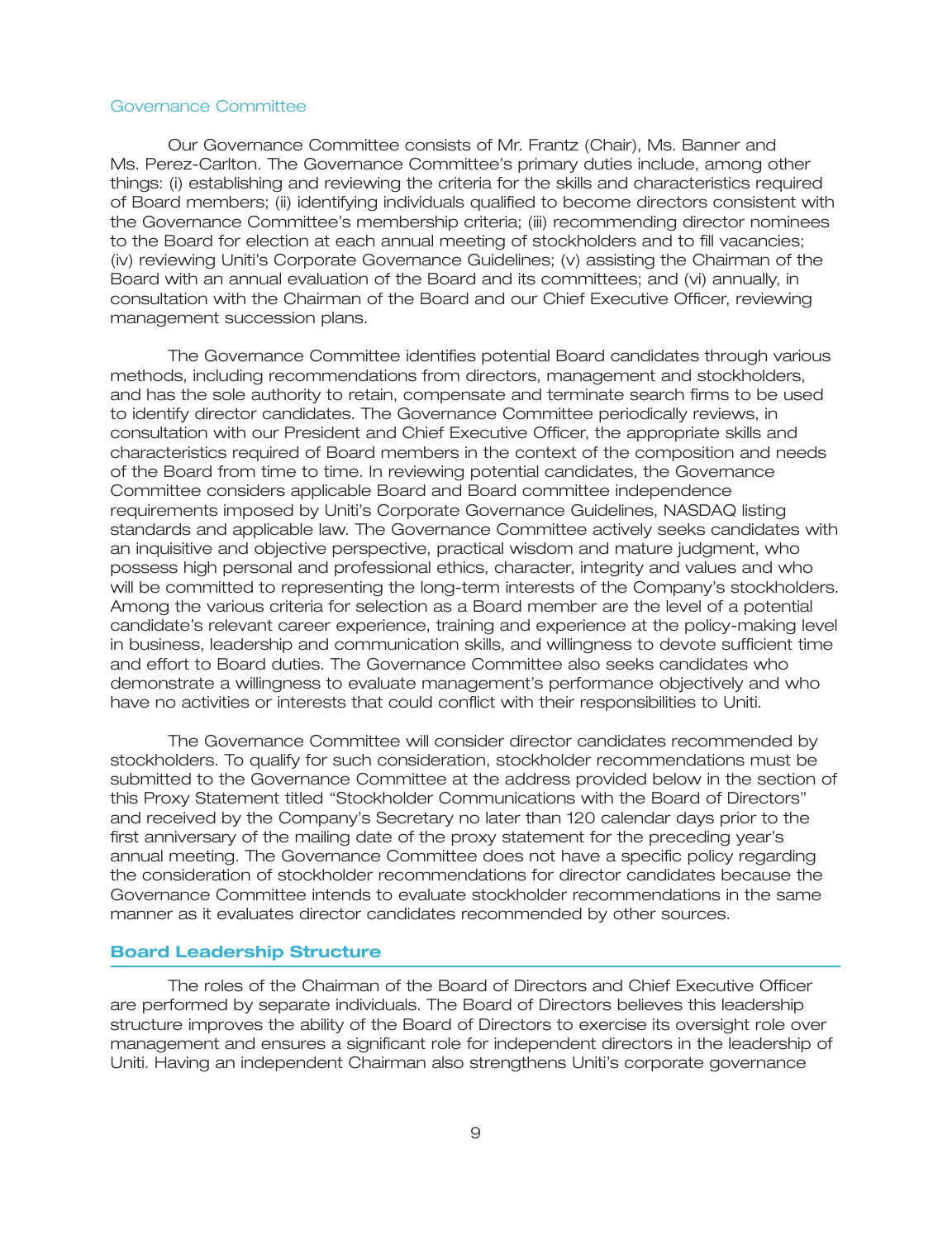### Governance Committee

Our Governance Committee consists of Mr. Frantz (Chair), Ms. Banner and Ms. Perez-Carlton. The Governance Committee's primary duties include, among other things: (i) establishing and reviewing the criteria for the skills and characteristics required of Board members; (ii) identifying individuals qualified to become directors consistent with the Governance Committee's membership criteria; (iii) recommending director nominees to the Board for election at each annual meeting of stockholders and to fill vacancies; (iv) reviewing Uniti's Corporate Governance Guidelines; (v) assisting the Chairman of the Board with an annual evaluation of the Board and its committees; and (vi) annually, in consultation with the Chairman of the Board and our Chief Executive Officer, reviewing management succession plans.

The Governance Committee identifies potential Board candidates through various methods, including recommendations from directors, management and stockholders, and has the sole authority to retain, compensate and terminate search firms to be used to identify director candidates. The Governance Committee periodically reviews, in consultation with our President and Chief Executive Officer, the appropriate skills and characteristics required of Board members in the context of the composition and needs of the Board from time to time. In reviewing potential candidates, the Governance Committee considers applicable Board and Board committee independence requirements imposed by Uniti's Corporate Governance Guidelines, NASDAQ listing standards and applicable law. The Governance Committee actively seeks candidates with an inquisitive and objective perspective, practical wisdom and mature judgment, who possess high personal and professional ethics, character, integrity and values and who will be committed to representing the long-term interests of the Company's stockholders. Among the various criteria for selection as a Board member are the level of a potential candidate's relevant career experience, training and experience at the policy-making level in business, leadership and communication skills, and willingness to devote sufficient time and effort to Board duties. The Governance Committee also seeks candidates who demonstrate a willingness to evaluate management's performance objectively and who have no activities or interests that could conflict with their responsibilities to Uniti.

The Governance Committee will consider director candidates recommended by stockholders. To qualify for such consideration, stockholder recommendations must be submitted to the Governance Committee at the address provided below in the section of this Proxy Statement titled "Stockholder Communications with the Board of Directors" and received by the Company's Secretary no later than 120 calendar days prior to the first anniversary of the mailing date of the proxy statement for the preceding year's annual meeting. The Governance Committee does not have a specific policy regarding the consideration of stockholder recommendations for director candidates because the Governance Committee intends to evaluate stockholder recommendations in the same manner as it evaluates director candidates recommended by other sources.

## Board Leadership Structure

The roles of the Chairman of the Board of Directors and Chief Executive Officer are performed by separate individuals. The Board of Directors believes this leadership structure improves the ability of the Board of Directors to exercise its oversight role over management and ensures a significant role for independent directors in the leadership of Uniti. Having an independent Chairman also strengthens Uniti's corporate governance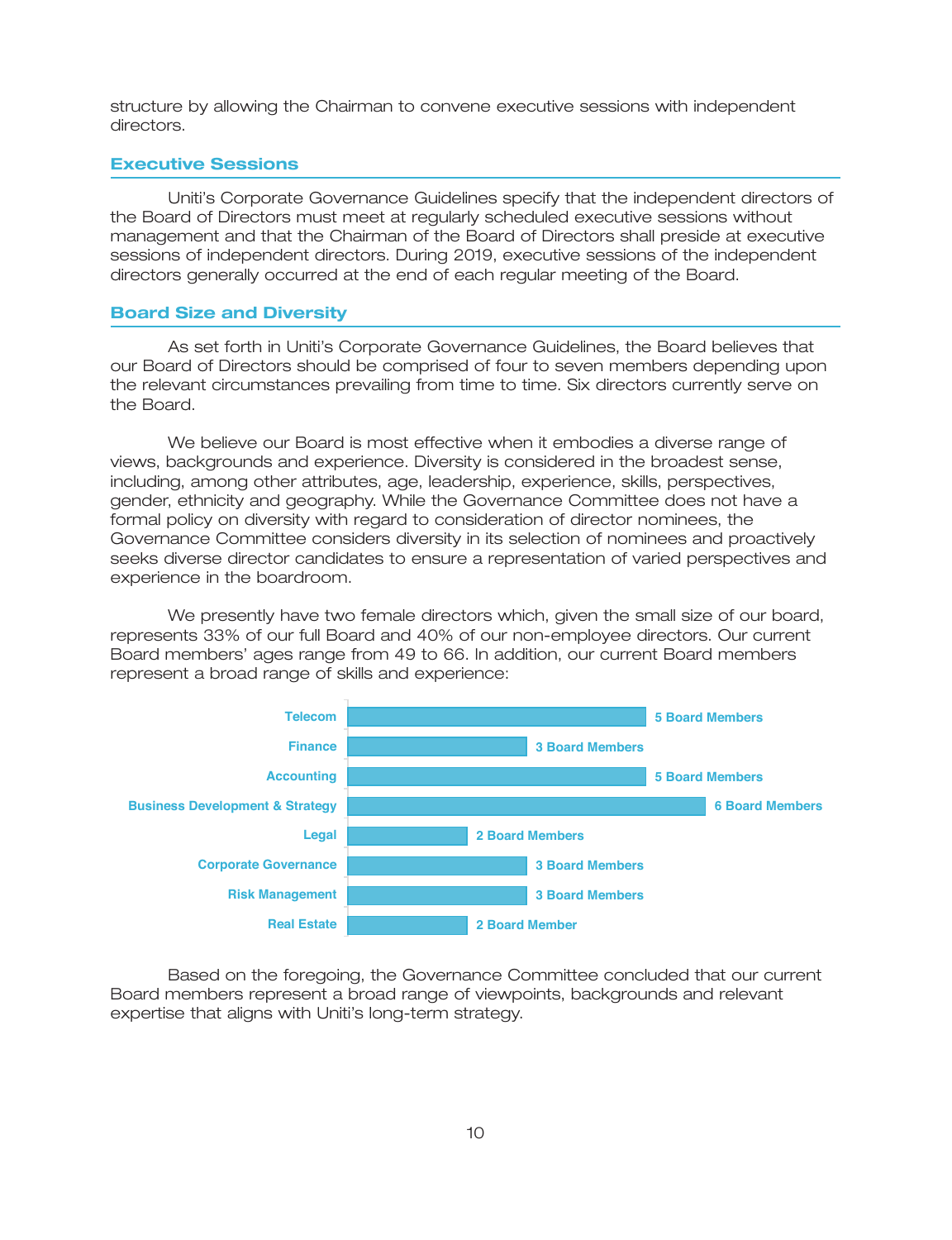structure by allowing the Chairman to convene executive sessions with independent directors.

## Executive Sessions

Uniti's Corporate Governance Guidelines specify that the independent directors of the Board of Directors must meet at regularly scheduled executive sessions without management and that the Chairman of the Board of Directors shall preside at executive sessions of independent directors. During 2019, executive sessions of the independent directors generally occurred at the end of each regular meeting of the Board.

## Board Size and Diversity

As set forth in Uniti's Corporate Governance Guidelines, the Board believes that our Board of Directors should be comprised of four to seven members depending upon the relevant circumstances prevailing from time to time. Six directors currently serve on the Board.

We believe our Board is most effective when it embodies a diverse range of views, backgrounds and experience. Diversity is considered in the broadest sense, including, among other attributes, age, leadership, experience, skills, perspectives, gender, ethnicity and geography. While the Governance Committee does not have a formal policy on diversity with regard to consideration of director nominees, the Governance Committee considers diversity in its selection of nominees and proactively seeks diverse director candidates to ensure a representation of varied perspectives and experience in the boardroom.

We presently have two female directors which, given the small size of our board, represents 33% of our full Board and 40% of our non-employee directors. Our current Board members' ages range from 49 to 66. In addition, our current Board members represent a broad range of skills and experience:

| Skill / Experience | Board Members |
|---|---|
| Telecom | 5 Board Members |
| Finance | 3 Board Members |
| Accounting | 5 Board Members |
| Business Development & Strategy | 6 Board Members |
| Legal | 2 Board Members |
| Corporate Governance | 3 Board Members |
| Risk Management | 3 Board Members |
| Real Estate | 2 Board Member |

Based on the foregoing, the Governance Committee concluded that our current Board members represent a broad range of viewpoints, backgrounds and relevant expertise that aligns with Uniti's long-term strategy.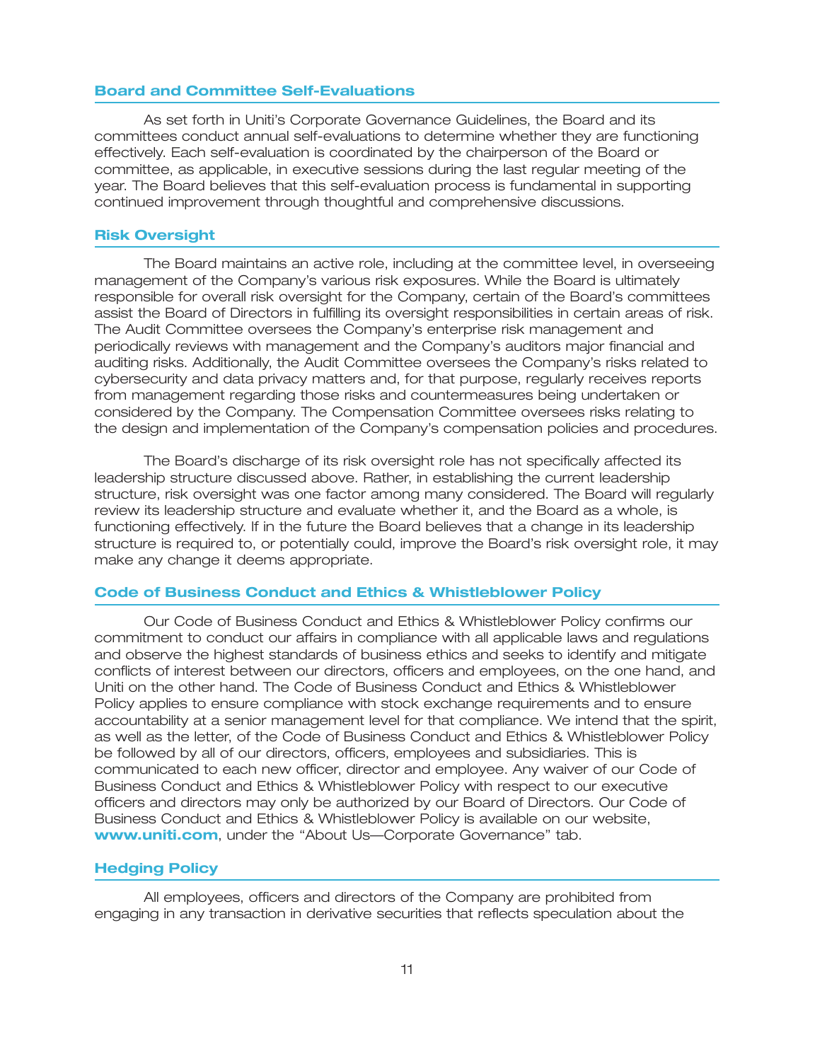### Board and Committee Self-Evaluations

As set forth in Uniti's Corporate Governance Guidelines, the Board and its committees conduct annual self-evaluations to determine whether they are functioning effectively. Each self-evaluation is coordinated by the chairperson of the Board or committee, as applicable, in executive sessions during the last regular meeting of the year. The Board believes that this self-evaluation process is fundamental in supporting continued improvement through thoughtful and comprehensive discussions.

### Risk Oversight

The Board maintains an active role, including at the committee level, in overseeing management of the Company's various risk exposures. While the Board is ultimately responsible for overall risk oversight for the Company, certain of the Board's committees assist the Board of Directors in fulfilling its oversight responsibilities in certain areas of risk. The Audit Committee oversees the Company's enterprise risk management and periodically reviews with management and the Company's auditors major financial and auditing risks. Additionally, the Audit Committee oversees the Company's risks related to cybersecurity and data privacy matters and, for that purpose, regularly receives reports from management regarding those risks and countermeasures being undertaken or considered by the Company. The Compensation Committee oversees risks relating to the design and implementation of the Company's compensation policies and procedures.

The Board's discharge of its risk oversight role has not specifically affected its leadership structure discussed above. Rather, in establishing the current leadership structure, risk oversight was one factor among many considered. The Board will regularly review its leadership structure and evaluate whether it, and the Board as a whole, is functioning effectively. If in the future the Board believes that a change in its leadership structure is required to, or potentially could, improve the Board's risk oversight role, it may make any change it deems appropriate.

### Code of Business Conduct and Ethics & Whistleblower Policy

Our Code of Business Conduct and Ethics & Whistleblower Policy confirms our commitment to conduct our affairs in compliance with all applicable laws and regulations and observe the highest standards of business ethics and seeks to identify and mitigate conflicts of interest between our directors, officers and employees, on the one hand, and Uniti on the other hand. The Code of Business Conduct and Ethics & Whistleblower Policy applies to ensure compliance with stock exchange requirements and to ensure accountability at a senior management level for that compliance. We intend that the spirit, as well as the letter, of the Code of Business Conduct and Ethics & Whistleblower Policy be followed by all of our directors, officers, employees and subsidiaries. This is communicated to each new officer, director and employee. Any waiver of our Code of Business Conduct and Ethics & Whistleblower Policy with respect to our executive officers and directors may only be authorized by our Board of Directors. Our Code of Business Conduct and Ethics & Whistleblower Policy is available on our website, **www.uniti.com**, under the "About Us—Corporate Governance" tab.

### Hedging Policy

All employees, officers and directors of the Company are prohibited from engaging in any transaction in derivative securities that reflects speculation about the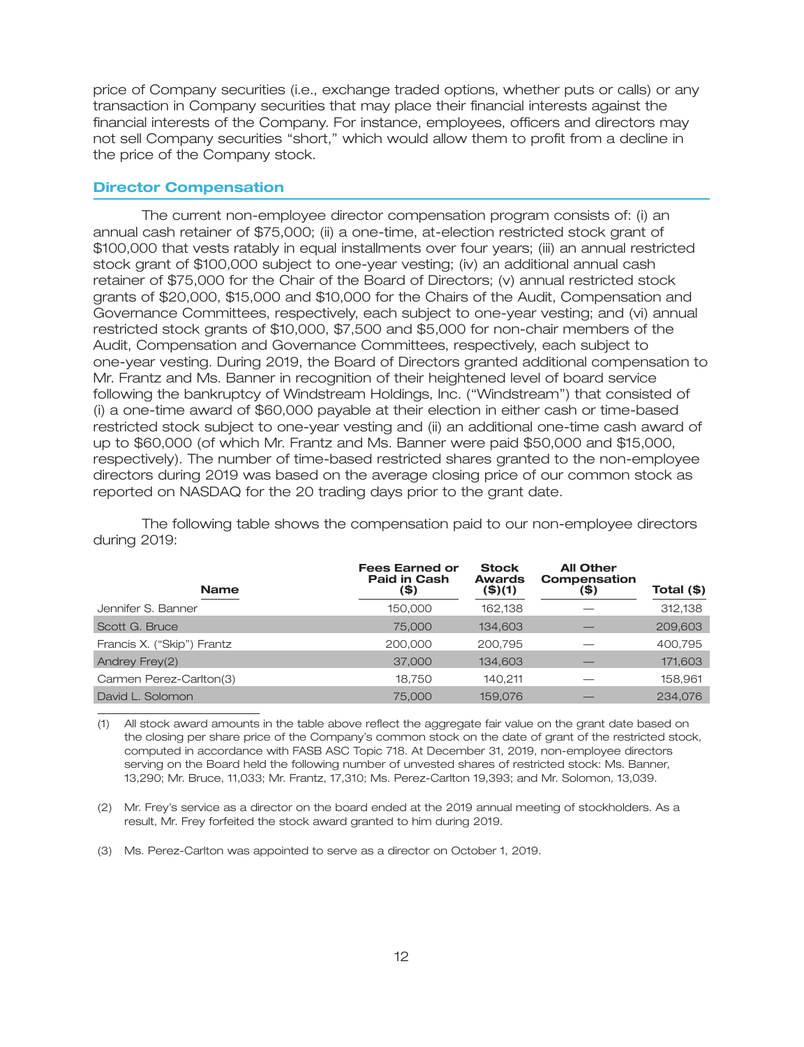price of Company securities (i.e., exchange traded options, whether puts or calls) or any transaction in Company securities that may place their financial interests against the financial interests of the Company. For instance, employees, officers and directors may not sell Company securities "short," which would allow them to profit from a decline in the price of the Company stock.

## Director Compensation

The current non-employee director compensation program consists of: (i) an annual cash retainer of $75,000; (ii) a one-time, at-election restricted stock grant of $100,000 that vests ratably in equal installments over four years; (iii) an annual restricted stock grant of $100,000 subject to one-year vesting; (iv) an additional annual cash retainer of $75,000 for the Chair of the Board of Directors; (v) annual restricted stock grants of $20,000, $15,000 and $10,000 for the Chairs of the Audit, Compensation and Governance Committees, respectively, each subject to one-year vesting; and (vi) annual restricted stock grants of $10,000, $7,500 and $5,000 for non-chair members of the Audit, Compensation and Governance Committees, respectively, each subject to one-year vesting. During 2019, the Board of Directors granted additional compensation to Mr. Frantz and Ms. Banner in recognition of their heightened level of board service following the bankruptcy of Windstream Holdings, Inc. ("Windstream") that consisted of (i) a one-time award of $60,000 payable at their election in either cash or time-based restricted stock subject to one-year vesting and (ii) an additional one-time cash award of up to $60,000 (of which Mr. Frantz and Ms. Banner were paid $50,000 and $15,000, respectively). The number of time-based restricted shares granted to the non-employee directors during 2019 was based on the average closing price of our common stock as reported on NASDAQ for the 20 trading days prior to the grant date.

The following table shows the compensation paid to our non-employee directors during 2019:

| Name | Fees Earned or Paid in Cash ($) | Stock Awards ($)(1) | All Other Compensation ($) | Total ($) |
|---|---|---|---|---|
| Jennifer S. Banner | 150,000 | 162,138 | — | 312,138 |
| Scott G. Bruce | 75,000 | 134,603 | — | 209,603 |
| Francis X. ("Skip") Frantz | 200,000 | 200,795 | — | 400,795 |
| Andrey Frey(2) | 37,000 | 134,603 | — | 171,603 |
| Carmen Perez-Carlton(3) | 18,750 | 140,211 | — | 158,961 |
| David L. Solomon | 75,000 | 159,076 | — | 234,076 |

(1) All stock award amounts in the table above reflect the aggregate fair value on the grant date based on the closing per share price of the Company's common stock on the date of grant of the restricted stock, computed in accordance with FASB ASC Topic 718. At December 31, 2019, non-employee directors serving on the Board held the following number of unvested shares of restricted stock: Ms. Banner, 13,290; Mr. Bruce, 11,033; Mr. Frantz, 17,310; Ms. Perez-Carlton 19,393; and Mr. Solomon, 13,039.

(2) Mr. Frey's service as a director on the board ended at the 2019 annual meeting of stockholders. As a result, Mr. Frey forfeited the stock award granted to him during 2019.

(3) Ms. Perez-Carlton was appointed to serve as a director on October 1, 2019.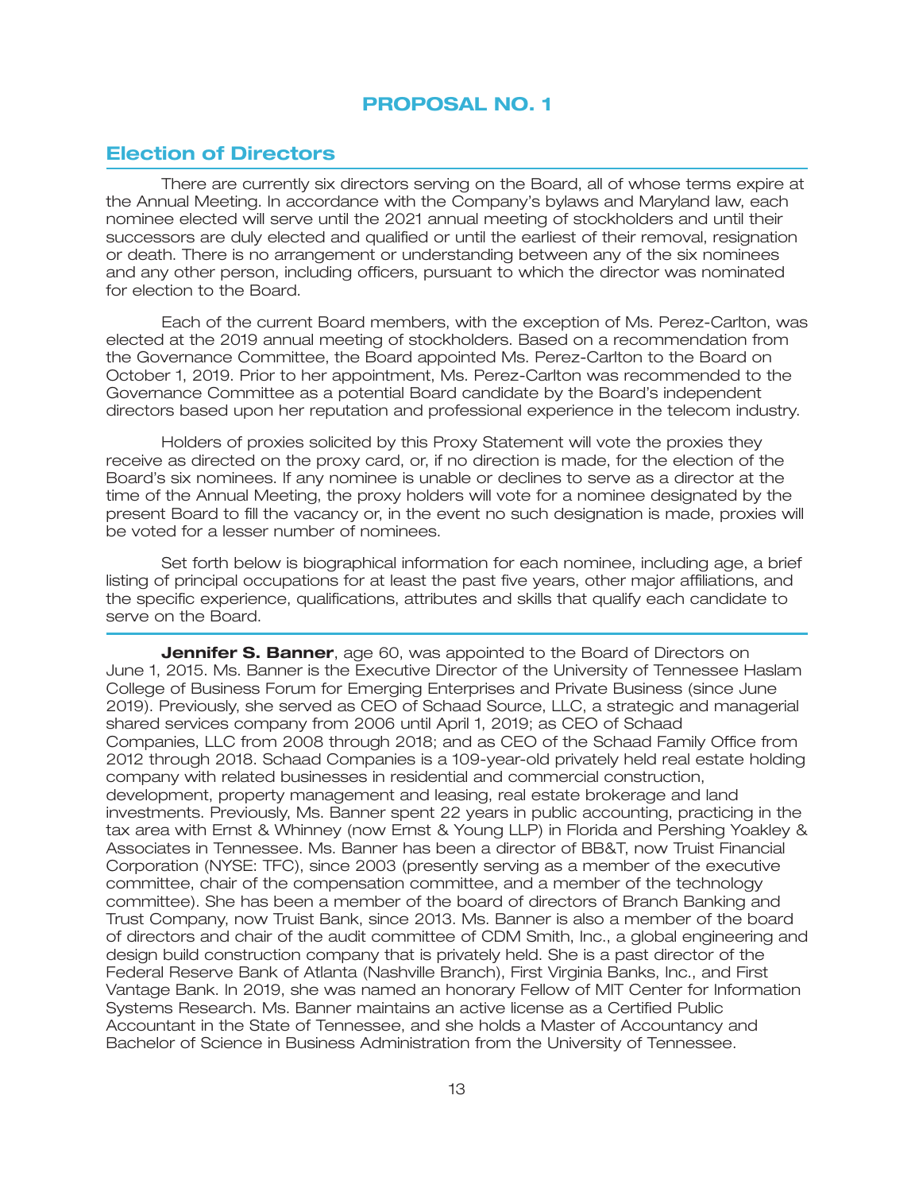# PROPOSAL NO. 1

## Election of Directors

There are currently six directors serving on the Board, all of whose terms expire at the Annual Meeting. In accordance with the Company's bylaws and Maryland law, each nominee elected will serve until the 2021 annual meeting of stockholders and until their successors are duly elected and qualified or until the earliest of their removal, resignation or death. There is no arrangement or understanding between any of the six nominees and any other person, including officers, pursuant to which the director was nominated for election to the Board.

Each of the current Board members, with the exception of Ms. Perez-Carlton, was elected at the 2019 annual meeting of stockholders. Based on a recommendation from the Governance Committee, the Board appointed Ms. Perez-Carlton to the Board on October 1, 2019. Prior to her appointment, Ms. Perez-Carlton was recommended to the Governance Committee as a potential Board candidate by the Board's independent directors based upon her reputation and professional experience in the telecom industry.

Holders of proxies solicited by this Proxy Statement will vote the proxies they receive as directed on the proxy card, or, if no direction is made, for the election of the Board's six nominees. If any nominee is unable or declines to serve as a director at the time of the Annual Meeting, the proxy holders will vote for a nominee designated by the present Board to fill the vacancy or, in the event no such designation is made, proxies will be voted for a lesser number of nominees.

Set forth below is biographical information for each nominee, including age, a brief listing of principal occupations for at least the past five years, other major affiliations, and the specific experience, qualifications, attributes and skills that qualify each candidate to serve on the Board.

**Jennifer S. Banner**, age 60, was appointed to the Board of Directors on June 1, 2015. Ms. Banner is the Executive Director of the University of Tennessee Haslam College of Business Forum for Emerging Enterprises and Private Business (since June 2019). Previously, she served as CEO of Schaad Source, LLC, a strategic and managerial shared services company from 2006 until April 1, 2019; as CEO of Schaad Companies, LLC from 2008 through 2018; and as CEO of the Schaad Family Office from 2012 through 2018. Schaad Companies is a 109-year-old privately held real estate holding company with related businesses in residential and commercial construction, development, property management and leasing, real estate brokerage and land investments. Previously, Ms. Banner spent 22 years in public accounting, practicing in the tax area with Ernst & Whinney (now Ernst & Young LLP) in Florida and Pershing Yoakley & Associates in Tennessee. Ms. Banner has been a director of BB&T, now Truist Financial Corporation (NYSE: TFC), since 2003 (presently serving as a member of the executive committee, chair of the compensation committee, and a member of the technology committee). She has been a member of the board of directors of Branch Banking and Trust Company, now Truist Bank, since 2013. Ms. Banner is also a member of the board of directors and chair of the audit committee of CDM Smith, Inc., a global engineering and design build construction company that is privately held. She is a past director of the Federal Reserve Bank of Atlanta (Nashville Branch), First Virginia Banks, Inc., and First Vantage Bank. In 2019, she was named an honorary Fellow of MIT Center for Information Systems Research. Ms. Banner maintains an active license as a Certified Public Accountant in the State of Tennessee, and she holds a Master of Accountancy and Bachelor of Science in Business Administration from the University of Tennessee.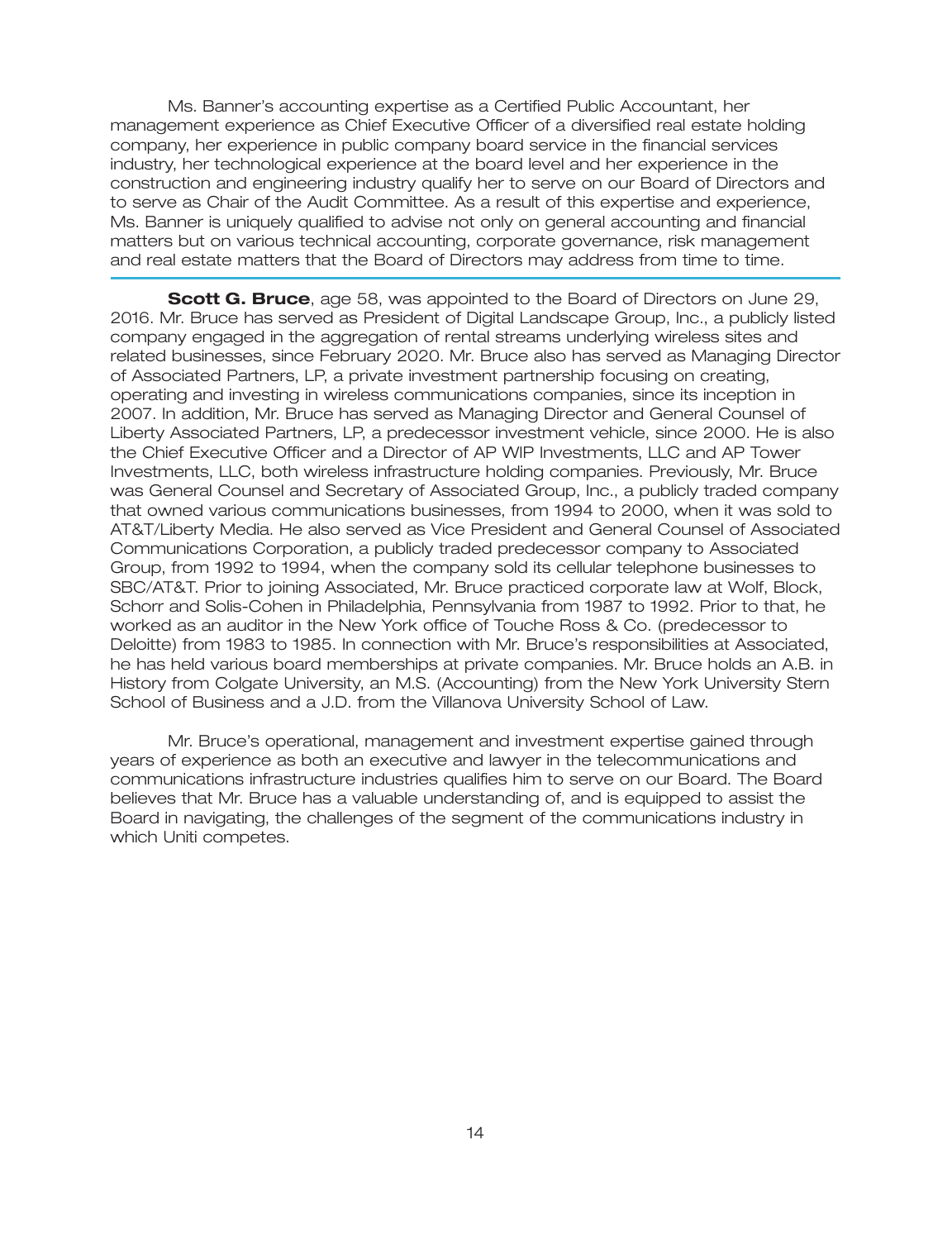Ms. Banner's accounting expertise as a Certified Public Accountant, her management experience as Chief Executive Officer of a diversified real estate holding company, her experience in public company board service in the financial services industry, her technological experience at the board level and her experience in the construction and engineering industry qualify her to serve on our Board of Directors and to serve as Chair of the Audit Committee. As a result of this expertise and experience, Ms. Banner is uniquely qualified to advise not only on general accounting and financial matters but on various technical accounting, corporate governance, risk management and real estate matters that the Board of Directors may address from time to time.

---

**Scott G. Bruce**, age 58, was appointed to the Board of Directors on June 29, 2016. Mr. Bruce has served as President of Digital Landscape Group, Inc., a publicly listed company engaged in the aggregation of rental streams underlying wireless sites and related businesses, since February 2020. Mr. Bruce also has served as Managing Director of Associated Partners, LP, a private investment partnership focusing on creating, operating and investing in wireless communications companies, since its inception in 2007. In addition, Mr. Bruce has served as Managing Director and General Counsel of Liberty Associated Partners, LP, a predecessor investment vehicle, since 2000. He is also the Chief Executive Officer and a Director of AP WIP Investments, LLC and AP Tower Investments, LLC, both wireless infrastructure holding companies. Previously, Mr. Bruce was General Counsel and Secretary of Associated Group, Inc., a publicly traded company that owned various communications businesses, from 1994 to 2000, when it was sold to AT&T/Liberty Media. He also served as Vice President and General Counsel of Associated Communications Corporation, a publicly traded predecessor company to Associated Group, from 1992 to 1994, when the company sold its cellular telephone businesses to SBC/AT&T. Prior to joining Associated, Mr. Bruce practiced corporate law at Wolf, Block, Schorr and Solis-Cohen in Philadelphia, Pennsylvania from 1987 to 1992. Prior to that, he worked as an auditor in the New York office of Touche Ross & Co. (predecessor to Deloitte) from 1983 to 1985. In connection with Mr. Bruce's responsibilities at Associated, he has held various board memberships at private companies. Mr. Bruce holds an A.B. in History from Colgate University, an M.S. (Accounting) from the New York University Stern School of Business and a J.D. from the Villanova University School of Law.

Mr. Bruce's operational, management and investment expertise gained through years of experience as both an executive and lawyer in the telecommunications and communications infrastructure industries qualifies him to serve on our Board. The Board believes that Mr. Bruce has a valuable understanding of, and is equipped to assist the Board in navigating, the challenges of the segment of the communications industry in which Uniti competes.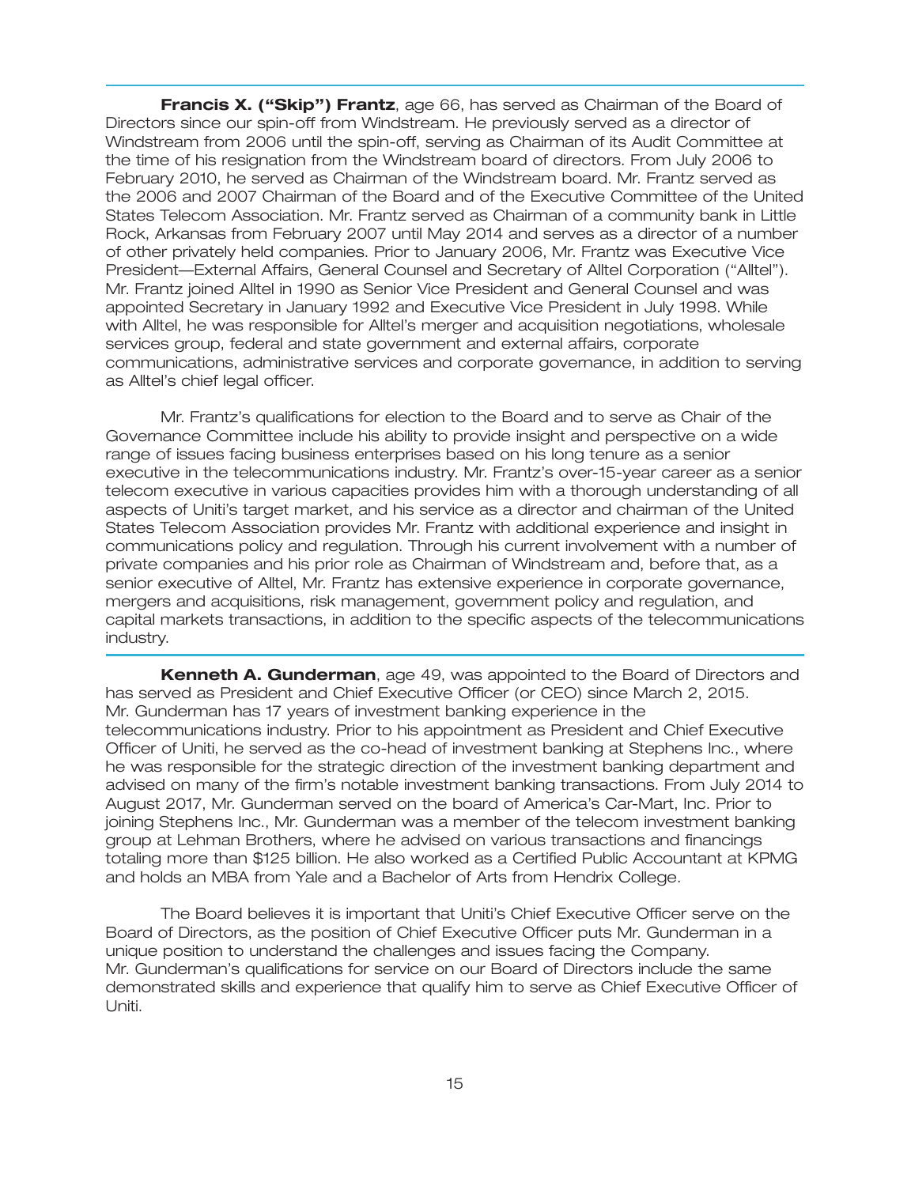**Francis X. ("Skip") Frantz**, age 66, has served as Chairman of the Board of Directors since our spin-off from Windstream. He previously served as a director of Windstream from 2006 until the spin-off, serving as Chairman of its Audit Committee at the time of his resignation from the Windstream board of directors. From July 2006 to February 2010, he served as Chairman of the Windstream board. Mr. Frantz served as the 2006 and 2007 Chairman of the Board and of the Executive Committee of the United States Telecom Association. Mr. Frantz served as Chairman of a community bank in Little Rock, Arkansas from February 2007 until May 2014 and serves as a director of a number of other privately held companies. Prior to January 2006, Mr. Frantz was Executive Vice President—External Affairs, General Counsel and Secretary of Alltel Corporation ("Alltel"). Mr. Frantz joined Alltel in 1990 as Senior Vice President and General Counsel and was appointed Secretary in January 1992 and Executive Vice President in July 1998. While with Alltel, he was responsible for Alltel's merger and acquisition negotiations, wholesale services group, federal and state government and external affairs, corporate communications, administrative services and corporate governance, in addition to serving as Alltel's chief legal officer.

Mr. Frantz's qualifications for election to the Board and to serve as Chair of the Governance Committee include his ability to provide insight and perspective on a wide range of issues facing business enterprises based on his long tenure as a senior executive in the telecommunications industry. Mr. Frantz's over-15-year career as a senior telecom executive in various capacities provides him with a thorough understanding of all aspects of Uniti's target market, and his service as a director and chairman of the United States Telecom Association provides Mr. Frantz with additional experience and insight in communications policy and regulation. Through his current involvement with a number of private companies and his prior role as Chairman of Windstream and, before that, as a senior executive of Alltel, Mr. Frantz has extensive experience in corporate governance, mergers and acquisitions, risk management, government policy and regulation, and capital markets transactions, in addition to the specific aspects of the telecommunications industry.

**Kenneth A. Gunderman**, age 49, was appointed to the Board of Directors and has served as President and Chief Executive Officer (or CEO) since March 2, 2015. Mr. Gunderman has 17 years of investment banking experience in the telecommunications industry. Prior to his appointment as President and Chief Executive Officer of Uniti, he served as the co-head of investment banking at Stephens Inc., where he was responsible for the strategic direction of the investment banking department and advised on many of the firm's notable investment banking transactions. From July 2014 to August 2017, Mr. Gunderman served on the board of America's Car-Mart, Inc. Prior to joining Stephens Inc., Mr. Gunderman was a member of the telecom investment banking group at Lehman Brothers, where he advised on various transactions and financings totaling more than $125 billion. He also worked as a Certified Public Accountant at KPMG and holds an MBA from Yale and a Bachelor of Arts from Hendrix College.

The Board believes it is important that Uniti's Chief Executive Officer serve on the Board of Directors, as the position of Chief Executive Officer puts Mr. Gunderman in a unique position to understand the challenges and issues facing the Company. Mr. Gunderman's qualifications for service on our Board of Directors include the same demonstrated skills and experience that qualify him to serve as Chief Executive Officer of Uniti.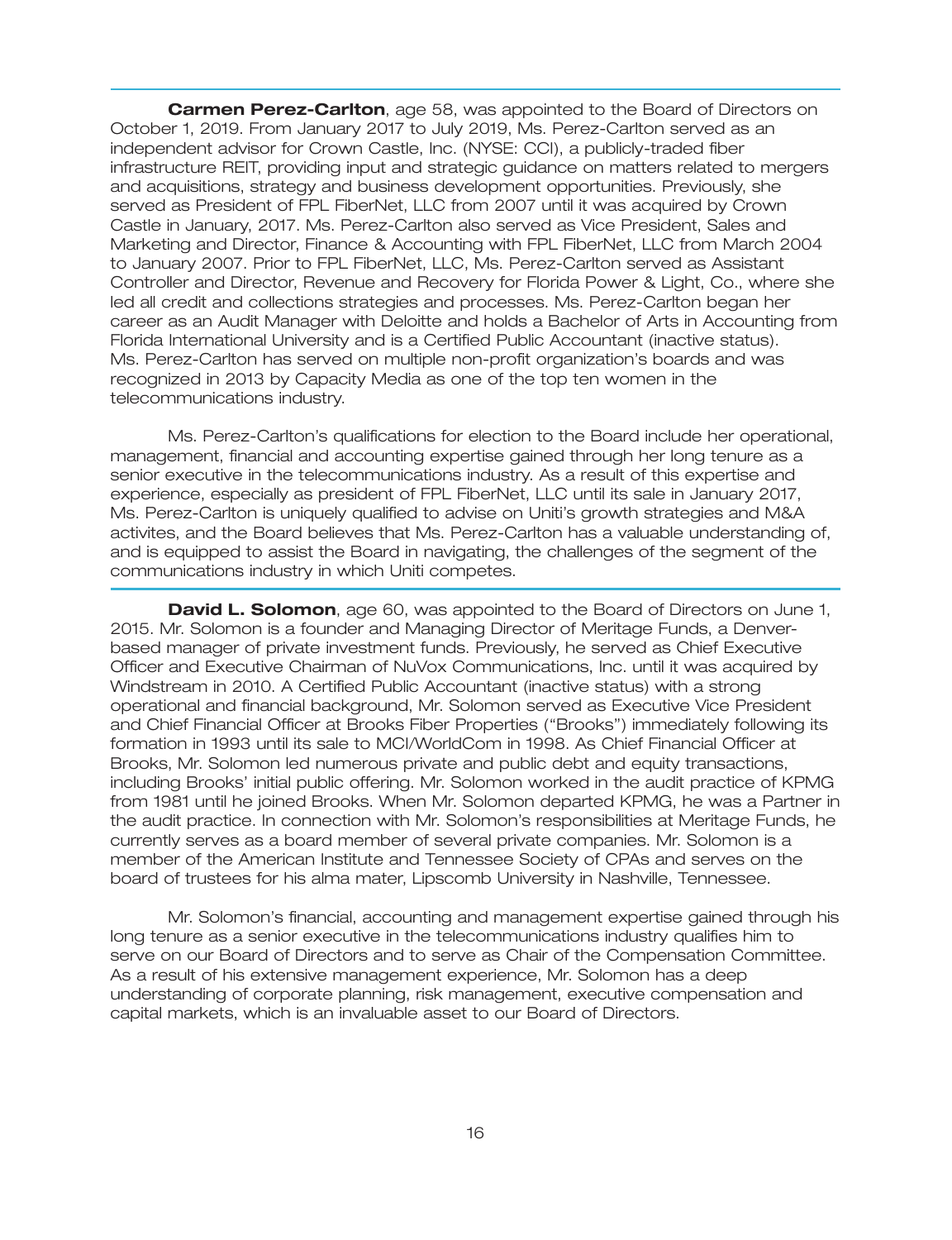**Carmen Perez-Carlton**, age 58, was appointed to the Board of Directors on October 1, 2019. From January 2017 to July 2019, Ms. Perez-Carlton served as an independent advisor for Crown Castle, Inc. (NYSE: CCI), a publicly-traded fiber infrastructure REIT, providing input and strategic guidance on matters related to mergers and acquisitions, strategy and business development opportunities. Previously, she served as President of FPL FiberNet, LLC from 2007 until it was acquired by Crown Castle in January, 2017. Ms. Perez-Carlton also served as Vice President, Sales and Marketing and Director, Finance & Accounting with FPL FiberNet, LLC from March 2004 to January 2007. Prior to FPL FiberNet, LLC, Ms. Perez-Carlton served as Assistant Controller and Director, Revenue and Recovery for Florida Power & Light, Co., where she led all credit and collections strategies and processes. Ms. Perez-Carlton began her career as an Audit Manager with Deloitte and holds a Bachelor of Arts in Accounting from Florida International University and is a Certified Public Accountant (inactive status). Ms. Perez-Carlton has served on multiple non-profit organization's boards and was recognized in 2013 by Capacity Media as one of the top ten women in the telecommunications industry.

Ms. Perez-Carlton's qualifications for election to the Board include her operational, management, financial and accounting expertise gained through her long tenure as a senior executive in the telecommunications industry. As a result of this expertise and experience, especially as president of FPL FiberNet, LLC until its sale in January 2017, Ms. Perez-Carlton is uniquely qualified to advise on Uniti's growth strategies and M&A activites, and the Board believes that Ms. Perez-Carlton has a valuable understanding of, and is equipped to assist the Board in navigating, the challenges of the segment of the communications industry in which Uniti competes.

**David L. Solomon**, age 60, was appointed to the Board of Directors on June 1, 2015. Mr. Solomon is a founder and Managing Director of Meritage Funds, a Denver-based manager of private investment funds. Previously, he served as Chief Executive Officer and Executive Chairman of NuVox Communications, Inc. until it was acquired by Windstream in 2010. A Certified Public Accountant (inactive status) with a strong operational and financial background, Mr. Solomon served as Executive Vice President and Chief Financial Officer at Brooks Fiber Properties ("Brooks") immediately following its formation in 1993 until its sale to MCI/WorldCom in 1998. As Chief Financial Officer at Brooks, Mr. Solomon led numerous private and public debt and equity transactions, including Brooks' initial public offering. Mr. Solomon worked in the audit practice of KPMG from 1981 until he joined Brooks. When Mr. Solomon departed KPMG, he was a Partner in the audit practice. In connection with Mr. Solomon's responsibilities at Meritage Funds, he currently serves as a board member of several private companies. Mr. Solomon is a member of the American Institute and Tennessee Society of CPAs and serves on the board of trustees for his alma mater, Lipscomb University in Nashville, Tennessee.

Mr. Solomon's financial, accounting and management expertise gained through his long tenure as a senior executive in the telecommunications industry qualifies him to serve on our Board of Directors and to serve as Chair of the Compensation Committee. As a result of his extensive management experience, Mr. Solomon has a deep understanding of corporate planning, risk management, executive compensation and capital markets, which is an invaluable asset to our Board of Directors.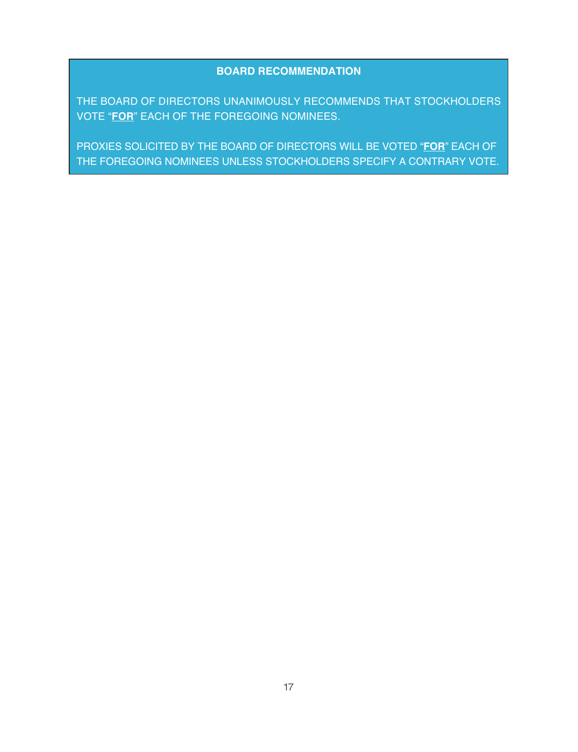**BOARD RECOMMENDATION**

THE BOARD OF DIRECTORS UNANIMOUSLY RECOMMENDS THAT STOCKHOLDERS VOTE "**FOR**" EACH OF THE FOREGOING NOMINEES.

PROXIES SOLICITED BY THE BOARD OF DIRECTORS WILL BE VOTED "**FOR**" EACH OF THE FOREGOING NOMINEES UNLESS STOCKHOLDERS SPECIFY A CONTRARY VOTE.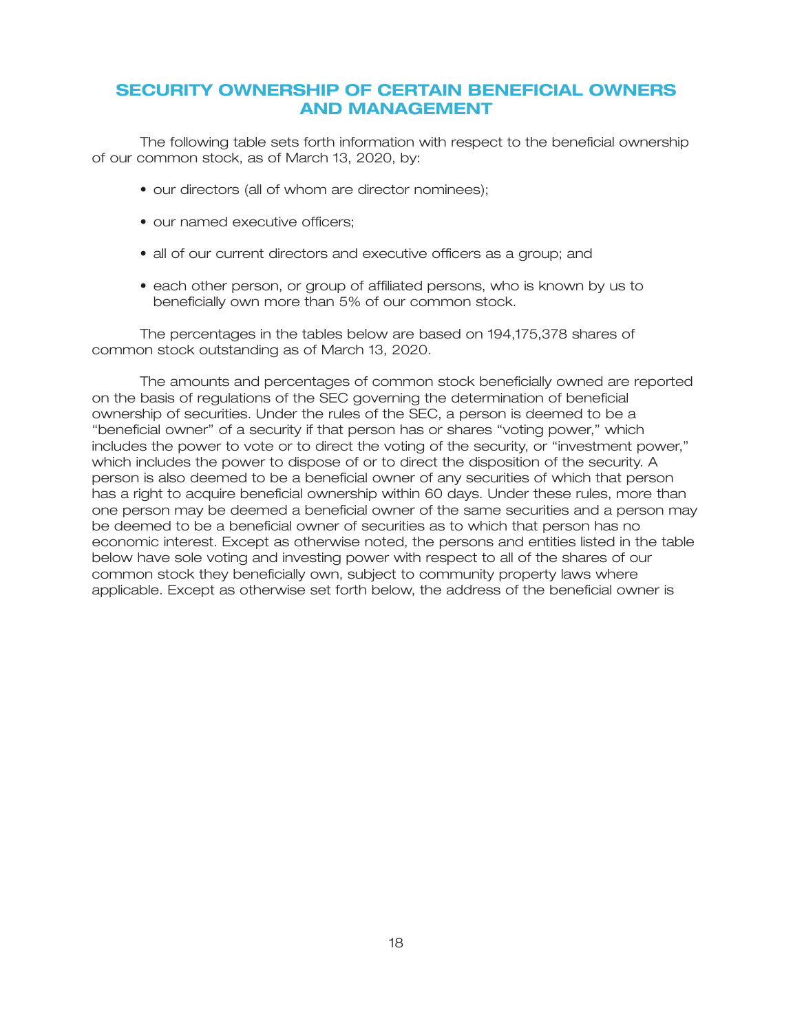# SECURITY OWNERSHIP OF CERTAIN BENEFICIAL OWNERS AND MANAGEMENT

The following table sets forth information with respect to the beneficial ownership of our common stock, as of March 13, 2020, by:

- our directors (all of whom are director nominees);
- our named executive officers;
- all of our current directors and executive officers as a group; and
- each other person, or group of affiliated persons, who is known by us to beneficially own more than 5% of our common stock.

The percentages in the tables below are based on 194,175,378 shares of common stock outstanding as of March 13, 2020.

The amounts and percentages of common stock beneficially owned are reported on the basis of regulations of the SEC governing the determination of beneficial ownership of securities. Under the rules of the SEC, a person is deemed to be a "beneficial owner" of a security if that person has or shares "voting power," which includes the power to vote or to direct the voting of the security, or "investment power," which includes the power to dispose of or to direct the disposition of the security. A person is also deemed to be a beneficial owner of any securities of which that person has a right to acquire beneficial ownership within 60 days. Under these rules, more than one person may be deemed a beneficial owner of the same securities and a person may be deemed to be a beneficial owner of securities as to which that person has no economic interest. Except as otherwise noted, the persons and entities listed in the table below have sole voting and investing power with respect to all of the shares of our common stock they beneficially own, subject to community property laws where applicable. Except as otherwise set forth below, the address of the beneficial owner is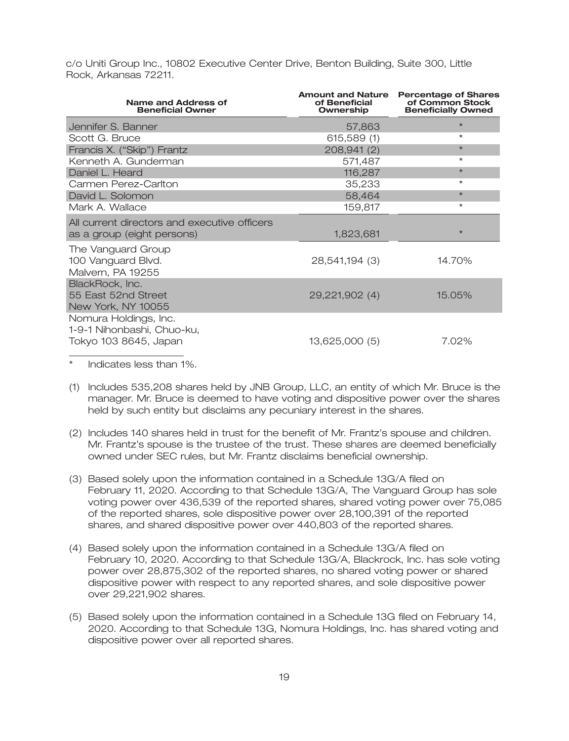c/o Uniti Group Inc., 10802 Executive Center Drive, Benton Building, Suite 300, Little Rock, Arkansas 72211.

| Name and Address of Beneficial Owner | Amount and Nature of Beneficial Ownership | Percentage of Shares of Common Stock Beneficially Owned |
|---|---|---|
| Jennifer S. Banner | 57,863 | * |
| Scott G. Bruce | 615,589 (1) | * |
| Francis X. ("Skip") Frantz | 208,941 (2) | * |
| Kenneth A. Gunderman | 571,487 | * |
| Daniel L. Heard | 116,287 | * |
| Carmen Perez-Carlton | 35,233 | * |
| David L. Solomon | 58,464 | * |
| Mark A. Wallace | 159,817 | * |
| All current directors and executive officers as a group (eight persons) | 1,823,681 | * |
| The Vanguard Group<br>100 Vanguard Blvd.<br>Malvern, PA 19255 | 28,541,194 (3) | 14.70% |
| BlackRock, Inc.<br>55 East 52nd Street<br>New York, NY 10055 | 29,221,902 (4) | 15.05% |
| Nomura Holdings, Inc.<br>1-9-1 Nihonbashi, Chuo-ku,<br>Tokyo 103 8645, Japan | 13,625,000 (5) | 7.02% |

\* Indicates less than 1%.

(1) Includes 535,208 shares held by JNB Group, LLC, an entity of which Mr. Bruce is the manager. Mr. Bruce is deemed to have voting and dispositive power over the shares held by such entity but disclaims any pecuniary interest in the shares.

(2) Includes 140 shares held in trust for the benefit of Mr. Frantz's spouse and children. Mr. Frantz's spouse is the trustee of the trust. These shares are deemed beneficially owned under SEC rules, but Mr. Frantz disclaims beneficial ownership.

(3) Based solely upon the information contained in a Schedule 13G/A filed on February 11, 2020. According to that Schedule 13G/A, The Vanguard Group has sole voting power over 436,539 of the reported shares, shared voting power over 75,085 of the reported shares, sole dispositive power over 28,100,391 of the reported shares, and shared dispositive power over 440,803 of the reported shares.

(4) Based solely upon the information contained in a Schedule 13G/A filed on February 10, 2020. According to that Schedule 13G/A, Blackrock, Inc. has sole voting power over 28,875,302 of the reported shares, no shared voting power or shared dispositive power with respect to any reported shares, and sole dispositive power over 29,221,902 shares.

(5) Based solely upon the information contained in a Schedule 13G filed on February 14, 2020. According to that Schedule 13G, Nomura Holdings, Inc. has shared voting and dispositive power over all reported shares.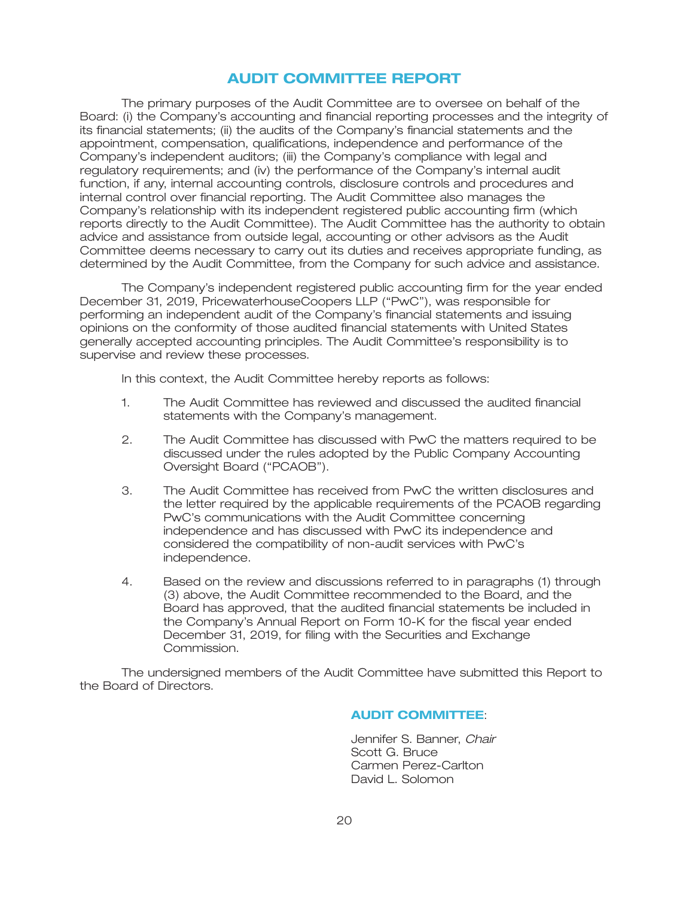# AUDIT COMMITTEE REPORT

The primary purposes of the Audit Committee are to oversee on behalf of the Board: (i) the Company's accounting and financial reporting processes and the integrity of its financial statements; (ii) the audits of the Company's financial statements and the appointment, compensation, qualifications, independence and performance of the Company's independent auditors; (iii) the Company's compliance with legal and regulatory requirements; and (iv) the performance of the Company's internal audit function, if any, internal accounting controls, disclosure controls and procedures and internal control over financial reporting. The Audit Committee also manages the Company's relationship with its independent registered public accounting firm (which reports directly to the Audit Committee). The Audit Committee has the authority to obtain advice and assistance from outside legal, accounting or other advisors as the Audit Committee deems necessary to carry out its duties and receives appropriate funding, as determined by the Audit Committee, from the Company for such advice and assistance.

The Company's independent registered public accounting firm for the year ended December 31, 2019, PricewaterhouseCoopers LLP ("PwC"), was responsible for performing an independent audit of the Company's financial statements and issuing opinions on the conformity of those audited financial statements with United States generally accepted accounting principles. The Audit Committee's responsibility is to supervise and review these processes.

In this context, the Audit Committee hereby reports as follows:

1. The Audit Committee has reviewed and discussed the audited financial statements with the Company's management.

2. The Audit Committee has discussed with PwC the matters required to be discussed under the rules adopted by the Public Company Accounting Oversight Board ("PCAOB").

3. The Audit Committee has received from PwC the written disclosures and the letter required by the applicable requirements of the PCAOB regarding PwC's communications with the Audit Committee concerning independence and has discussed with PwC its independence and considered the compatibility of non-audit services with PwC's independence.

4. Based on the review and discussions referred to in paragraphs (1) through (3) above, the Audit Committee recommended to the Board, and the Board has approved, that the audited financial statements be included in the Company's Annual Report on Form 10-K for the fiscal year ended December 31, 2019, for filing with the Securities and Exchange Commission.

The undersigned members of the Audit Committee have submitted this Report to the Board of Directors.

**AUDIT COMMITTEE**:

Jennifer S. Banner, *Chair*
Scott G. Bruce
Carmen Perez-Carlton
David L. Solomon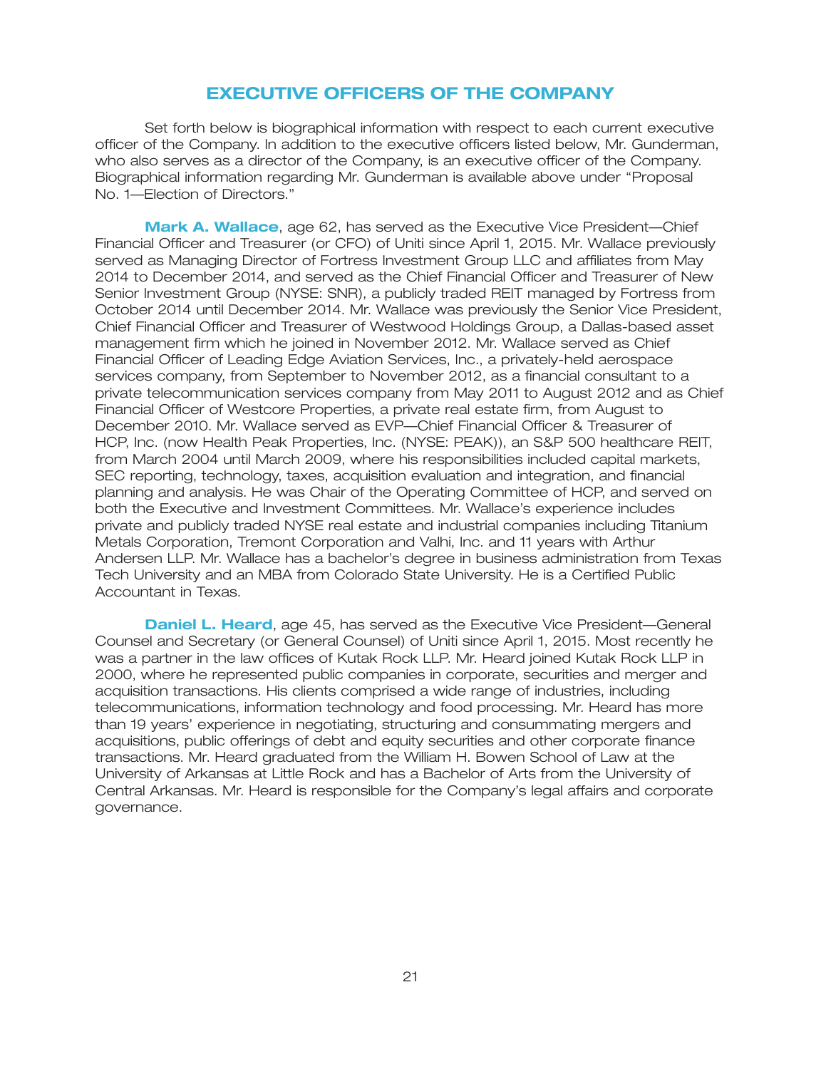# EXECUTIVE OFFICERS OF THE COMPANY

Set forth below is biographical information with respect to each current executive officer of the Company. In addition to the executive officers listed below, Mr. Gunderman, who also serves as a director of the Company, is an executive officer of the Company. Biographical information regarding Mr. Gunderman is available above under "Proposal No. 1—Election of Directors."

**Mark A. Wallace**, age 62, has served as the Executive Vice President—Chief Financial Officer and Treasurer (or CFO) of Uniti since April 1, 2015. Mr. Wallace previously served as Managing Director of Fortress Investment Group LLC and affiliates from May 2014 to December 2014, and served as the Chief Financial Officer and Treasurer of New Senior Investment Group (NYSE: SNR), a publicly traded REIT managed by Fortress from October 2014 until December 2014. Mr. Wallace was previously the Senior Vice President, Chief Financial Officer and Treasurer of Westwood Holdings Group, a Dallas-based asset management firm which he joined in November 2012. Mr. Wallace served as Chief Financial Officer of Leading Edge Aviation Services, Inc., a privately-held aerospace services company, from September to November 2012, as a financial consultant to a private telecommunication services company from May 2011 to August 2012 and as Chief Financial Officer of Westcore Properties, a private real estate firm, from August to December 2010. Mr. Wallace served as EVP—Chief Financial Officer & Treasurer of HCP, Inc. (now Health Peak Properties, Inc. (NYSE: PEAK)), an S&P 500 healthcare REIT, from March 2004 until March 2009, where his responsibilities included capital markets, SEC reporting, technology, taxes, acquisition evaluation and integration, and financial planning and analysis. He was Chair of the Operating Committee of HCP, and served on both the Executive and Investment Committees. Mr. Wallace's experience includes private and publicly traded NYSE real estate and industrial companies including Titanium Metals Corporation, Tremont Corporation and Valhi, Inc. and 11 years with Arthur Andersen LLP. Mr. Wallace has a bachelor's degree in business administration from Texas Tech University and an MBA from Colorado State University. He is a Certified Public Accountant in Texas.

**Daniel L. Heard**, age 45, has served as the Executive Vice President—General Counsel and Secretary (or General Counsel) of Uniti since April 1, 2015. Most recently he was a partner in the law offices of Kutak Rock LLP. Mr. Heard joined Kutak Rock LLP in 2000, where he represented public companies in corporate, securities and merger and acquisition transactions. His clients comprised a wide range of industries, including telecommunications, information technology and food processing. Mr. Heard has more than 19 years' experience in negotiating, structuring and consummating mergers and acquisitions, public offerings of debt and equity securities and other corporate finance transactions. Mr. Heard graduated from the William H. Bowen School of Law at the University of Arkansas at Little Rock and has a Bachelor of Arts from the University of Central Arkansas. Mr. Heard is responsible for the Company's legal affairs and corporate governance.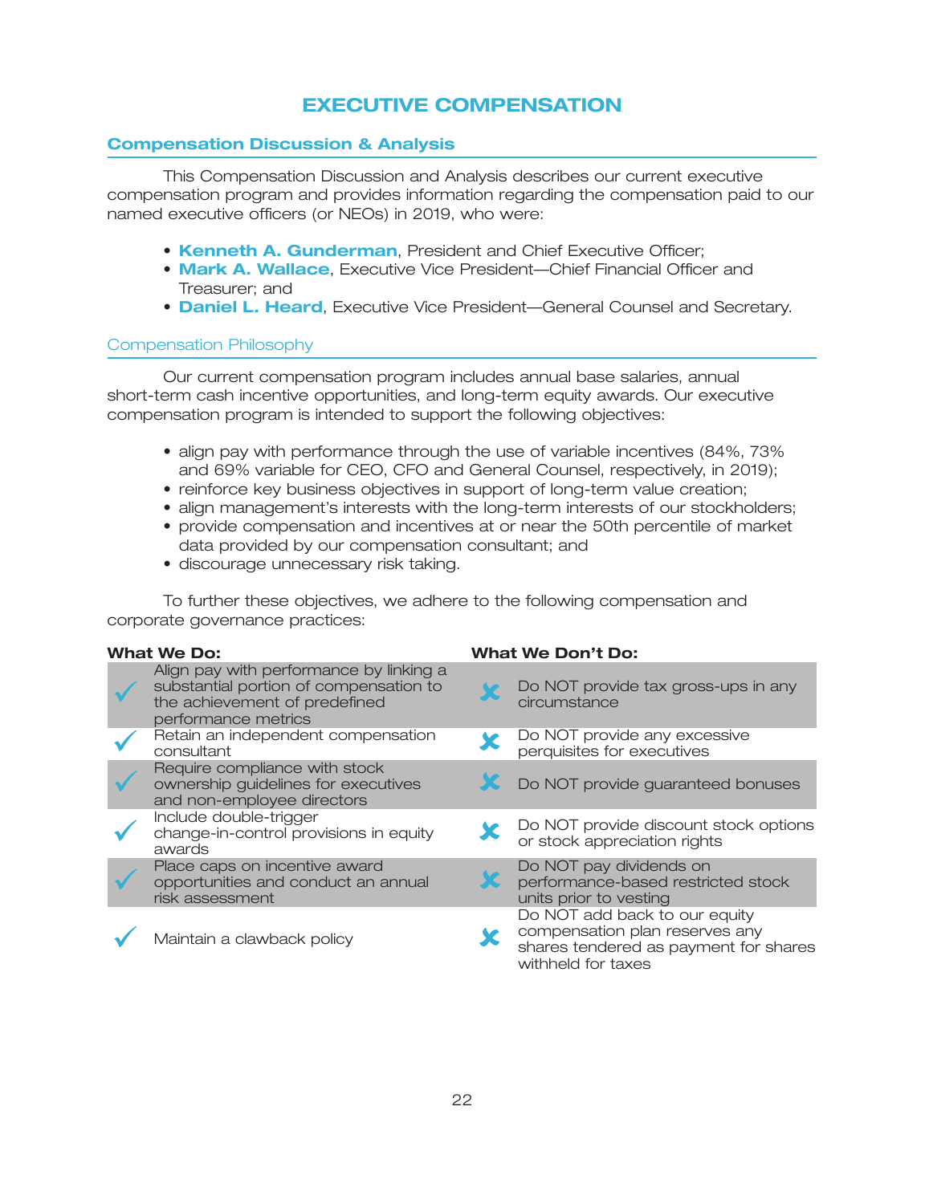# EXECUTIVE COMPENSATION

## Compensation Discussion & Analysis

This Compensation Discussion and Analysis describes our current executive compensation program and provides information regarding the compensation paid to our named executive officers (or NEOs) in 2019, who were:

- **Kenneth A. Gunderman**, President and Chief Executive Officer;
- **Mark A. Wallace**, Executive Vice President—Chief Financial Officer and Treasurer; and
- **Daniel L. Heard**, Executive Vice President—General Counsel and Secretary.

### Compensation Philosophy

Our current compensation program includes annual base salaries, annual short-term cash incentive opportunities, and long-term equity awards. Our executive compensation program is intended to support the following objectives:

- align pay with performance through the use of variable incentives (84%, 73% and 69% variable for CEO, CFO and General Counsel, respectively, in 2019);
- reinforce key business objectives in support of long-term value creation;
- align management's interests with the long-term interests of our stockholders;
- provide compensation and incentives at or near the 50th percentile of market data provided by our compensation consultant; and
- discourage unnecessary risk taking.

To further these objectives, we adhere to the following compensation and corporate governance practices:

| What We Do: | What We Don't Do: |
|---|---|
| ✓ Align pay with performance by linking a substantial portion of compensation to the achievement of predefined performance metrics | ✗ Do NOT provide tax gross-ups in any circumstance |
| ✓ Retain an independent compensation consultant | ✗ Do NOT provide any excessive perquisites for executives |
| ✓ Require compliance with stock ownership guidelines for executives and non-employee directors | ✗ Do NOT provide guaranteed bonuses |
| ✓ Include double-trigger change-in-control provisions in equity awards | ✗ Do NOT provide discount stock options or stock appreciation rights |
| ✓ Place caps on incentive award opportunities and conduct an annual risk assessment | ✗ Do NOT pay dividends on performance-based restricted stock units prior to vesting |
| ✓ Maintain a clawback policy | ✗ Do NOT add back to our equity compensation plan reserves any shares tendered as payment for shares withheld for taxes |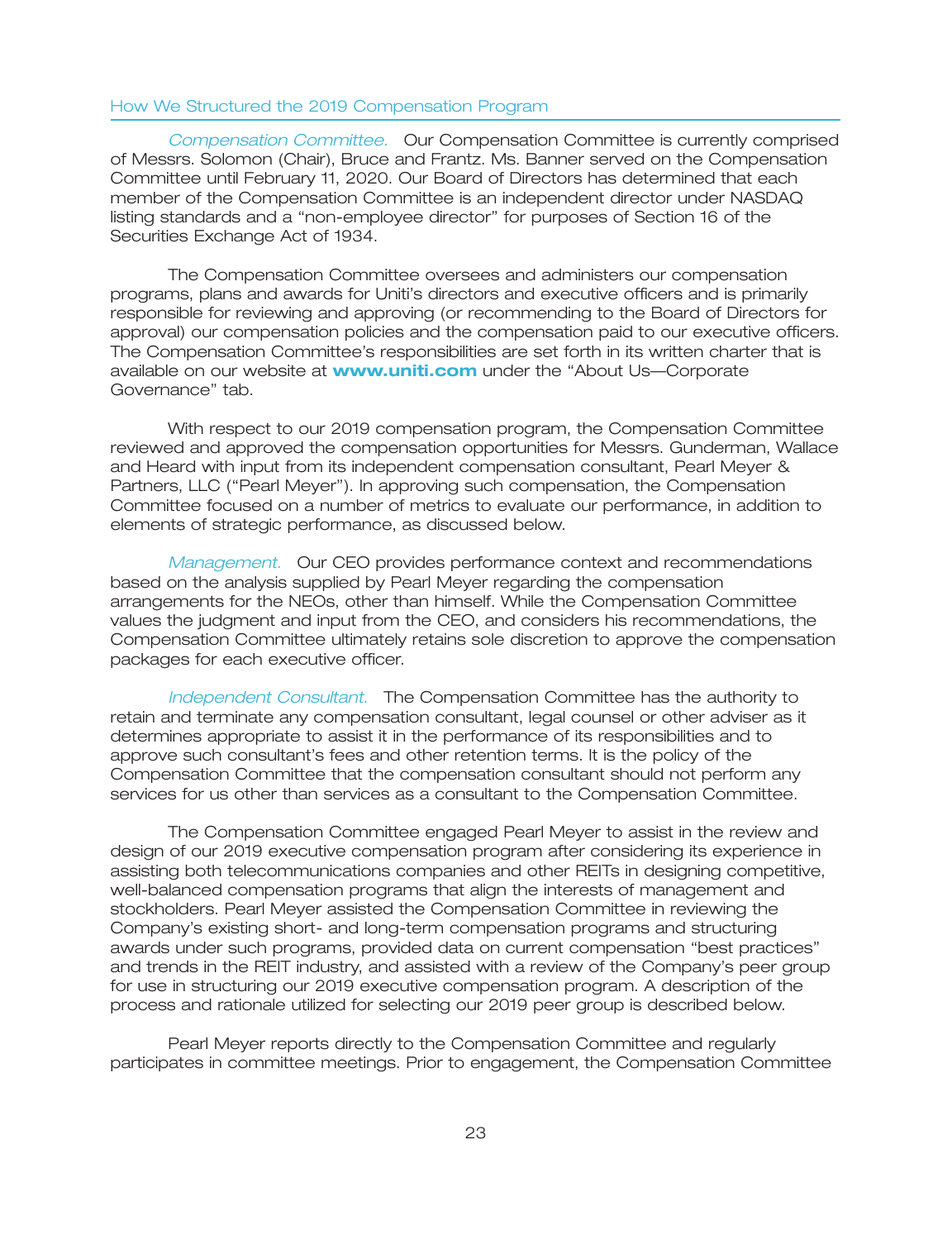### How We Structured the 2019 Compensation Program

*Compensation Committee.* Our Compensation Committee is currently comprised of Messrs. Solomon (Chair), Bruce and Frantz. Ms. Banner served on the Compensation Committee until February 11, 2020. Our Board of Directors has determined that each member of the Compensation Committee is an independent director under NASDAQ listing standards and a "non-employee director" for purposes of Section 16 of the Securities Exchange Act of 1934.

The Compensation Committee oversees and administers our compensation programs, plans and awards for Uniti's directors and executive officers and is primarily responsible for reviewing and approving (or recommending to the Board of Directors for approval) our compensation policies and the compensation paid to our executive officers. The Compensation Committee's responsibilities are set forth in its written charter that is available on our website at **www.uniti.com** under the "About Us—Corporate Governance" tab.

With respect to our 2019 compensation program, the Compensation Committee reviewed and approved the compensation opportunities for Messrs. Gunderman, Wallace and Heard with input from its independent compensation consultant, Pearl Meyer & Partners, LLC ("Pearl Meyer"). In approving such compensation, the Compensation Committee focused on a number of metrics to evaluate our performance, in addition to elements of strategic performance, as discussed below.

*Management.* Our CEO provides performance context and recommendations based on the analysis supplied by Pearl Meyer regarding the compensation arrangements for the NEOs, other than himself. While the Compensation Committee values the judgment and input from the CEO, and considers his recommendations, the Compensation Committee ultimately retains sole discretion to approve the compensation packages for each executive officer.

*Independent Consultant.* The Compensation Committee has the authority to retain and terminate any compensation consultant, legal counsel or other adviser as it determines appropriate to assist it in the performance of its responsibilities and to approve such consultant's fees and other retention terms. It is the policy of the Compensation Committee that the compensation consultant should not perform any services for us other than services as a consultant to the Compensation Committee.

The Compensation Committee engaged Pearl Meyer to assist in the review and design of our 2019 executive compensation program after considering its experience in assisting both telecommunications companies and other REITs in designing competitive, well-balanced compensation programs that align the interests of management and stockholders. Pearl Meyer assisted the Compensation Committee in reviewing the Company's existing short- and long-term compensation programs and structuring awards under such programs, provided data on current compensation "best practices" and trends in the REIT industry, and assisted with a review of the Company's peer group for use in structuring our 2019 executive compensation program. A description of the process and rationale utilized for selecting our 2019 peer group is described below.

Pearl Meyer reports directly to the Compensation Committee and regularly participates in committee meetings. Prior to engagement, the Compensation Committee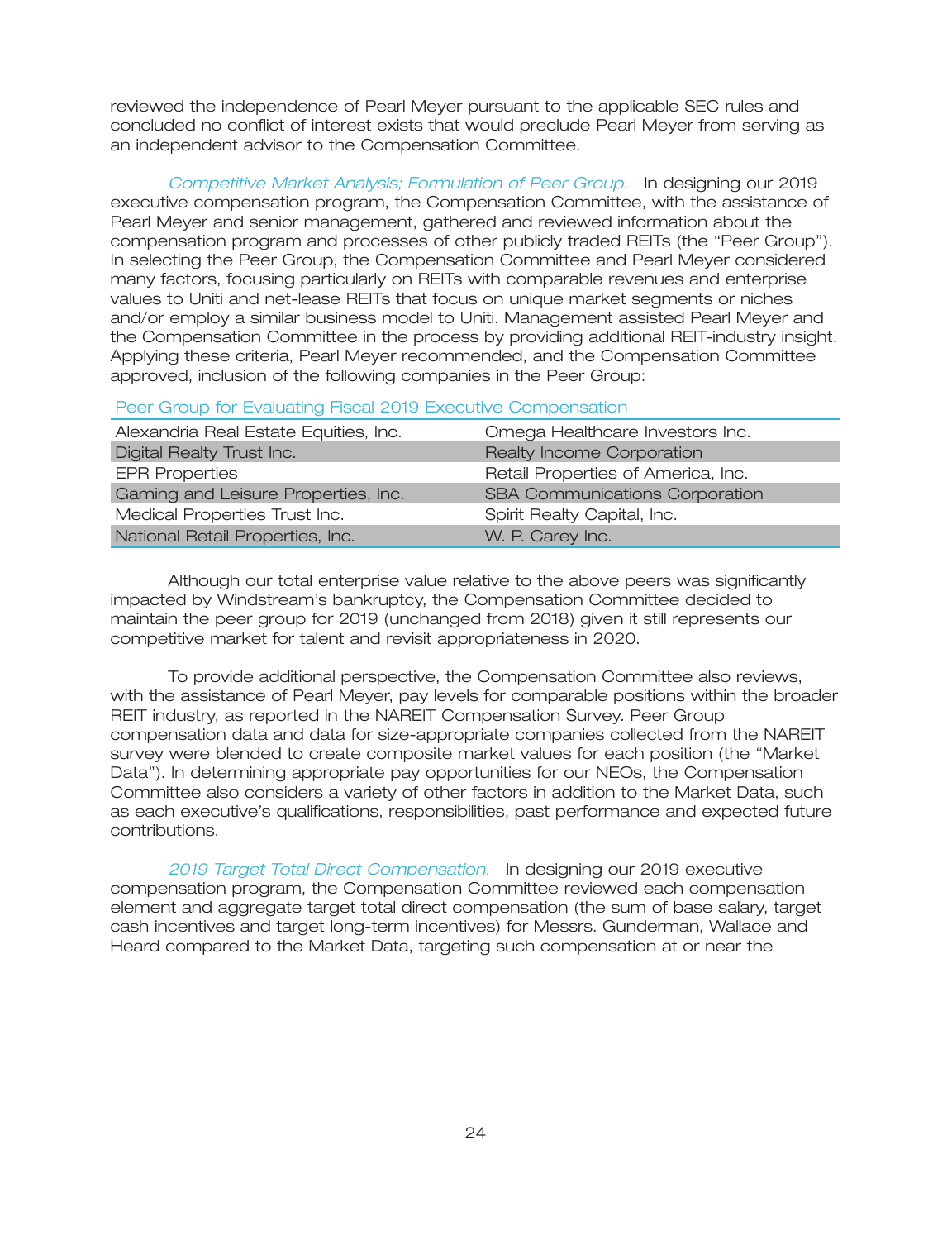reviewed the independence of Pearl Meyer pursuant to the applicable SEC rules and concluded no conflict of interest exists that would preclude Pearl Meyer from serving as an independent advisor to the Compensation Committee.

*Competitive Market Analysis; Formulation of Peer Group.* In designing our 2019 executive compensation program, the Compensation Committee, with the assistance of Pearl Meyer and senior management, gathered and reviewed information about the compensation program and processes of other publicly traded REITs (the "Peer Group"). In selecting the Peer Group, the Compensation Committee and Pearl Meyer considered many factors, focusing particularly on REITs with comparable revenues and enterprise values to Uniti and net-lease REITs that focus on unique market segments or niches and/or employ a similar business model to Uniti. Management assisted Pearl Meyer and the Compensation Committee in the process by providing additional REIT-industry insight. Applying these criteria, Pearl Meyer recommended, and the Compensation Committee approved, inclusion of the following companies in the Peer Group:

Peer Group for Evaluating Fiscal 2019 Executive Compensation

| | |
|---|---|
| Alexandria Real Estate Equities, Inc. | Omega Healthcare Investors Inc. |
| Digital Realty Trust Inc. | Realty Income Corporation |
| EPR Properties | Retail Properties of America, Inc. |
| Gaming and Leisure Properties, Inc. | SBA Communications Corporation |
| Medical Properties Trust Inc. | Spirit Realty Capital, Inc. |
| National Retail Properties, Inc. | W. P. Carey Inc. |

Although our total enterprise value relative to the above peers was significantly impacted by Windstream's bankruptcy, the Compensation Committee decided to maintain the peer group for 2019 (unchanged from 2018) given it still represents our competitive market for talent and revisit appropriateness in 2020.

To provide additional perspective, the Compensation Committee also reviews, with the assistance of Pearl Meyer, pay levels for comparable positions within the broader REIT industry, as reported in the NAREIT Compensation Survey. Peer Group compensation data and data for size-appropriate companies collected from the NAREIT survey were blended to create composite market values for each position (the "Market Data"). In determining appropriate pay opportunities for our NEOs, the Compensation Committee also considers a variety of other factors in addition to the Market Data, such as each executive's qualifications, responsibilities, past performance and expected future contributions.

*2019 Target Total Direct Compensation.* In designing our 2019 executive compensation program, the Compensation Committee reviewed each compensation element and aggregate target total direct compensation (the sum of base salary, target cash incentives and target long-term incentives) for Messrs. Gunderman, Wallace and Heard compared to the Market Data, targeting such compensation at or near the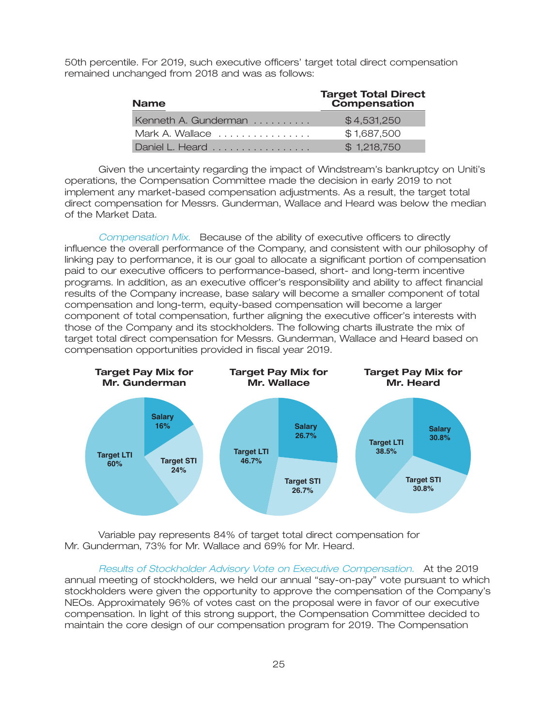50th percentile. For 2019, such executive officers' target total direct compensation remained unchanged from 2018 and was as follows:

| Name | Target Total Direct Compensation |
|---|---|
| Kenneth A. Gunderman | $4,531,250 |
| Mark A. Wallace | $1,687,500 |
| Daniel L. Heard | $1,218,750 |

Given the uncertainty regarding the impact of Windstream's bankruptcy on Uniti's operations, the Compensation Committee made the decision in early 2019 to not implement any market-based compensation adjustments. As a result, the target total direct compensation for Messrs. Gunderman, Wallace and Heard was below the median of the Market Data.

*Compensation Mix.* Because of the ability of executive officers to directly influence the overall performance of the Company, and consistent with our philosophy of linking pay to performance, it is our goal to allocate a significant portion of compensation paid to our executive officers to performance-based, short- and long-term incentive programs. In addition, as an executive officer's responsibility and ability to affect financial results of the Company increase, base salary will become a smaller component of total compensation and long-term, equity-based compensation will become a larger component of total compensation, further aligning the executive officer's interests with those of the Company and its stockholders. The following charts illustrate the mix of target total direct compensation for Messrs. Gunderman, Wallace and Heard based on compensation opportunities provided in fiscal year 2019.

**Target Pay Mix for Mr. Gunderman**

| Component | % |
|---|---|
| Salary | 16% |
| Target STI | 24% |
| Target LTI | 60% |

**Target Pay Mix for Mr. Wallace**

| Component | % |
|---|---|
| Salary | 26.7% |
| Target STI | 26.7% |
| Target LTI | 46.7% |

**Target Pay Mix for Mr. Heard**

| Component | % |
|---|---|
| Salary | 30.8% |
| Target STI | 30.8% |
| Target LTI | 38.5% |

Variable pay represents 84% of target total direct compensation for Mr. Gunderman, 73% for Mr. Wallace and 69% for Mr. Heard.

*Results of Stockholder Advisory Vote on Executive Compensation.* At the 2019 annual meeting of stockholders, we held our annual "say-on-pay" vote pursuant to which stockholders were given the opportunity to approve the compensation of the Company's NEOs. Approximately 96% of votes cast on the proposal were in favor of our executive compensation. In light of this strong support, the Compensation Committee decided to maintain the core design of our compensation program for 2019. The Compensation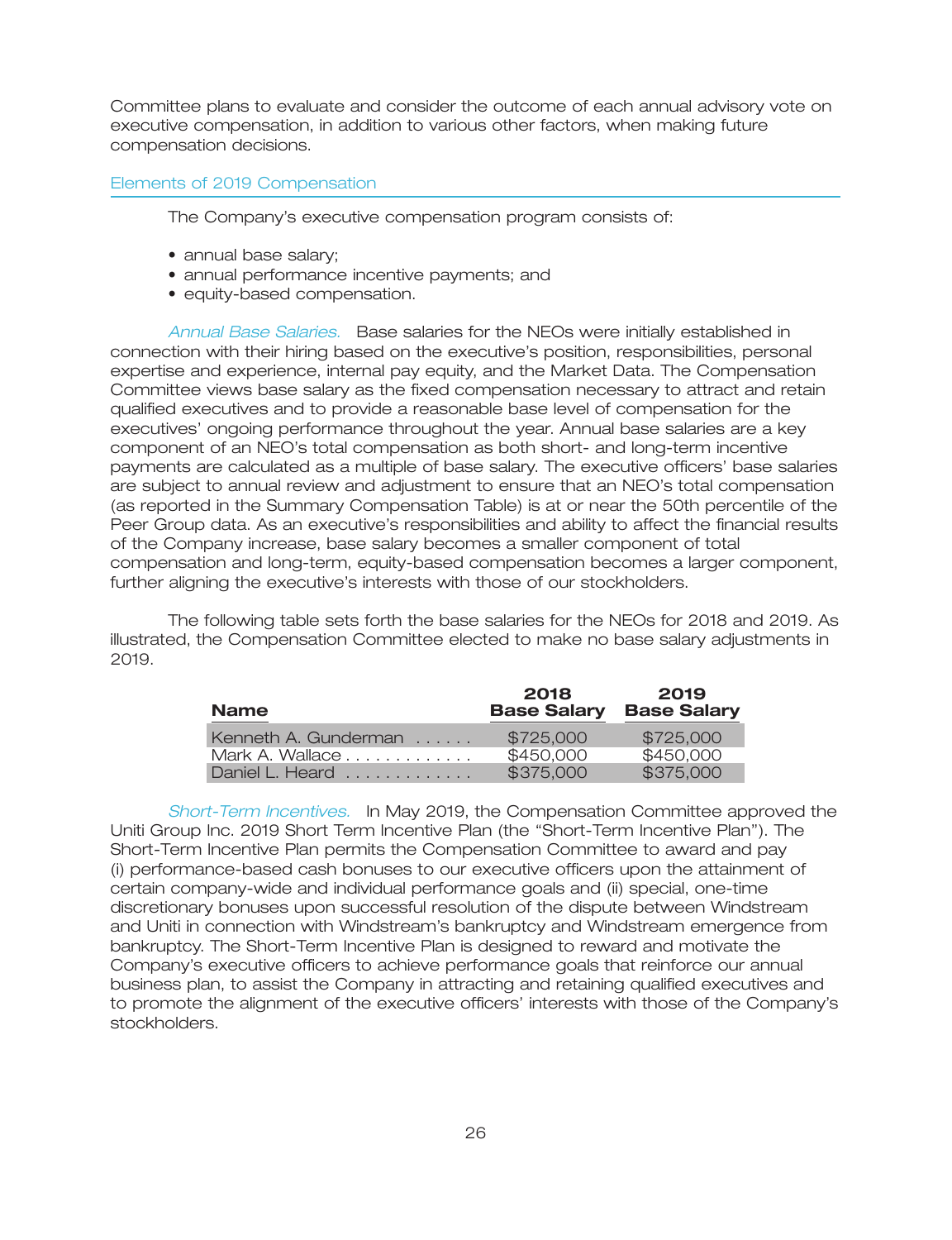Committee plans to evaluate and consider the outcome of each annual advisory vote on executive compensation, in addition to various other factors, when making future compensation decisions.

## Elements of 2019 Compensation

The Company's executive compensation program consists of:

- annual base salary;
- annual performance incentive payments; and
- equity-based compensation.

*Annual Base Salaries.* Base salaries for the NEOs were initially established in connection with their hiring based on the executive's position, responsibilities, personal expertise and experience, internal pay equity, and the Market Data. The Compensation Committee views base salary as the fixed compensation necessary to attract and retain qualified executives and to provide a reasonable base level of compensation for the executives' ongoing performance throughout the year. Annual base salaries are a key component of an NEO's total compensation as both short- and long-term incentive payments are calculated as a multiple of base salary. The executive officers' base salaries are subject to annual review and adjustment to ensure that an NEO's total compensation (as reported in the Summary Compensation Table) is at or near the 50th percentile of the Peer Group data. As an executive's responsibilities and ability to affect the financial results of the Company increase, base salary becomes a smaller component of total compensation and long-term, equity-based compensation becomes a larger component, further aligning the executive's interests with those of our stockholders.

The following table sets forth the base salaries for the NEOs for 2018 and 2019. As illustrated, the Compensation Committee elected to make no base salary adjustments in 2019.

| Name | 2018 Base Salary | 2019 Base Salary |
|---|---|---|
| Kenneth A. Gunderman | $725,000 | $725,000 |
| Mark A. Wallace | $450,000 | $450,000 |
| Daniel L. Heard | $375,000 | $375,000 |

*Short-Term Incentives.* In May 2019, the Compensation Committee approved the Uniti Group Inc. 2019 Short Term Incentive Plan (the "Short-Term Incentive Plan"). The Short-Term Incentive Plan permits the Compensation Committee to award and pay (i) performance-based cash bonuses to our executive officers upon the attainment of certain company-wide and individual performance goals and (ii) special, one-time discretionary bonuses upon successful resolution of the dispute between Windstream and Uniti in connection with Windstream's bankruptcy and Windstream emergence from bankruptcy. The Short-Term Incentive Plan is designed to reward and motivate the Company's executive officers to achieve performance goals that reinforce our annual business plan, to assist the Company in attracting and retaining qualified executives and to promote the alignment of the executive officers' interests with those of the Company's stockholders.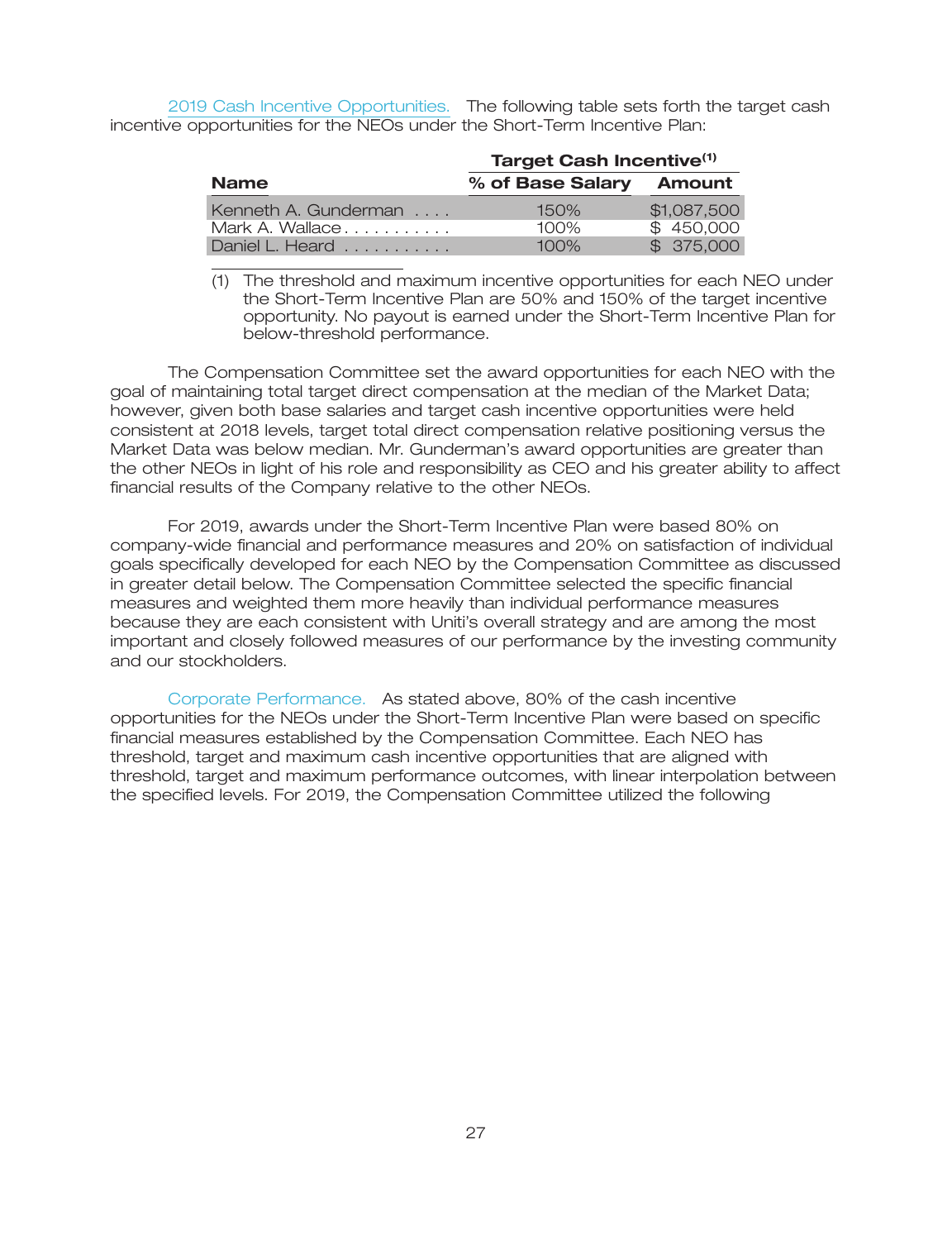*2019 Cash Incentive Opportunities.* The following table sets forth the target cash incentive opportunities for the NEOs under the Short-Term Incentive Plan:

| Name | Target Cash Incentive[(1)] | |
|---|---|---|
| | **% of Base Salary** | **Amount** |
| Kenneth A. Gunderman | 150% | $1,087,500 |
| Mark A. Wallace | 100% | $ 450,000 |
| Daniel L. Heard | 100% | $ 375,000 |

(1) The threshold and maximum incentive opportunities for each NEO under the Short-Term Incentive Plan are 50% and 150% of the target incentive opportunity. No payout is earned under the Short-Term Incentive Plan for below-threshold performance.

The Compensation Committee set the award opportunities for each NEO with the goal of maintaining total target direct compensation at the median of the Market Data; however, given both base salaries and target cash incentive opportunities were held consistent at 2018 levels, target total direct compensation relative positioning versus the Market Data was below median. Mr. Gunderman's award opportunities are greater than the other NEOs in light of his role and responsibility as CEO and his greater ability to affect financial results of the Company relative to the other NEOs.

For 2019, awards under the Short-Term Incentive Plan were based 80% on company-wide financial and performance measures and 20% on satisfaction of individual goals specifically developed for each NEO by the Compensation Committee as discussed in greater detail below. The Compensation Committee selected the specific financial measures and weighted them more heavily than individual performance measures because they are each consistent with Uniti's overall strategy and are among the most important and closely followed measures of our performance by the investing community and our stockholders.

*Corporate Performance.* As stated above, 80% of the cash incentive opportunities for the NEOs under the Short-Term Incentive Plan were based on specific financial measures established by the Compensation Committee. Each NEO has threshold, target and maximum cash incentive opportunities that are aligned with threshold, target and maximum performance outcomes, with linear interpolation between the specified levels. For 2019, the Compensation Committee utilized the following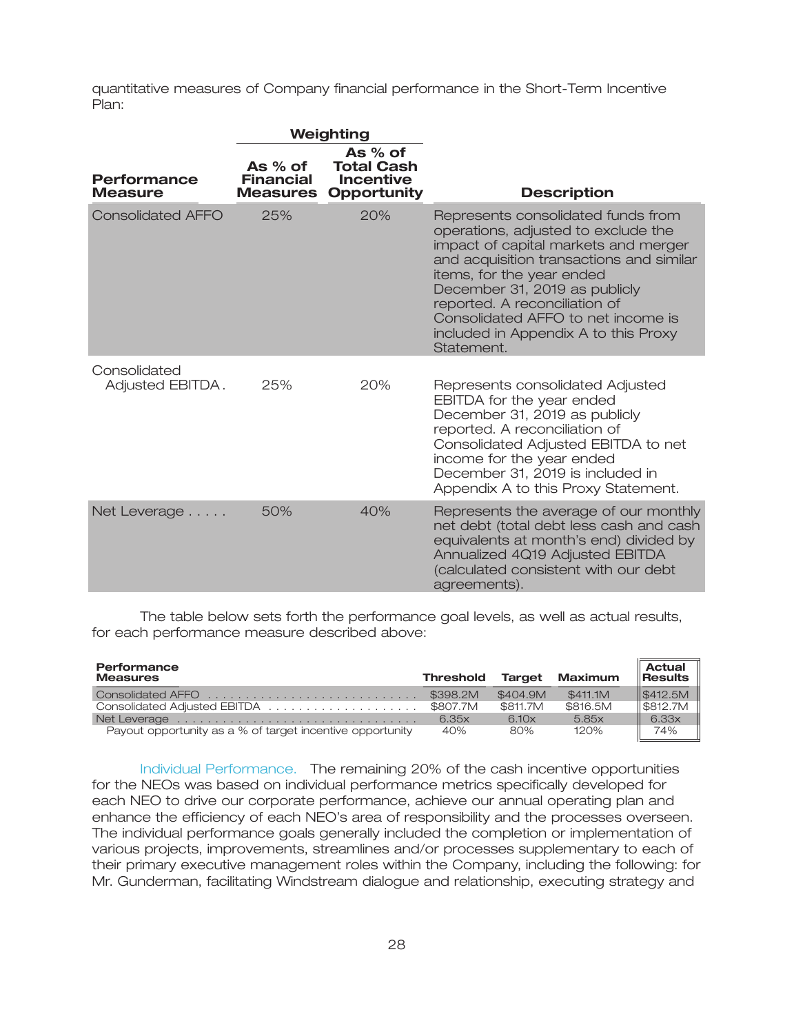quantitative measures of Company financial performance in the Short-Term Incentive Plan:

| Performance Measure | Weighting | | Description |
|---|---|---|---|
| | As % of Financial Measures | As % of Total Cash Incentive Opportunity | |
| Consolidated AFFO | 25% | 20% | Represents consolidated funds from operations, adjusted to exclude the impact of capital markets and merger and acquisition transactions and similar items, for the year ended December 31, 2019 as publicly reported. A reconciliation of Consolidated AFFO to net income is included in Appendix A to this Proxy Statement. |
| Consolidated Adjusted EBITDA | 25% | 20% | Represents consolidated Adjusted EBITDA for the year ended December 31, 2019 as publicly reported. A reconciliation of Consolidated Adjusted EBITDA to net income for the year ended December 31, 2019 is included in Appendix A to this Proxy Statement. |
| Net Leverage | 50% | 40% | Represents the average of our monthly net debt (total debt less cash and cash equivalents at month's end) divided by Annualized 4Q19 Adjusted EBITDA (calculated consistent with our debt agreements). |

The table below sets forth the performance goal levels, as well as actual results, for each performance measure described above:

| Performance Measures | Threshold | Target | Maximum | Actual Results |
|---|---|---|---|---|
| Consolidated AFFO | $398.2M | $404.9M | $411.1M | $412.5M |
| Consolidated Adjusted EBITDA | $807.7M | $811.7M | $816.5M | $812.7M |
| Net Leverage | 6.35x | 6.10x | 5.85x | 6.33x |
| Payout opportunity as a % of target incentive opportunity | 40% | 80% | 120% | 74% |

Individual Performance. The remaining 20% of the cash incentive opportunities for the NEOs was based on individual performance metrics specifically developed for each NEO to drive our corporate performance, achieve our annual operating plan and enhance the efficiency of each NEO's area of responsibility and the processes overseen. The individual performance goals generally included the completion or implementation of various projects, improvements, streamlines and/or processes supplementary to each of their primary executive management roles within the Company, including the following: for Mr. Gunderman, facilitating Windstream dialogue and relationship, executing strategy and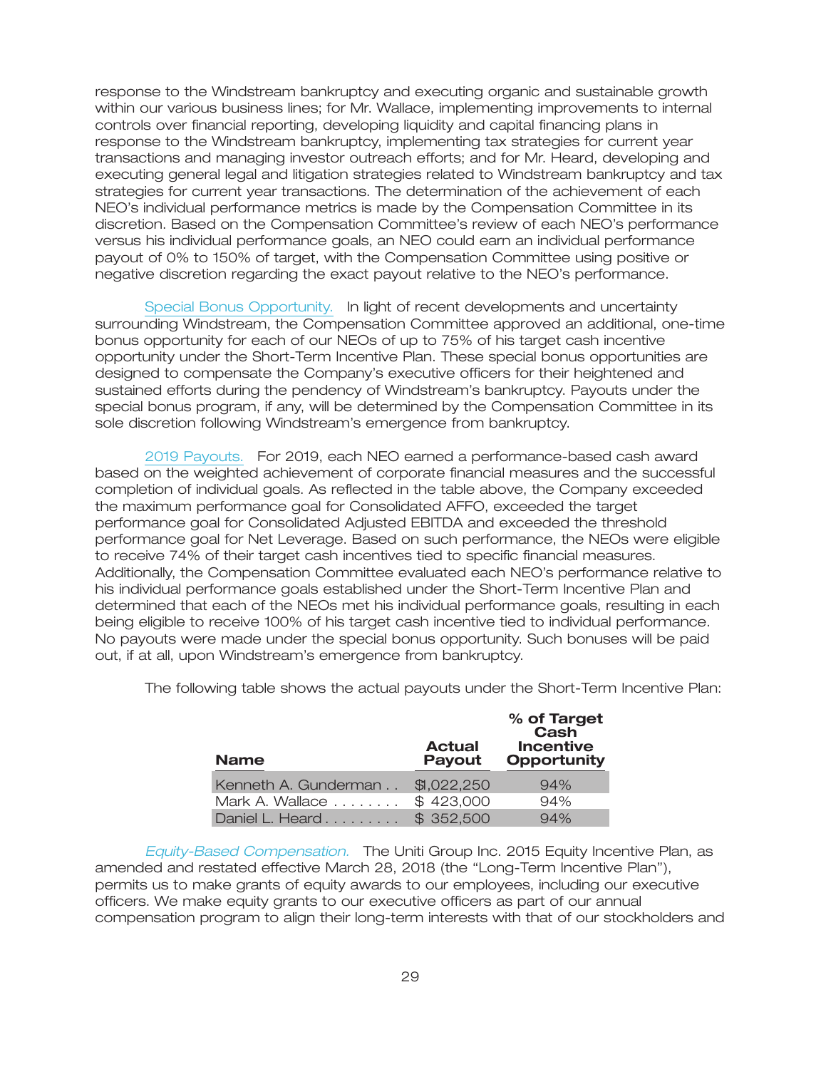response to the Windstream bankruptcy and executing organic and sustainable growth within our various business lines; for Mr. Wallace, implementing improvements to internal controls over financial reporting, developing liquidity and capital financing plans in response to the Windstream bankruptcy, implementing tax strategies for current year transactions and managing investor outreach efforts; and for Mr. Heard, developing and executing general legal and litigation strategies related to Windstream bankruptcy and tax strategies for current year transactions. The determination of the achievement of each NEO's individual performance metrics is made by the Compensation Committee in its discretion. Based on the Compensation Committee's review of each NEO's performance versus his individual performance goals, an NEO could earn an individual performance payout of 0% to 150% of target, with the Compensation Committee using positive or negative discretion regarding the exact payout relative to the NEO's performance.

Special Bonus Opportunity. In light of recent developments and uncertainty surrounding Windstream, the Compensation Committee approved an additional, one-time bonus opportunity for each of our NEOs of up to 75% of his target cash incentive opportunity under the Short-Term Incentive Plan. These special bonus opportunities are designed to compensate the Company's executive officers for their heightened and sustained efforts during the pendency of Windstream's bankruptcy. Payouts under the special bonus program, if any, will be determined by the Compensation Committee in its sole discretion following Windstream's emergence from bankruptcy.

2019 Payouts. For 2019, each NEO earned a performance-based cash award based on the weighted achievement of corporate financial measures and the successful completion of individual goals. As reflected in the table above, the Company exceeded the maximum performance goal for Consolidated AFFO, exceeded the target performance goal for Consolidated Adjusted EBITDA and exceeded the threshold performance goal for Net Leverage. Based on such performance, the NEOs were eligible to receive 74% of their target cash incentives tied to specific financial measures. Additionally, the Compensation Committee evaluated each NEO's performance relative to his individual performance goals established under the Short-Term Incentive Plan and determined that each of the NEOs met his individual performance goals, resulting in each being eligible to receive 100% of his target cash incentive tied to individual performance. No payouts were made under the special bonus opportunity. Such bonuses will be paid out, if at all, upon Windstream's emergence from bankruptcy.

The following table shows the actual payouts under the Short-Term Incentive Plan:

| Name | Actual Payout | % of Target Cash Incentive Opportunity |
|---|---|---|
| Kenneth A. Gunderman | $1,022,250 | 94% |
| Mark A. Wallace | $ 423,000 | 94% |
| Daniel L. Heard | $ 352,500 | 94% |

*Equity-Based Compensation.* The Uniti Group Inc. 2015 Equity Incentive Plan, as amended and restated effective March 28, 2018 (the "Long-Term Incentive Plan"), permits us to make grants of equity awards to our employees, including our executive officers. We make equity grants to our executive officers as part of our annual compensation program to align their long-term interests with that of our stockholders and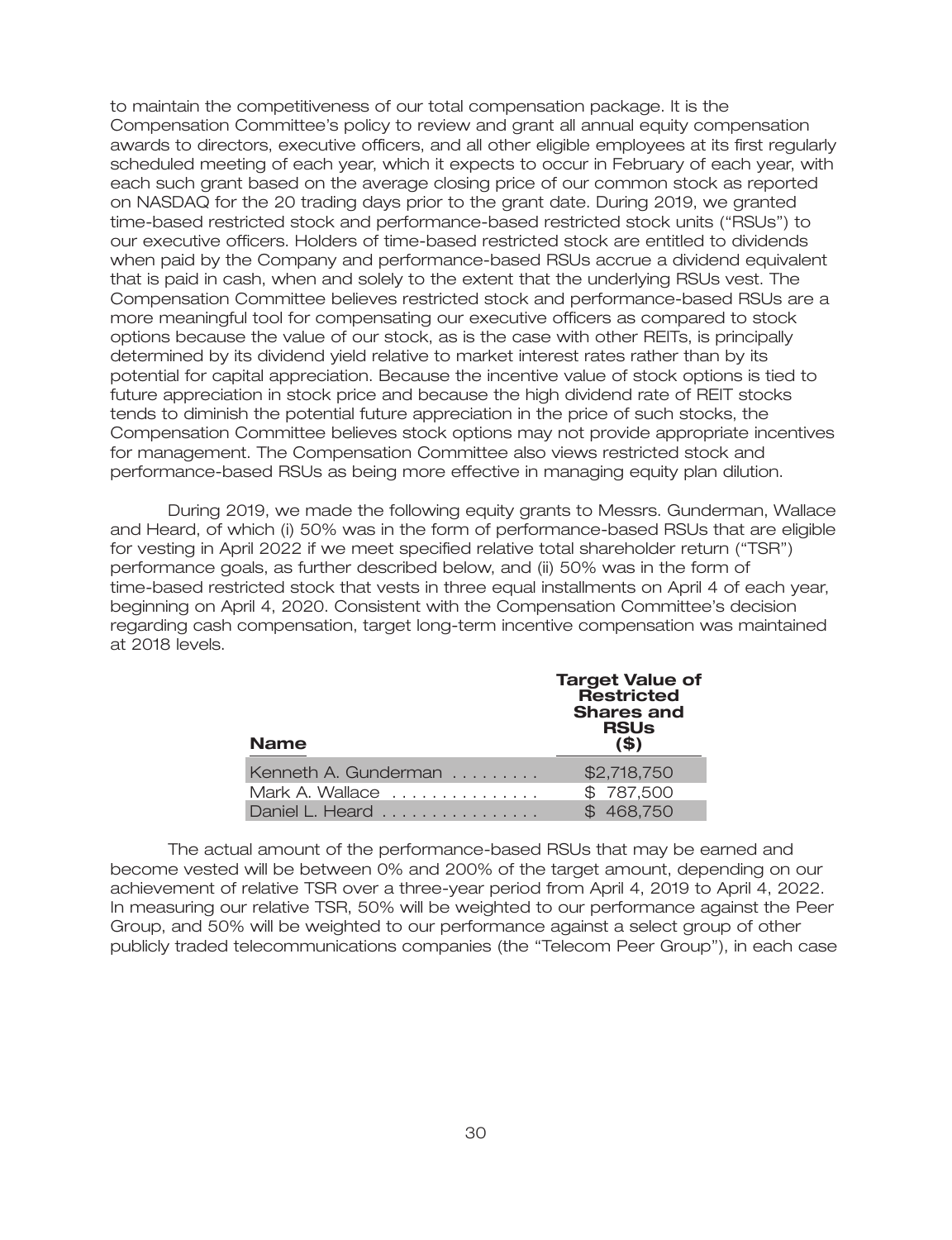to maintain the competitiveness of our total compensation package. It is the Compensation Committee's policy to review and grant all annual equity compensation awards to directors, executive officers, and all other eligible employees at its first regularly scheduled meeting of each year, which it expects to occur in February of each year, with each such grant based on the average closing price of our common stock as reported on NASDAQ for the 20 trading days prior to the grant date. During 2019, we granted time-based restricted stock and performance-based restricted stock units ("RSUs") to our executive officers. Holders of time-based restricted stock are entitled to dividends when paid by the Company and performance-based RSUs accrue a dividend equivalent that is paid in cash, when and solely to the extent that the underlying RSUs vest. The Compensation Committee believes restricted stock and performance-based RSUs are a more meaningful tool for compensating our executive officers as compared to stock options because the value of our stock, as is the case with other REITs, is principally determined by its dividend yield relative to market interest rates rather than by its potential for capital appreciation. Because the incentive value of stock options is tied to future appreciation in stock price and because the high dividend rate of REIT stocks tends to diminish the potential future appreciation in the price of such stocks, the Compensation Committee believes stock options may not provide appropriate incentives for management. The Compensation Committee also views restricted stock and performance-based RSUs as being more effective in managing equity plan dilution.

During 2019, we made the following equity grants to Messrs. Gunderman, Wallace and Heard, of which (i) 50% was in the form of performance-based RSUs that are eligible for vesting in April 2022 if we meet specified relative total shareholder return ("TSR") performance goals, as further described below, and (ii) 50% was in the form of time-based restricted stock that vests in three equal installments on April 4 of each year, beginning on April 4, 2020. Consistent with the Compensation Committee's decision regarding cash compensation, target long-term incentive compensation was maintained at 2018 levels.

| Name | Target Value of Restricted Shares and RSUs ($) |
|---|---|
| Kenneth A. Gunderman | $2,718,750 |
| Mark A. Wallace | $ 787,500 |
| Daniel L. Heard | $ 468,750 |

The actual amount of the performance-based RSUs that may be earned and become vested will be between 0% and 200% of the target amount, depending on our achievement of relative TSR over a three-year period from April 4, 2019 to April 4, 2022. In measuring our relative TSR, 50% will be weighted to our performance against the Peer Group, and 50% will be weighted to our performance against a select group of other publicly traded telecommunications companies (the "Telecom Peer Group"), in each case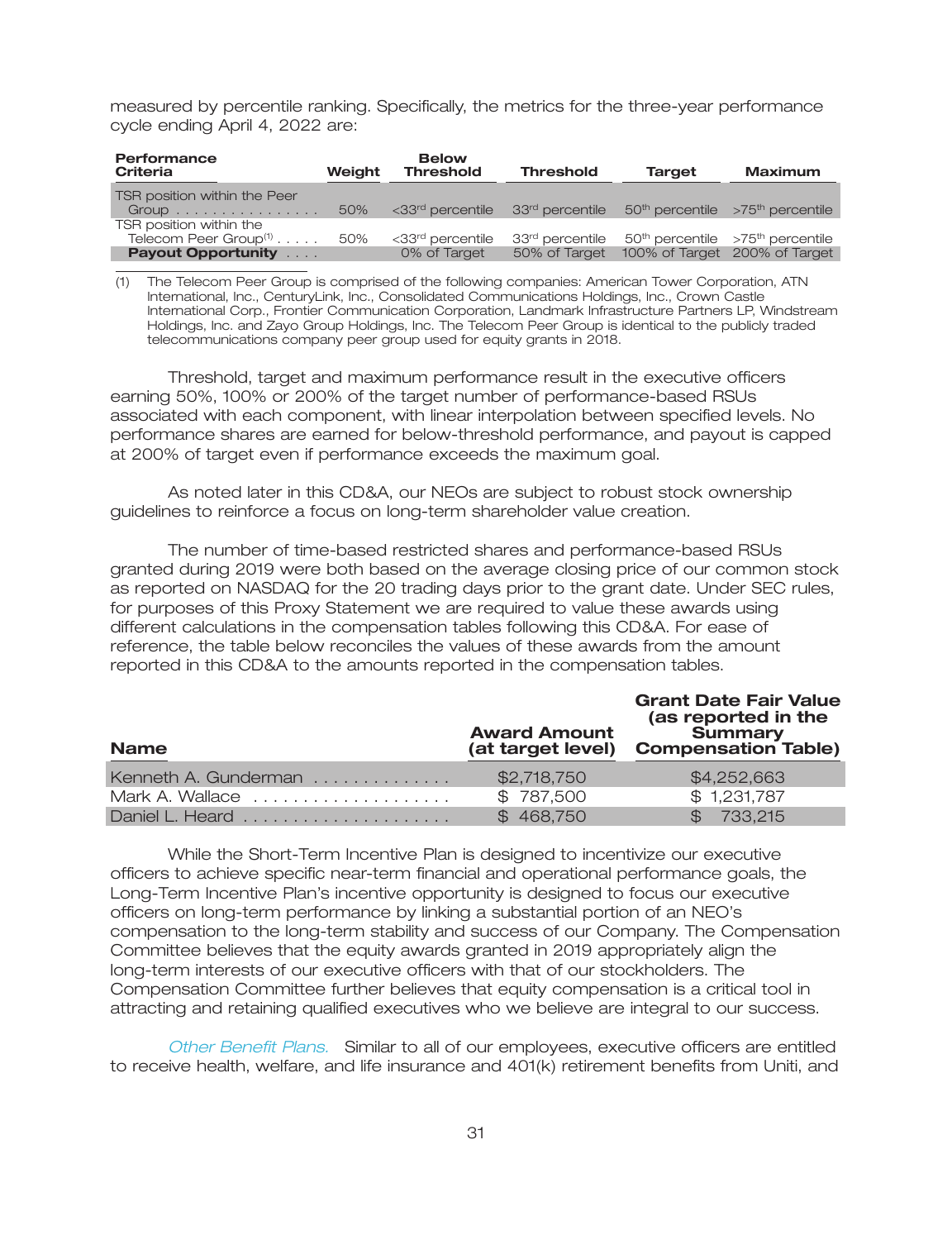measured by percentile ranking. Specifically, the metrics for the three-year performance cycle ending April 4, 2022 are:

| Performance Criteria | Weight | Below Threshold | Threshold | Target | Maximum |
|---|---|---|---|---|---|
| TSR position within the Peer Group | 50% | <33rd percentile | 33rd percentile | 50th percentile | >75th percentile |
| TSR position within the Telecom Peer Group(1) | 50% | <33rd percentile | 33rd percentile | 50th percentile | >75th percentile |
| **Payout Opportunity** | | 0% of Target | 50% of Target | 100% of Target | 200% of Target |

(1) The Telecom Peer Group is comprised of the following companies: American Tower Corporation, ATN International, Inc., CenturyLink, Inc., Consolidated Communications Holdings, Inc., Crown Castle International Corp., Frontier Communication Corporation, Landmark Infrastructure Partners LP, Windstream Holdings, Inc. and Zayo Group Holdings, Inc. The Telecom Peer Group is identical to the publicly traded telecommunications company peer group used for equity grants in 2018.

Threshold, target and maximum performance result in the executive officers earning 50%, 100% or 200% of the target number of performance-based RSUs associated with each component, with linear interpolation between specified levels. No performance shares are earned for below-threshold performance, and payout is capped at 200% of target even if performance exceeds the maximum goal.

As noted later in this CD&A, our NEOs are subject to robust stock ownership guidelines to reinforce a focus on long-term shareholder value creation.

The number of time-based restricted shares and performance-based RSUs granted during 2019 were both based on the average closing price of our common stock as reported on NASDAQ for the 20 trading days prior to the grant date. Under SEC rules, for purposes of this Proxy Statement we are required to value these awards using different calculations in the compensation tables following this CD&A. For ease of reference, the table below reconciles the values of these awards from the amount reported in this CD&A to the amounts reported in the compensation tables.

| Name | Award Amount (at target level) | Grant Date Fair Value (as reported in the Summary Compensation Table) |
|---|---|---|
| Kenneth A. Gunderman | $2,718,750 | $4,252,663 |
| Mark A. Wallace | $ 787,500 | $ 1,231,787 |
| Daniel L. Heard | $ 468,750 | $ 733,215 |

While the Short-Term Incentive Plan is designed to incentivize our executive officers to achieve specific near-term financial and operational performance goals, the Long-Term Incentive Plan's incentive opportunity is designed to focus our executive officers on long-term performance by linking a substantial portion of an NEO's compensation to the long-term stability and success of our Company. The Compensation Committee believes that the equity awards granted in 2019 appropriately align the long-term interests of our executive officers with that of our stockholders. The Compensation Committee further believes that equity compensation is a critical tool in attracting and retaining qualified executives who we believe are integral to our success.

*Other Benefit Plans.* Similar to all of our employees, executive officers are entitled to receive health, welfare, and life insurance and 401(k) retirement benefits from Uniti, and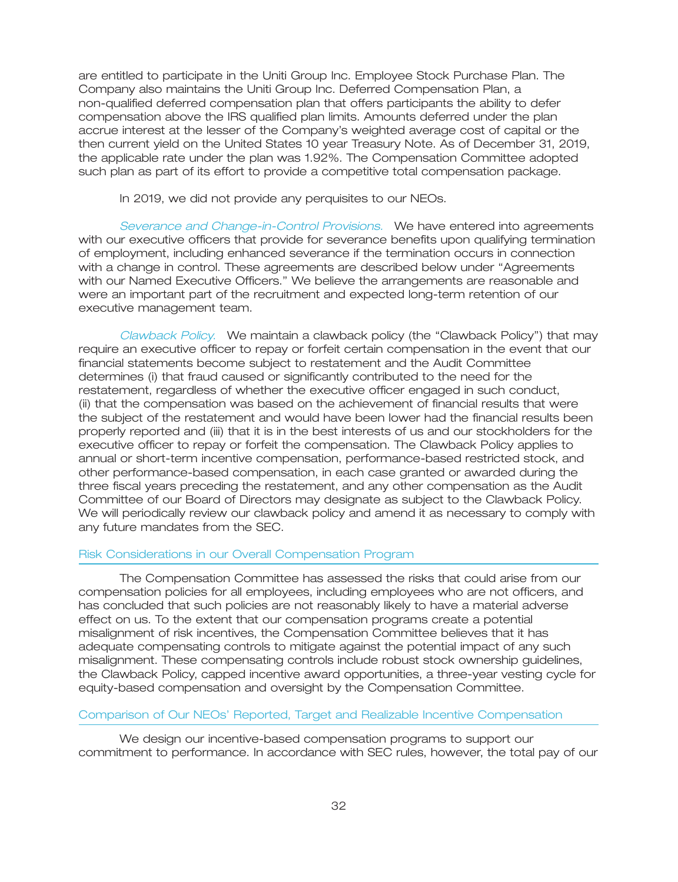are entitled to participate in the Uniti Group Inc. Employee Stock Purchase Plan. The Company also maintains the Uniti Group Inc. Deferred Compensation Plan, a non-qualified deferred compensation plan that offers participants the ability to defer compensation above the IRS qualified plan limits. Amounts deferred under the plan accrue interest at the lesser of the Company's weighted average cost of capital or the then current yield on the United States 10 year Treasury Note. As of December 31, 2019, the applicable rate under the plan was 1.92%. The Compensation Committee adopted such plan as part of its effort to provide a competitive total compensation package.

In 2019, we did not provide any perquisites to our NEOs.

*Severance and Change-in-Control Provisions.* We have entered into agreements with our executive officers that provide for severance benefits upon qualifying termination of employment, including enhanced severance if the termination occurs in connection with a change in control. These agreements are described below under "Agreements with our Named Executive Officers." We believe the arrangements are reasonable and were an important part of the recruitment and expected long-term retention of our executive management team.

*Clawback Policy.* We maintain a clawback policy (the "Clawback Policy") that may require an executive officer to repay or forfeit certain compensation in the event that our financial statements become subject to restatement and the Audit Committee determines (i) that fraud caused or significantly contributed to the need for the restatement, regardless of whether the executive officer engaged in such conduct, (ii) that the compensation was based on the achievement of financial results that were the subject of the restatement and would have been lower had the financial results been properly reported and (iii) that it is in the best interests of us and our stockholders for the executive officer to repay or forfeit the compensation. The Clawback Policy applies to annual or short-term incentive compensation, performance-based restricted stock, and other performance-based compensation, in each case granted or awarded during the three fiscal years preceding the restatement, and any other compensation as the Audit Committee of our Board of Directors may designate as subject to the Clawback Policy. We will periodically review our clawback policy and amend it as necessary to comply with any future mandates from the SEC.

## Risk Considerations in our Overall Compensation Program

The Compensation Committee has assessed the risks that could arise from our compensation policies for all employees, including employees who are not officers, and has concluded that such policies are not reasonably likely to have a material adverse effect on us. To the extent that our compensation programs create a potential misalignment of risk incentives, the Compensation Committee believes that it has adequate compensating controls to mitigate against the potential impact of any such misalignment. These compensating controls include robust stock ownership guidelines, the Clawback Policy, capped incentive award opportunities, a three-year vesting cycle for equity-based compensation and oversight by the Compensation Committee.

## Comparison of Our NEOs' Reported, Target and Realizable Incentive Compensation

We design our incentive-based compensation programs to support our commitment to performance. In accordance with SEC rules, however, the total pay of our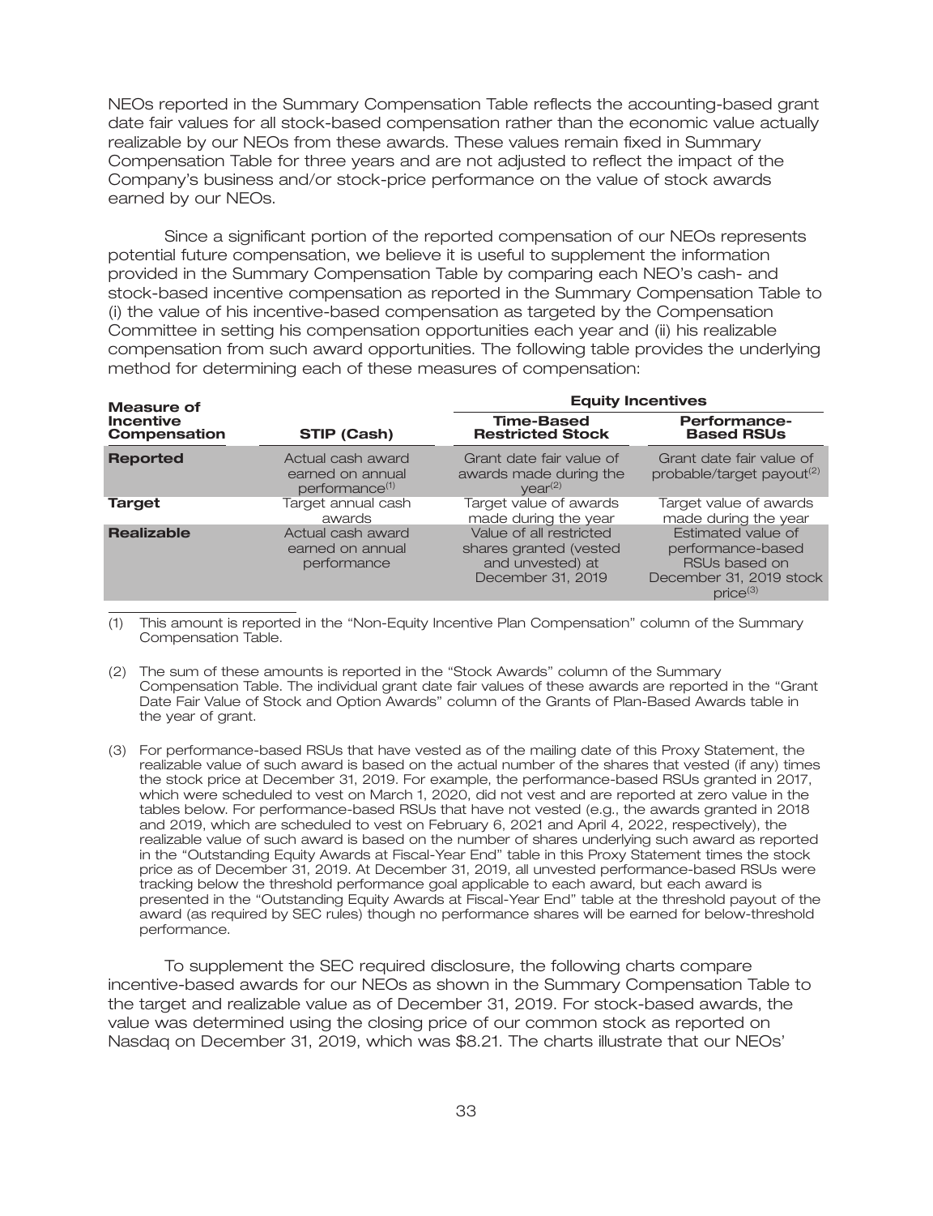NEOs reported in the Summary Compensation Table reflects the accounting-based grant date fair values for all stock-based compensation rather than the economic value actually realizable by our NEOs from these awards. These values remain fixed in Summary Compensation Table for three years and are not adjusted to reflect the impact of the Company's business and/or stock-price performance on the value of stock awards earned by our NEOs.

Since a significant portion of the reported compensation of our NEOs represents potential future compensation, we believe it is useful to supplement the information provided in the Summary Compensation Table by comparing each NEO's cash- and stock-based incentive compensation as reported in the Summary Compensation Table to (i) the value of his incentive-based compensation as targeted by the Compensation Committee in setting his compensation opportunities each year and (ii) his realizable compensation from such award opportunities. The following table provides the underlying method for determining each of these measures of compensation:

| Measure of Incentive Compensation | STIP (Cash) | Equity Incentives | |
|---|---|---|---|
| | | **Time-Based Restricted Stock** | **Performance-Based RSUs** |
| **Reported** | Actual cash award earned on annual performance[1] | Grant date fair value of awards made during the year[2] | Grant date fair value of probable/target payout[2] |
| **Target** | Target annual cash awards | Target value of awards made during the year | Target value of awards made during the year |
| **Realizable** | Actual cash award earned on annual performance | Value of all restricted shares granted (vested and unvested) at December 31, 2019 | Estimated value of performance-based RSUs based on December 31, 2019 stock price[3] |

(1) This amount is reported in the "Non-Equity Incentive Plan Compensation" column of the Summary Compensation Table.

(2) The sum of these amounts is reported in the "Stock Awards" column of the Summary Compensation Table. The individual grant date fair values of these awards are reported in the "Grant Date Fair Value of Stock and Option Awards" column of the Grants of Plan-Based Awards table in the year of grant.

(3) For performance-based RSUs that have vested as of the mailing date of this Proxy Statement, the realizable value of such award is based on the actual number of the shares that vested (if any) times the stock price at December 31, 2019. For example, the performance-based RSUs granted in 2017, which were scheduled to vest on March 1, 2020, did not vest and are reported at zero value in the tables below. For performance-based RSUs that have not vested (e.g., the awards granted in 2018 and 2019, which are scheduled to vest on February 6, 2021 and April 4, 2022, respectively), the realizable value of such award is based on the number of shares underlying such award as reported in the "Outstanding Equity Awards at Fiscal-Year End" table in this Proxy Statement times the stock price as of December 31, 2019. At December 31, 2019, all unvested performance-based RSUs were tracking below the threshold performance goal applicable to each award, but each award is presented in the "Outstanding Equity Awards at Fiscal-Year End" table at the threshold payout of the award (as required by SEC rules) though no performance shares will be earned for below-threshold performance.

To supplement the SEC required disclosure, the following charts compare incentive-based awards for our NEOs as shown in the Summary Compensation Table to the target and realizable value as of December 31, 2019. For stock-based awards, the value was determined using the closing price of our common stock as reported on Nasdaq on December 31, 2019, which was $8.21. The charts illustrate that our NEOs'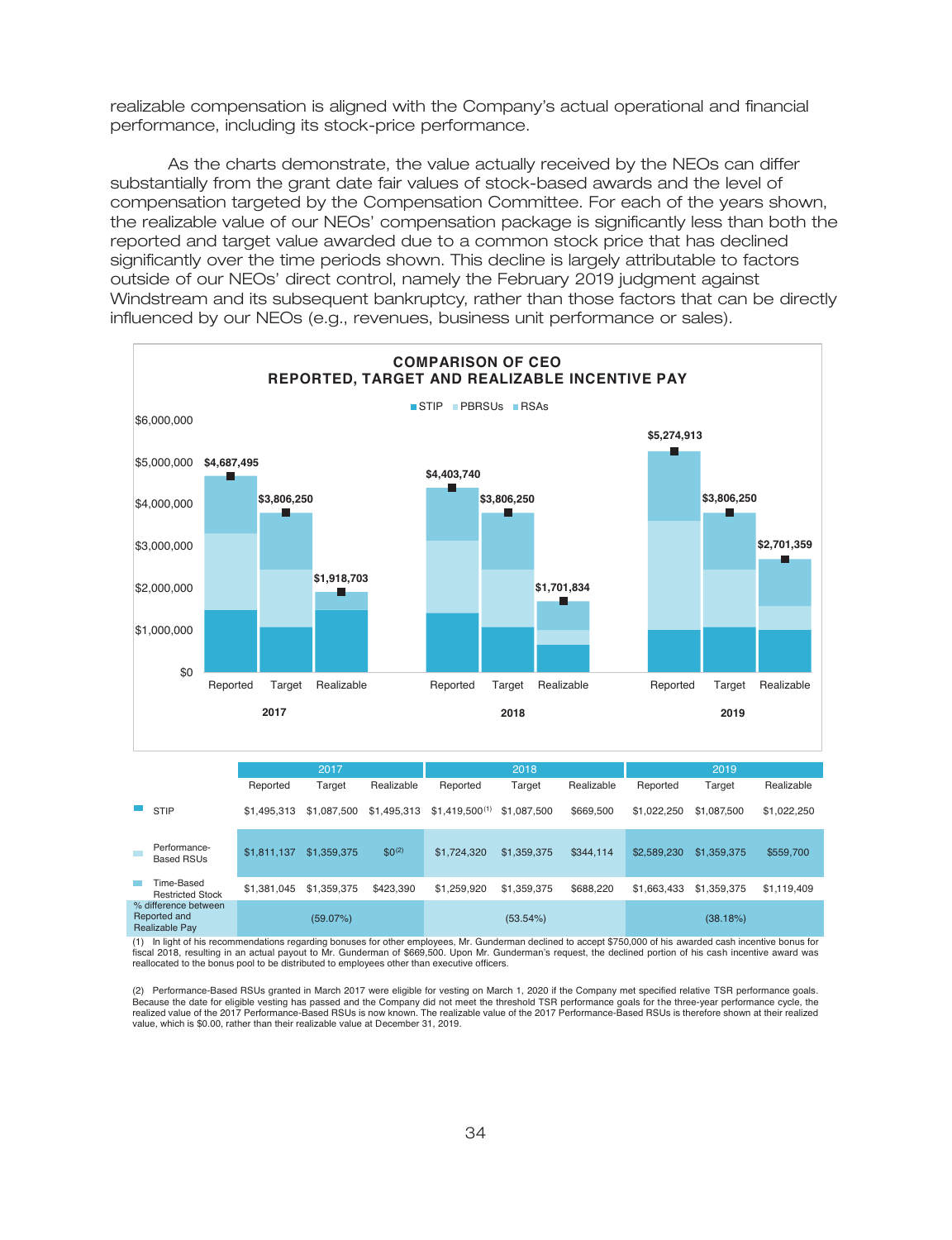realizable compensation is aligned with the Company's actual operational and financial performance, including its stock-price performance.

As the charts demonstrate, the value actually received by the NEOs can differ substantially from the grant date fair values of stock-based awards and the level of compensation targeted by the Compensation Committee. For each of the years shown, the realizable value of our NEOs' compensation package is significantly less than both the reported and target value awarded due to a common stock price that has declined significantly over the time periods shown. This decline is largely attributable to factors outside of our NEOs' direct control, namely the February 2019 judgment against Windstream and its subsequent bankruptcy, rather than those factors that can be directly influenced by our NEOs (e.g., revenues, business unit performance or sales).

**COMPARISON OF CEO REPORTED, TARGET AND REALIZABLE INCENTIVE PAY**

STIP   PBRSUs   RSAs

| | 2017 Reported | 2017 Target | 2017 Realizable | 2018 Reported | 2018 Target | 2018 Realizable | 2019 Reported | 2019 Target | 2019 Realizable |
|---|---|---|---|---|---|---|---|---|---|
| Total | $4,687,495 | $3,806,250 | $1,918,703 | $4,403,740 | $3,806,250 | $1,701,834 | $5,274,913 | $3,806,250 | $2,701,359 |

| | 2017 | | | 2018 | | | 2019 | | |
|---|---|---|---|---|---|---|---|---|---|
| | Reported | Target | Realizable | Reported | Target | Realizable | Reported | Target | Realizable |
| STIP | $1,495,313 | $1,087,500 | $1,495,313 | $1,419,500[(1)] | $1,087,500 | $669,500 | $1,022,250 | $1,087,500 | $1,022,250 |
| Performance-Based RSUs | $1,811,137 | $1,359,375 | $0[(2)] | $1,724,320 | $1,359,375 | $344,114 | $2,589,230 | $1,359,375 | $559,700 |
| Time-Based Restricted Stock | $1,381,045 | $1,359,375 | $423,390 | $1,259,920 | $1,359,375 | $688,220 | $1,663,433 | $1,359,375 | $1,119,409 |
| % difference between Reported and Realizable Pay | | (59.07%) | | | (53.54%) | | | (38.18%) | |

(1) In light of his recommendations regarding bonuses for other employees, Mr. Gunderman declined to accept $750,000 of his awarded cash incentive bonus for fiscal 2018, resulting in an actual payout to Mr. Gunderman of $669,500. Upon Mr. Gunderman's request, the declined portion of his cash incentive award was reallocated to the bonus pool to be distributed to employees other than executive officers.

(2) Performance-Based RSUs granted in March 2017 were eligible for vesting on March 1, 2020 if the Company met specified relative TSR performance goals. Because the date for eligible vesting has passed and the Company did not meet the threshold TSR performance goals for the three-year performance cycle, the realized value of the 2017 Performance-Based RSUs is now known. The realizable value of the 2017 Performance-Based RSUs is therefore shown at their realized value, which is $0.00, rather than their realizable value at December 31, 2019.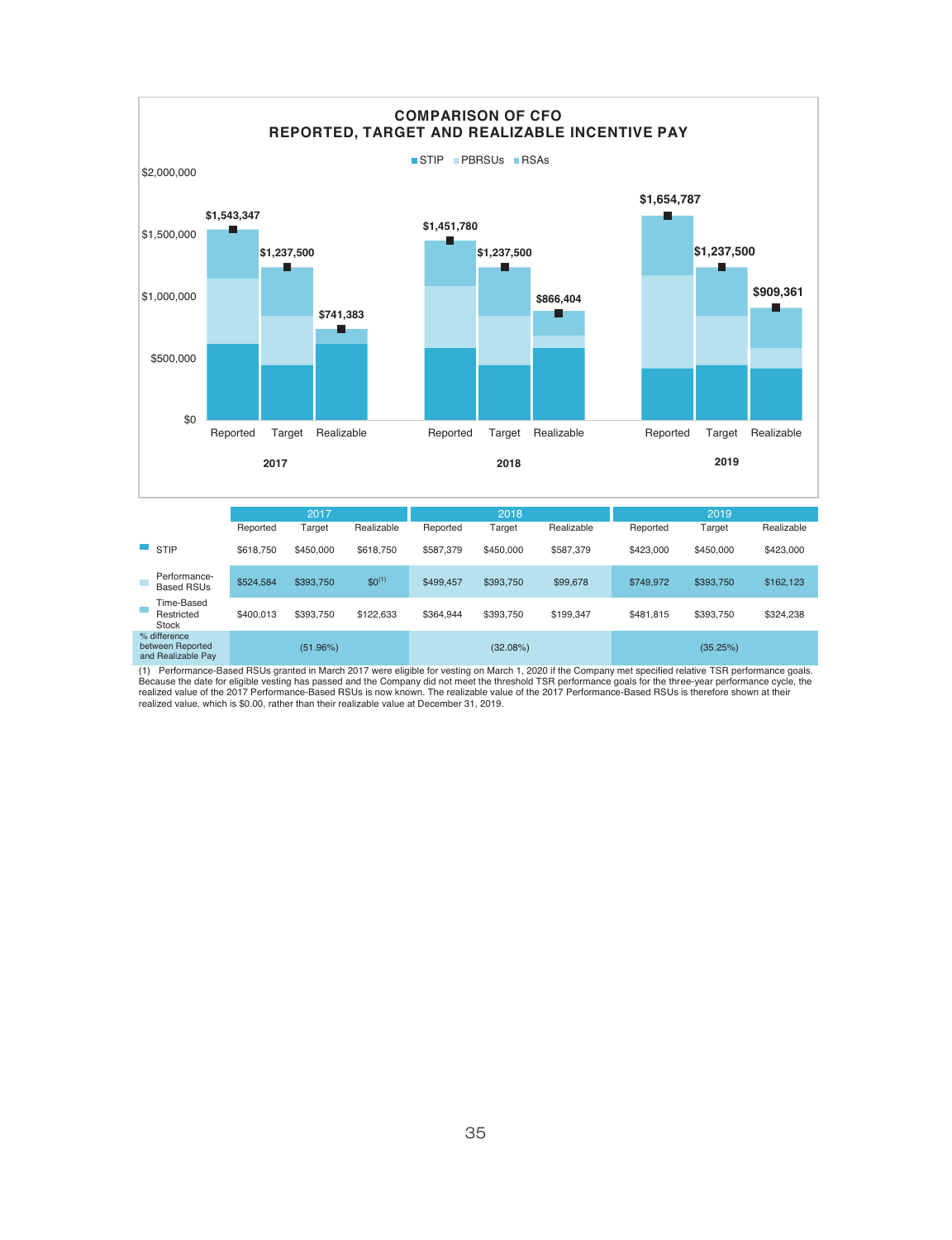## COMPARISON OF CFO REPORTED, TARGET AND REALIZABLE INCENTIVE PAY

■STIP ■PBRSUs ■RSAs

| | 2017 Reported | 2017 Target | 2017 Realizable | 2018 Reported | 2018 Target | 2018 Realizable | 2019 Reported | 2019 Target | 2019 Realizable |
|---|---|---|---|---|---|---|---|---|---|
| Total | $1,543,347 | $1,237,500 | $741,383 | $1,451,780 | $1,237,500 | $866,404 | $1,654,787 | $1,237,500 | $909,361 |

| | 2017 | | | 2018 | | | 2019 | | |
|---|---|---|---|---|---|---|---|---|---|
| | Reported | Target | Realizable | Reported | Target | Realizable | Reported | Target | Realizable |
| STIP | $618,750 | $450,000 | $618,750 | $587,379 | $450,000 | $587,379 | $423,000 | $450,000 | $423,000 |
| Performance-Based RSUs | $524,584 | $393,750 | $0[1] | $499,457 | $393,750 | $99,678 | $749,972 | $393,750 | $162,123 |
| Time-Based Restricted Stock | $400,013 | $393,750 | $122,633 | $364,944 | $393,750 | $199,347 | $481,815 | $393,750 | $324,238 |
| % difference between Reported and Realizable Pay | (51.96%) | | | (32.08%) | | | (35.25%) | | |

(1) Performance-Based RSUs granted in March 2017 were eligible for vesting on March 1, 2020 if the Company met specified relative TSR performance goals. Because the date for eligible vesting has passed and the Company did not meet the threshold TSR performance goals for the three-year performance cycle, the realized value of the 2017 Performance-Based RSUs is now known. The realizable value of the 2017 Performance-Based RSUs is therefore shown at their realized value, which is $0.00, rather than their realizable value at December 31, 2019.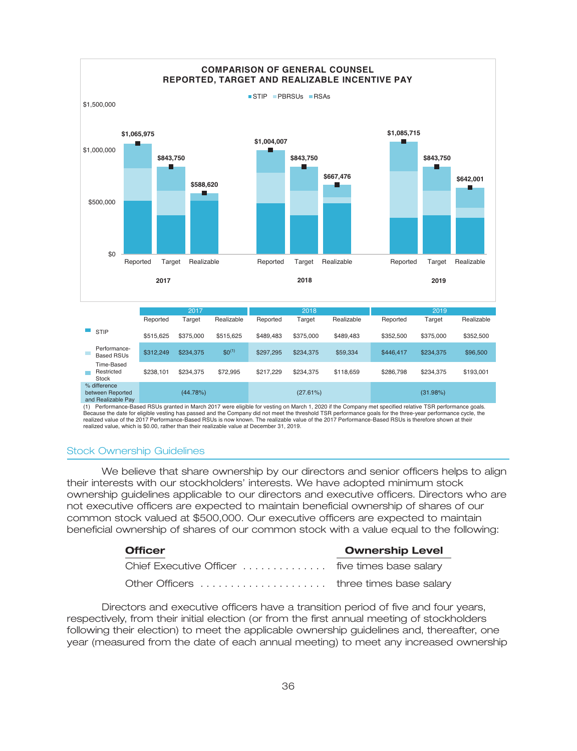**COMPARISON OF GENERAL COUNSEL REPORTED, TARGET AND REALIZABLE INCENTIVE PAY**

| | 2017 | | | 2018 | | | 2019 | | |
|---|---|---|---|---|---|---|---|---|---|
| | Reported | Target | Realizable | Reported | Target | Realizable | Reported | Target | Realizable |
| STIP | $515,625 | $375,000 | $515,625 | $489,483 | $375,000 | $489,483 | $352,500 | $375,000 | $352,500 |
| Performance-Based RSUs | $312,249 | $234,375 | $0[1] | $297,295 | $234,375 | $59,334 | $446,417 | $234,375 | $96,500 |
| Time-Based Restricted Stock | $238,101 | $234,375 | $72,995 | $217,229 | $234,375 | $118,659 | $286,798 | $234,375 | $193,001 |
| Total | $1,065,975 | $843,750 | $588,620 | $1,004,007 | $843,750 | $667,476 | $1,085,715 | $843,750 | $642,001 |
| % difference between Reported and Realizable Pay | (44.78%) | | | (27.61%) | | | (31.98%) | | |

(1) Performance-Based RSUs granted in March 2017 were eligible for vesting on March 1, 2020 if the Company met specified relative TSR performance goals. Because the date for eligible vesting has passed and the Company did not meet the threshold TSR performance goals for the three-year performance cycle, the realized value of the 2017 Performance-Based RSUs is now known. The realizable value of the 2017 Performance-Based RSUs is therefore shown at their realized value, which is $0.00, rather than their realizable value at December 31, 2019.

## Stock Ownership Guidelines

We believe that share ownership by our directors and senior officers helps to align their interests with our stockholders' interests. We have adopted minimum stock ownership guidelines applicable to our directors and executive officers. Directors who are not executive officers are expected to maintain beneficial ownership of shares of our common stock valued at $500,000. Our executive officers are expected to maintain beneficial ownership of shares of our common stock with a value equal to the following:

| Officer | Ownership Level |
|---|---|
| Chief Executive Officer | five times base salary |
| Other Officers | three times base salary |

Directors and executive officers have a transition period of five and four years, respectively, from their initial election (or from the first annual meeting of stockholders following their election) to meet the applicable ownership guidelines and, thereafter, one year (measured from the date of each annual meeting) to meet any increased ownership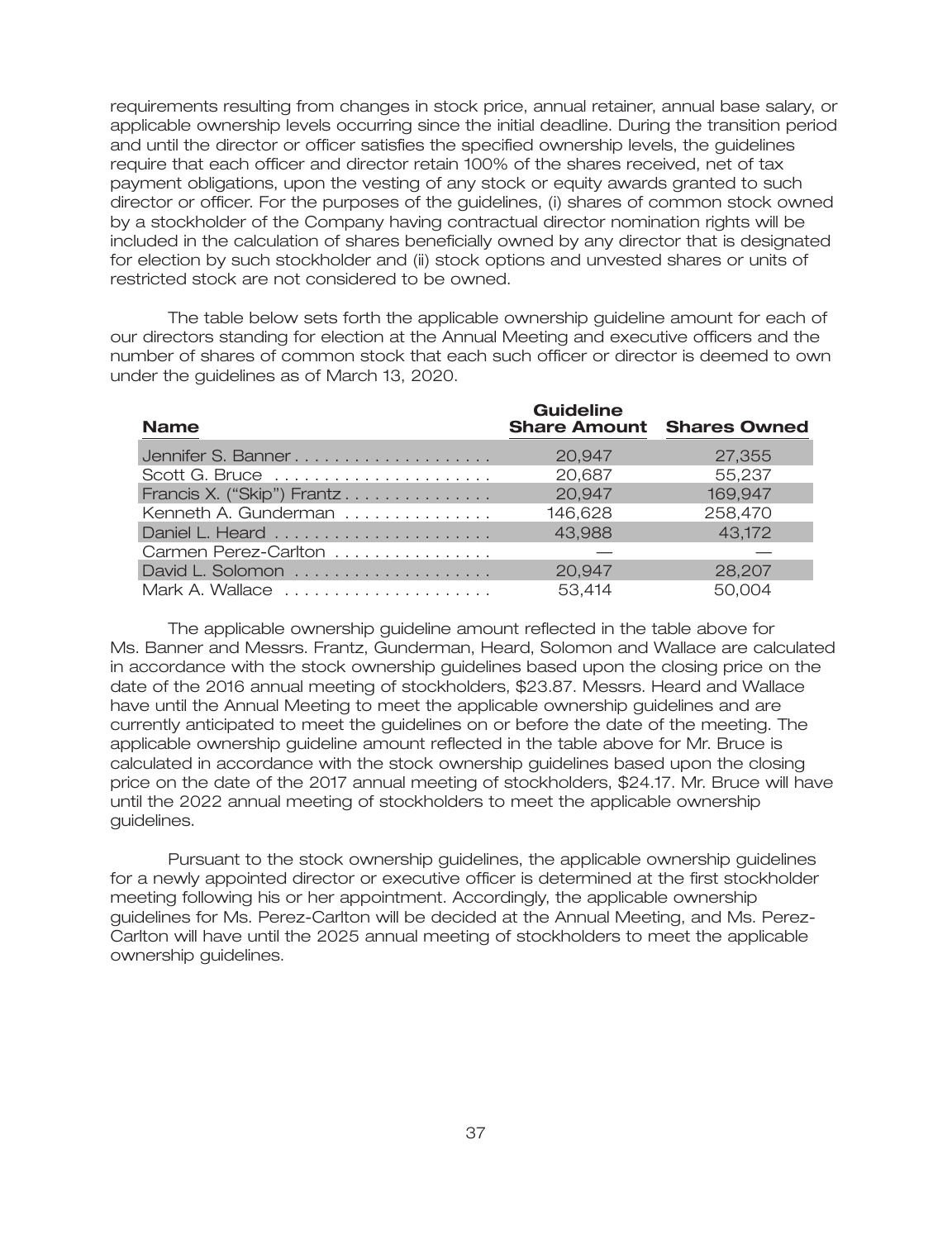requirements resulting from changes in stock price, annual retainer, annual base salary, or applicable ownership levels occurring since the initial deadline. During the transition period and until the director or officer satisfies the specified ownership levels, the guidelines require that each officer and director retain 100% of the shares received, net of tax payment obligations, upon the vesting of any stock or equity awards granted to such director or officer. For the purposes of the guidelines, (i) shares of common stock owned by a stockholder of the Company having contractual director nomination rights will be included in the calculation of shares beneficially owned by any director that is designated for election by such stockholder and (ii) stock options and unvested shares or units of restricted stock are not considered to be owned.

The table below sets forth the applicable ownership guideline amount for each of our directors standing for election at the Annual Meeting and executive officers and the number of shares of common stock that each such officer or director is deemed to own under the guidelines as of March 13, 2020.

| Name | Guideline Share Amount | Shares Owned |
|---|---|---|
| Jennifer S. Banner | 20,947 | 27,355 |
| Scott G. Bruce | 20,687 | 55,237 |
| Francis X. ("Skip") Frantz | 20,947 | 169,947 |
| Kenneth A. Gunderman | 146,628 | 258,470 |
| Daniel L. Heard | 43,988 | 43,172 |
| Carmen Perez-Carlton | — | — |
| David L. Solomon | 20,947 | 28,207 |
| Mark A. Wallace | 53,414 | 50,004 |

The applicable ownership guideline amount reflected in the table above for Ms. Banner and Messrs. Frantz, Gunderman, Heard, Solomon and Wallace are calculated in accordance with the stock ownership guidelines based upon the closing price on the date of the 2016 annual meeting of stockholders, $23.87. Messrs. Heard and Wallace have until the Annual Meeting to meet the applicable ownership guidelines and are currently anticipated to meet the guidelines on or before the date of the meeting. The applicable ownership guideline amount reflected in the table above for Mr. Bruce is calculated in accordance with the stock ownership guidelines based upon the closing price on the date of the 2017 annual meeting of stockholders, $24.17. Mr. Bruce will have until the 2022 annual meeting of stockholders to meet the applicable ownership guidelines.

Pursuant to the stock ownership guidelines, the applicable ownership guidelines for a newly appointed director or executive officer is determined at the first stockholder meeting following his or her appointment. Accordingly, the applicable ownership guidelines for Ms. Perez-Carlton will be decided at the Annual Meeting, and Ms. Perez-Carlton will have until the 2025 annual meeting of stockholders to meet the applicable ownership guidelines.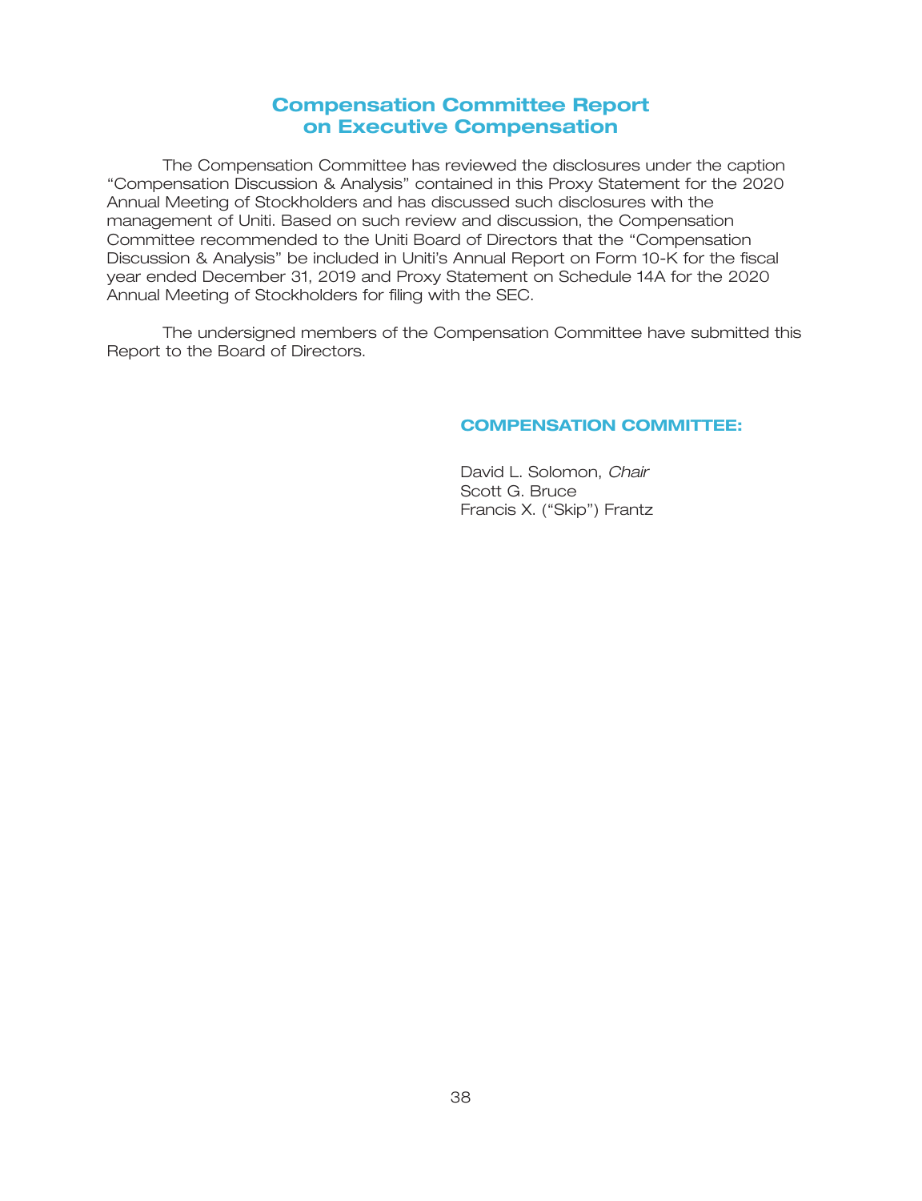# Compensation Committee Report on Executive Compensation

The Compensation Committee has reviewed the disclosures under the caption "Compensation Discussion & Analysis" contained in this Proxy Statement for the 2020 Annual Meeting of Stockholders and has discussed such disclosures with the management of Uniti. Based on such review and discussion, the Compensation Committee recommended to the Uniti Board of Directors that the "Compensation Discussion & Analysis" be included in Uniti's Annual Report on Form 10-K for the fiscal year ended December 31, 2019 and Proxy Statement on Schedule 14A for the 2020 Annual Meeting of Stockholders for filing with the SEC.

The undersigned members of the Compensation Committee have submitted this Report to the Board of Directors.

**COMPENSATION COMMITTEE:**

David L. Solomon, *Chair*
Scott G. Bruce
Francis X. ("Skip") Frantz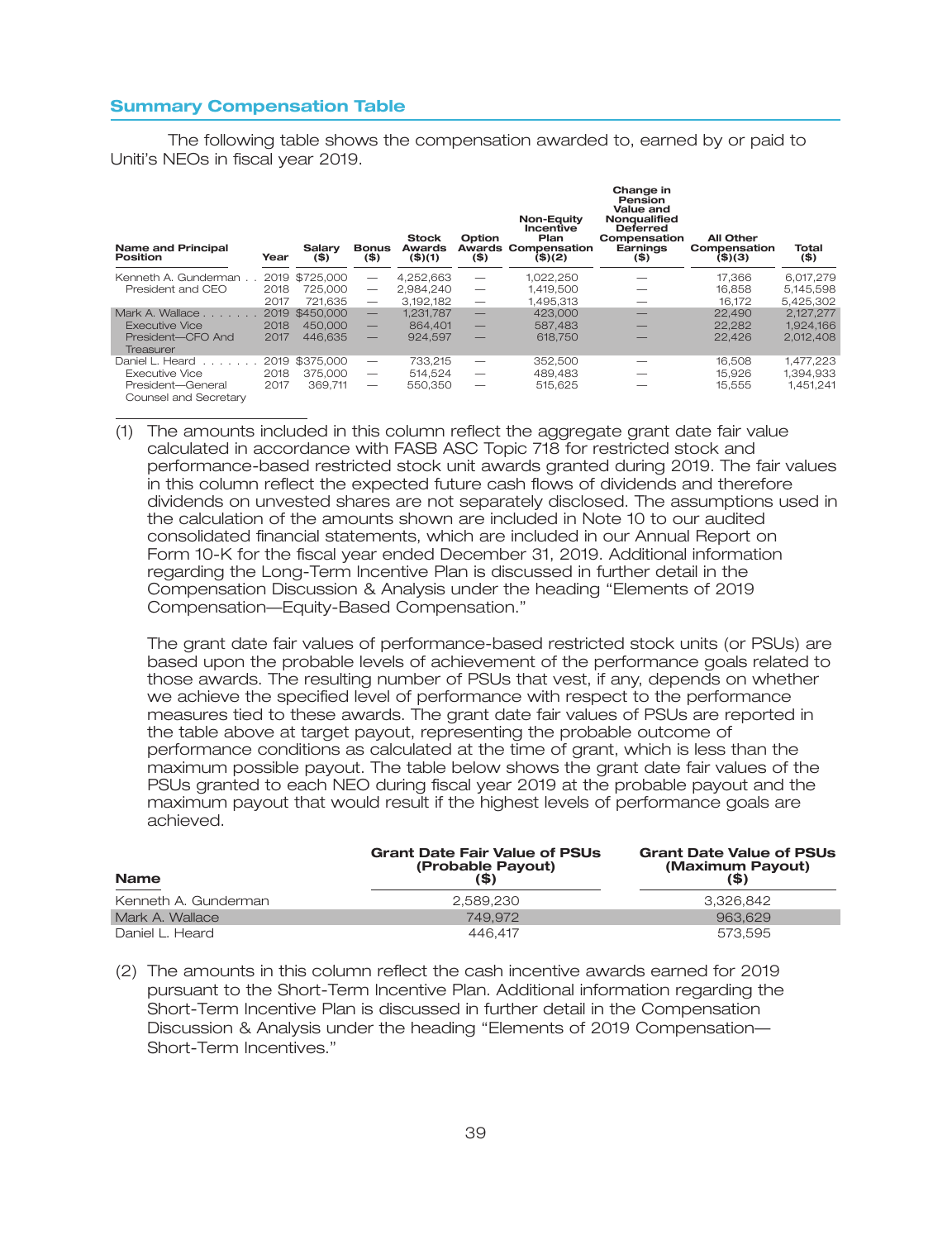## Summary Compensation Table

The following table shows the compensation awarded to, earned by or paid to Uniti's NEOs in fiscal year 2019.

| Name and Principal Position | Year | Salary ($) | Bonus ($) | Stock Awards ($)(1) | Option Awards ($) | Non-Equity Incentive Plan Compensation ($)(2) | Change in Pension Value and Nonqualified Deferred Compensation Earnings ($) | All Other Compensation ($)(3) | Total ($) |
|---|---|---|---|---|---|---|---|---|---|
| Kenneth A. Gunderman | 2019 | $725,000 | — | 4,252,663 | — | 1,022,250 | — | 17,366 | 6,017,279 |
| President and CEO | 2018 | 725,000 | — | 2,984,240 | — | 1,419,500 | — | 16,858 | 5,145,598 |
| | 2017 | 721,635 | — | 3,192,182 | — | 1,495,313 | — | 16,172 | 5,425,302 |
| Mark A. Wallace | 2019 | $450,000 | — | 1,231,787 | — | 423,000 | — | 22,490 | 2,127,277 |
| Executive Vice | 2018 | 450,000 | — | 864,401 | — | 587,483 | — | 22,282 | 1,924,166 |
| President—CFO And Treasurer | 2017 | 446,635 | — | 924,597 | — | 618,750 | — | 22,426 | 2,012,408 |
| Daniel L. Heard | 2019 | $375,000 | — | 733,215 | — | 352,500 | — | 16,508 | 1,477,223 |
| Executive Vice | 2018 | 375,000 | — | 514,524 | — | 489,483 | — | 15,926 | 1,394,933 |
| President—General Counsel and Secretary | 2017 | 369,711 | — | 550,350 | — | 515,625 | — | 15,555 | 1,451,241 |

(1) The amounts included in this column reflect the aggregate grant date fair value calculated in accordance with FASB ASC Topic 718 for restricted stock and performance-based restricted stock unit awards granted during 2019. The fair values in this column reflect the expected future cash flows of dividends and therefore dividends on unvested shares are not separately disclosed. The assumptions used in the calculation of the amounts shown are included in Note 10 to our audited consolidated financial statements, which are included in our Annual Report on Form 10-K for the fiscal year ended December 31, 2019. Additional information regarding the Long-Term Incentive Plan is discussed in further detail in the Compensation Discussion & Analysis under the heading "Elements of 2019 Compensation—Equity-Based Compensation."

The grant date fair values of performance-based restricted stock units (or PSUs) are based upon the probable levels of achievement of the performance goals related to those awards. The resulting number of PSUs that vest, if any, depends on whether we achieve the specified level of performance with respect to the performance measures tied to these awards. The grant date fair values of PSUs are reported in the table above at target payout, representing the probable outcome of performance conditions as calculated at the time of grant, which is less than the maximum possible payout. The table below shows the grant date fair values of the PSUs granted to each NEO during fiscal year 2019 at the probable payout and the maximum payout that would result if the highest levels of performance goals are achieved.

| Name | Grant Date Fair Value of PSUs (Probable Payout) ($) | Grant Date Value of PSUs (Maximum Payout) ($) |
|---|---|---|
| Kenneth A. Gunderman | 2,589,230 | 3,326,842 |
| Mark A. Wallace | 749,972 | 963,629 |
| Daniel L. Heard | 446,417 | 573,595 |

(2) The amounts in this column reflect the cash incentive awards earned for 2019 pursuant to the Short-Term Incentive Plan. Additional information regarding the Short-Term Incentive Plan is discussed in further detail in the Compensation Discussion & Analysis under the heading "Elements of 2019 Compensation—Short-Term Incentives."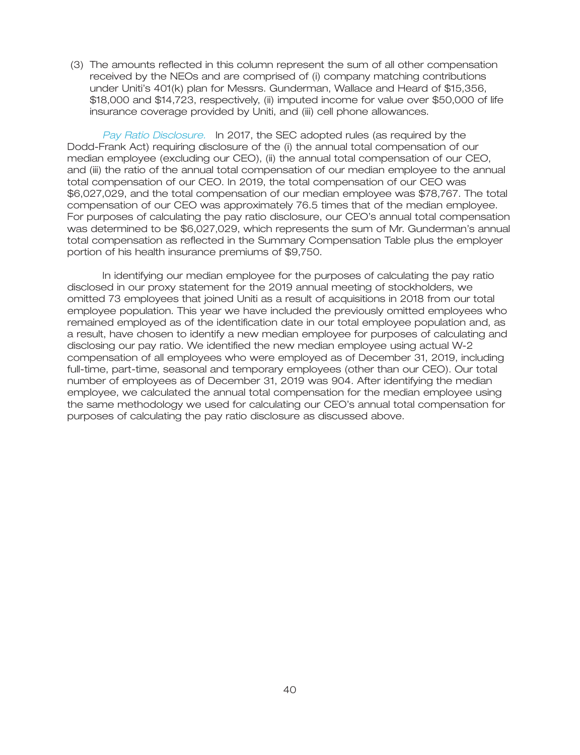(3) The amounts reflected in this column represent the sum of all other compensation received by the NEOs and are comprised of (i) company matching contributions under Uniti's 401(k) plan for Messrs. Gunderman, Wallace and Heard of $15,356, $18,000 and $14,723, respectively, (ii) imputed income for value over $50,000 of life insurance coverage provided by Uniti, and (iii) cell phone allowances.

*Pay Ratio Disclosure.* In 2017, the SEC adopted rules (as required by the Dodd-Frank Act) requiring disclosure of the (i) the annual total compensation of our median employee (excluding our CEO), (ii) the annual total compensation of our CEO, and (iii) the ratio of the annual total compensation of our median employee to the annual total compensation of our CEO. In 2019, the total compensation of our CEO was $6,027,029, and the total compensation of our median employee was $78,767. The total compensation of our CEO was approximately 76.5 times that of the median employee. For purposes of calculating the pay ratio disclosure, our CEO's annual total compensation was determined to be $6,027,029, which represents the sum of Mr. Gunderman's annual total compensation as reflected in the Summary Compensation Table plus the employer portion of his health insurance premiums of $9,750.

In identifying our median employee for the purposes of calculating the pay ratio disclosed in our proxy statement for the 2019 annual meeting of stockholders, we omitted 73 employees that joined Uniti as a result of acquisitions in 2018 from our total employee population. This year we have included the previously omitted employees who remained employed as of the identification date in our total employee population and, as a result, have chosen to identify a new median employee for purposes of calculating and disclosing our pay ratio. We identified the new median employee using actual W-2 compensation of all employees who were employed as of December 31, 2019, including full-time, part-time, seasonal and temporary employees (other than our CEO). Our total number of employees as of December 31, 2019 was 904. After identifying the median employee, we calculated the annual total compensation for the median employee using the same methodology we used for calculating our CEO's annual total compensation for purposes of calculating the pay ratio disclosure as discussed above.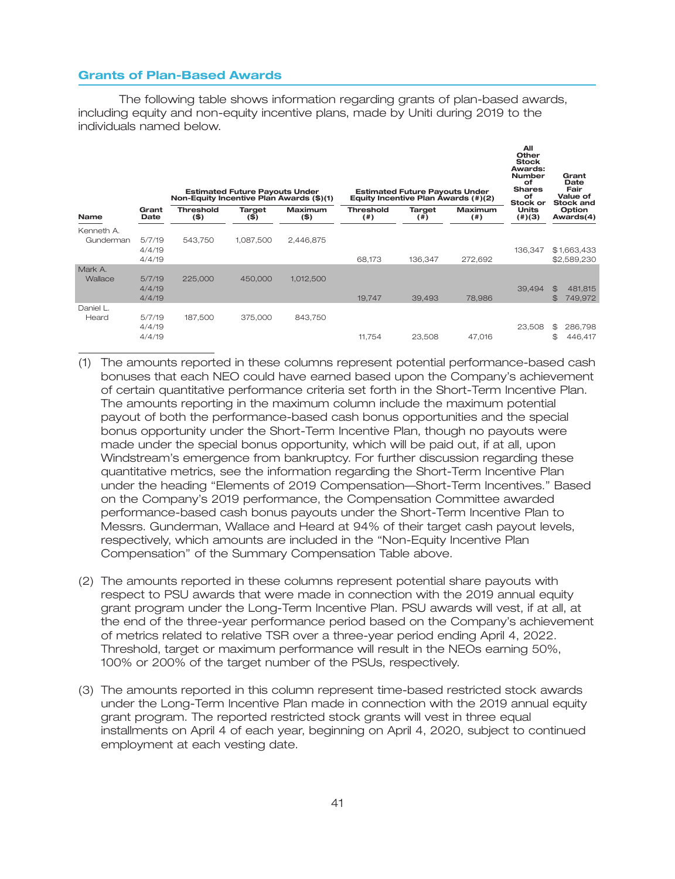## Grants of Plan-Based Awards

The following table shows information regarding grants of plan-based awards, including equity and non-equity incentive plans, made by Uniti during 2019 to the individuals named below.

| Name | Grant Date | Estimated Future Payouts Under Non-Equity Incentive Plan Awards ($)(1) | | | Estimated Future Payouts Under Equity Incentive Plan Awards (#)(2) | | | All Other Stock Awards: Number of Shares of Stock or Units (#)(3) | Grant Date Fair Value of Stock and Option Awards(4) |
|---|---|---|---|---|---|---|---|---|---|
| | | Threshold ($) | Target ($) | Maximum ($) | Threshold (#) | Target (#) | Maximum (#) | | |
| Kenneth A. Gunderman | 5/7/19 | 543,750 | 1,087,500 | 2,446,875 | | | | | |
| | 4/4/19 | | | | | | | 136,347 | $1,663,433 |
| | 4/4/19 | | | | 68,173 | 136,347 | 272,692 | | $2,589,230 |
| Mark A. Wallace | 5/7/19 | 225,000 | 450,000 | 1,012,500 | | | | | |
| | 4/4/19 | | | | | | | 39,494 | $ 481,815 |
| | 4/4/19 | | | | 19,747 | 39,493 | 78,986 | | $ 749,972 |
| Daniel L. Heard | 5/7/19 | 187,500 | 375,000 | 843,750 | | | | | |
| | 4/4/19 | | | | | | | 23,508 | $ 286,798 |
| | 4/4/19 | | | | 11,754 | 23,508 | 47,016 | | $ 446,417 |

(1) The amounts reported in these columns represent potential performance-based cash bonuses that each NEO could have earned based upon the Company's achievement of certain quantitative performance criteria set forth in the Short-Term Incentive Plan. The amounts reporting in the maximum column include the maximum potential payout of both the performance-based cash bonus opportunities and the special bonus opportunity under the Short-Term Incentive Plan, though no payouts were made under the special bonus opportunity, which will be paid out, if at all, upon Windstream's emergence from bankruptcy. For further discussion regarding these quantitative metrics, see the information regarding the Short-Term Incentive Plan under the heading "Elements of 2019 Compensation—Short-Term Incentives." Based on the Company's 2019 performance, the Compensation Committee awarded performance-based cash bonus payouts under the Short-Term Incentive Plan to Messrs. Gunderman, Wallace and Heard at 94% of their target cash payout levels, respectively, which amounts are included in the "Non-Equity Incentive Plan Compensation" of the Summary Compensation Table above.

(2) The amounts reported in these columns represent potential share payouts with respect to PSU awards that were made in connection with the 2019 annual equity grant program under the Long-Term Incentive Plan. PSU awards will vest, if at all, at the end of the three-year performance period based on the Company's achievement of metrics related to relative TSR over a three-year period ending April 4, 2022. Threshold, target or maximum performance will result in the NEOs earning 50%, 100% or 200% of the target number of the PSUs, respectively.

(3) The amounts reported in this column represent time-based restricted stock awards under the Long-Term Incentive Plan made in connection with the 2019 annual equity grant program. The reported restricted stock grants will vest in three equal installments on April 4 of each year, beginning on April 4, 2020, subject to continued employment at each vesting date.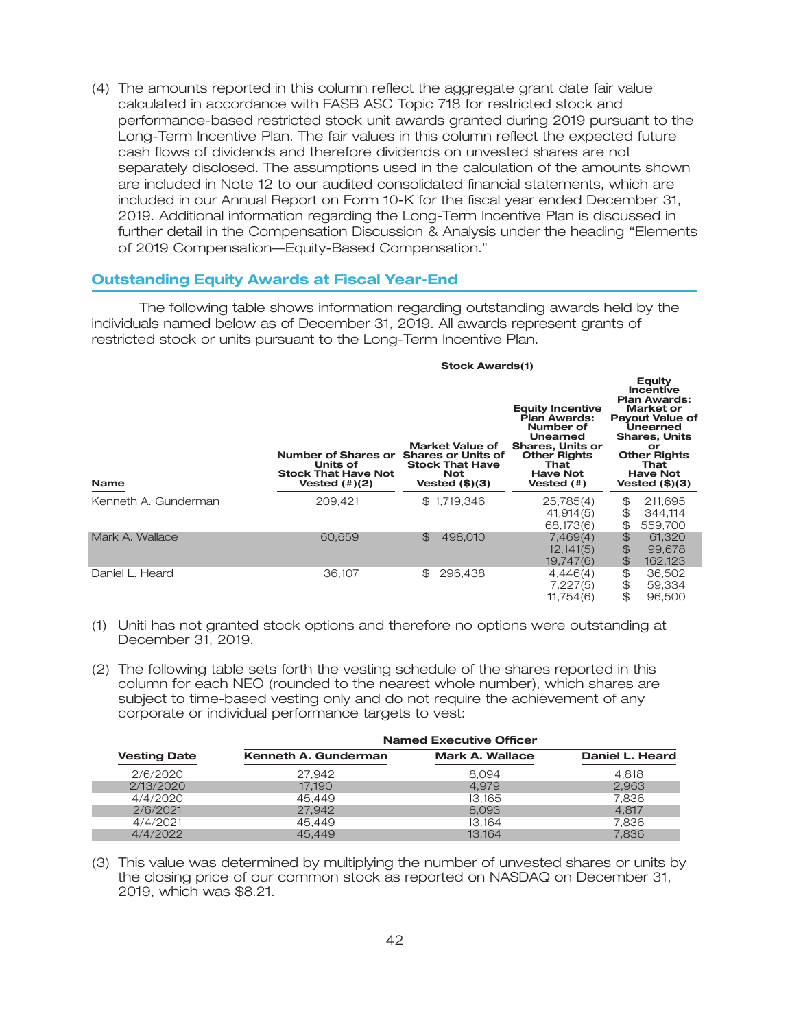(4) The amounts reported in this column reflect the aggregate grant date fair value calculated in accordance with FASB ASC Topic 718 for restricted stock and performance-based restricted stock unit awards granted during 2019 pursuant to the Long-Term Incentive Plan. The fair values in this column reflect the expected future cash flows of dividends and therefore dividends on unvested shares are not separately disclosed. The assumptions used in the calculation of the amounts shown are included in Note 12 to our audited consolidated financial statements, which are included in our Annual Report on Form 10-K for the fiscal year ended December 31, 2019. Additional information regarding the Long-Term Incentive Plan is discussed in further detail in the Compensation Discussion & Analysis under the heading "Elements of 2019 Compensation—Equity-Based Compensation."

## Outstanding Equity Awards at Fiscal Year-End

The following table shows information regarding outstanding awards held by the individuals named below as of December 31, 2019. All awards represent grants of restricted stock or units pursuant to the Long-Term Incentive Plan.

| | Stock Awards(1) | | | |
|---|---|---|---|---|
| **Name** | **Number of Shares or Units of Stock That Have Not Vested (#)(2)** | **Market Value of Shares or Units of Stock That Have Not Vested ($)(3)** | **Equity Incentive Plan Awards: Number of Unearned Shares, Units or Other Rights That Have Not Vested (#)** | **Equity Incentive Plan Awards: Market or Payout Value of Unearned Shares, Units or Other Rights That Have Not Vested ($)(3)** |
| Kenneth A. Gunderman | 209,421 | $ 1,719,346 | 25,785(4)<br>41,914(5)<br>68,173(6) | $ 211,695<br>$ 344,114<br>$ 559,700 |
| Mark A. Wallace | 60,659 | $ 498,010 | 7,469(4)<br>12,141(5)<br>19,747(6) | $ 61,320<br>$ 99,678<br>$ 162,123 |
| Daniel L. Heard | 36,107 | $ 296,438 | 4,446(4)<br>7,227(5)<br>11,754(6) | $ 36,502<br>$ 59,334<br>$ 96,500 |

(1) Uniti has not granted stock options and therefore no options were outstanding at December 31, 2019.

(2) The following table sets forth the vesting schedule of the shares reported in this column for each NEO (rounded to the nearest whole number), which shares are subject to time-based vesting only and do not require the achievement of any corporate or individual performance targets to vest:

| | Named Executive Officer | | |
|---|---|---|---|
| **Vesting Date** | **Kenneth A. Gunderman** | **Mark A. Wallace** | **Daniel L. Heard** |
| 2/6/2020 | 27,942 | 8,094 | 4,818 |
| 2/13/2020 | 17,190 | 4,979 | 2,963 |
| 4/4/2020 | 45,449 | 13,165 | 7,836 |
| 2/6/2021 | 27,942 | 8,093 | 4,817 |
| 4/4/2021 | 45,449 | 13,164 | 7,836 |
| 4/4/2022 | 45,449 | 13,164 | 7,836 |

(3) This value was determined by multiplying the number of unvested shares or units by the closing price of our common stock as reported on NASDAQ on December 31, 2019, which was $8.21.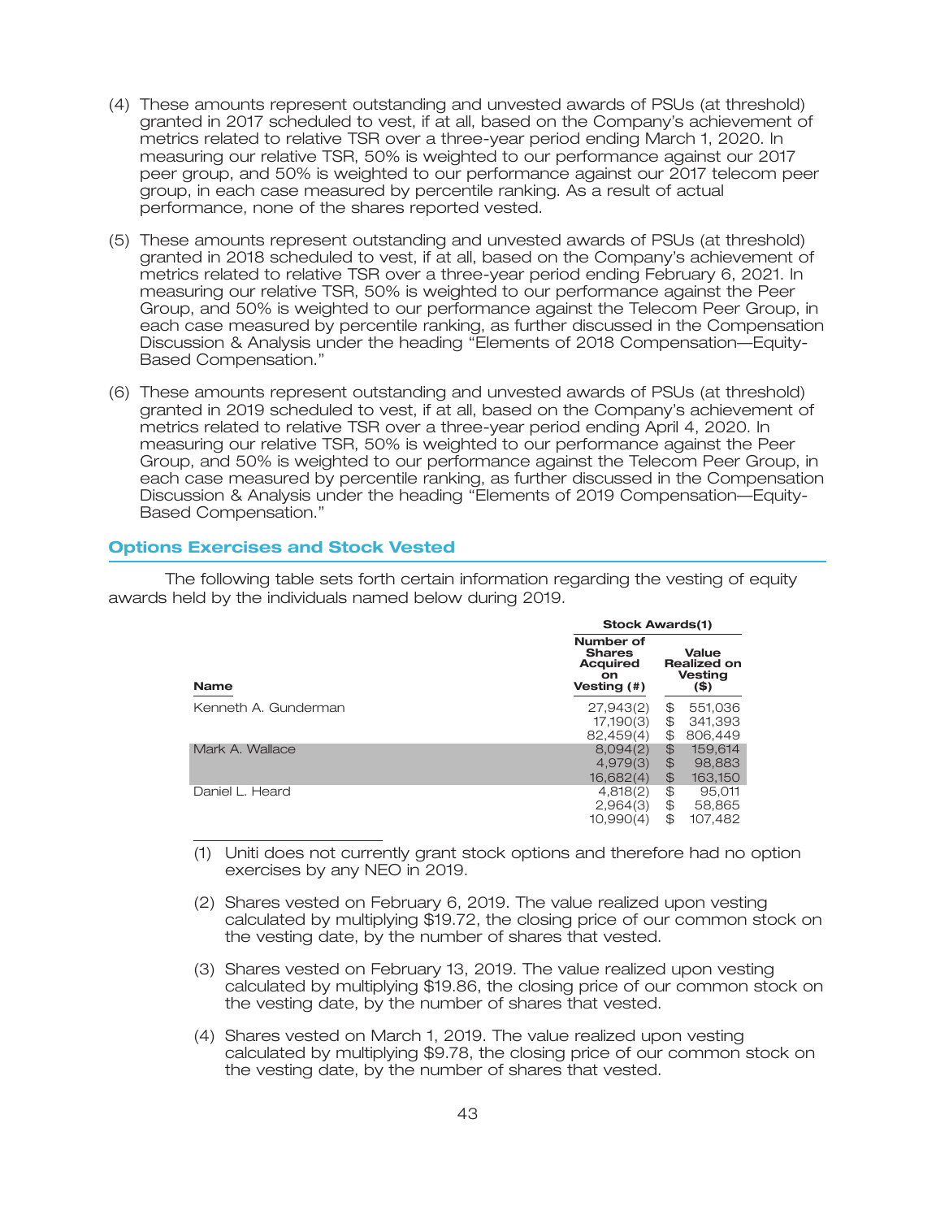(4) These amounts represent outstanding and unvested awards of PSUs (at threshold) granted in 2017 scheduled to vest, if at all, based on the Company's achievement of metrics related to relative TSR over a three-year period ending March 1, 2020. In measuring our relative TSR, 50% is weighted to our performance against our 2017 peer group, and 50% is weighted to our performance against our 2017 telecom peer group, in each case measured by percentile ranking. As a result of actual performance, none of the shares reported vested.

(5) These amounts represent outstanding and unvested awards of PSUs (at threshold) granted in 2018 scheduled to vest, if at all, based on the Company's achievement of metrics related to relative TSR over a three-year period ending February 6, 2021. In measuring our relative TSR, 50% is weighted to our performance against the Peer Group, and 50% is weighted to our performance against the Telecom Peer Group, in each case measured by percentile ranking, as further discussed in the Compensation Discussion & Analysis under the heading "Elements of 2018 Compensation—Equity-Based Compensation."

(6) These amounts represent outstanding and unvested awards of PSUs (at threshold) granted in 2019 scheduled to vest, if at all, based on the Company's achievement of metrics related to relative TSR over a three-year period ending April 4, 2020. In measuring our relative TSR, 50% is weighted to our performance against the Peer Group, and 50% is weighted to our performance against the Telecom Peer Group, in each case measured by percentile ranking, as further discussed in the Compensation Discussion & Analysis under the heading "Elements of 2019 Compensation—Equity-Based Compensation."

## Options Exercises and Stock Vested

The following table sets forth certain information regarding the vesting of equity awards held by the individuals named below during 2019.

| | Stock Awards(1) | |
|---|---|---|
| **Name** | **Number of Shares Acquired on Vesting (#)** | **Value Realized on Vesting ($)** |
| Kenneth A. Gunderman | 27,943(2) | $ 551,036 |
| | 17,190(3) | $ 341,393 |
| | 82,459(4) | $ 806,449 |
| Mark A. Wallace | 8,094(2) | $ 159,614 |
| | 4,979(3) | $ 98,883 |
| | 16,682(4) | $ 163,150 |
| Daniel L. Heard | 4,818(2) | $ 95,011 |
| | 2,964(3) | $ 58,865 |
| | 10,990(4) | $ 107,482 |

(1) Uniti does not currently grant stock options and therefore had no option exercises by any NEO in 2019.

(2) Shares vested on February 6, 2019. The value realized upon vesting calculated by multiplying $19.72, the closing price of our common stock on the vesting date, by the number of shares that vested.

(3) Shares vested on February 13, 2019. The value realized upon vesting calculated by multiplying $19.86, the closing price of our common stock on the vesting date, by the number of shares that vested.

(4) Shares vested on March 1, 2019. The value realized upon vesting calculated by multiplying $9.78, the closing price of our common stock on the vesting date, by the number of shares that vested.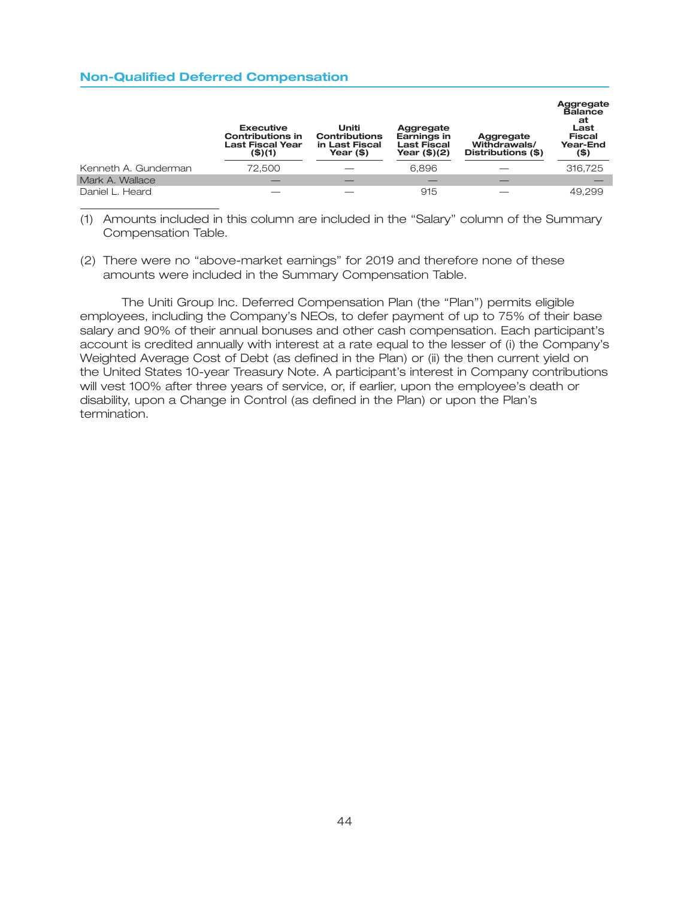## Non-Qualified Deferred Compensation

| | Executive Contributions in Last Fiscal Year ($)(1) | Uniti Contributions in Last Fiscal Year ($) | Aggregate Earnings in Last Fiscal Year ($)(2) | Aggregate Withdrawals/ Distributions ($) | Aggregate Balance at Last Fiscal Year-End ($) |
|---|---|---|---|---|---|
| Kenneth A. Gunderman | 72,500 | — | 6,896 | — | 316,725 |
| Mark A. Wallace | — | — | — | — | — |
| Daniel L. Heard | — | — | 915 | — | 49,299 |

(1) Amounts included in this column are included in the "Salary" column of the Summary Compensation Table.

(2) There were no "above-market earnings" for 2019 and therefore none of these amounts were included in the Summary Compensation Table.

The Uniti Group Inc. Deferred Compensation Plan (the "Plan") permits eligible employees, including the Company's NEOs, to defer payment of up to 75% of their base salary and 90% of their annual bonuses and other cash compensation. Each participant's account is credited annually with interest at a rate equal to the lesser of (i) the Company's Weighted Average Cost of Debt (as defined in the Plan) or (ii) the then current yield on the United States 10-year Treasury Note. A participant's interest in Company contributions will vest 100% after three years of service, or, if earlier, upon the employee's death or disability, upon a Change in Control (as defined in the Plan) or upon the Plan's termination.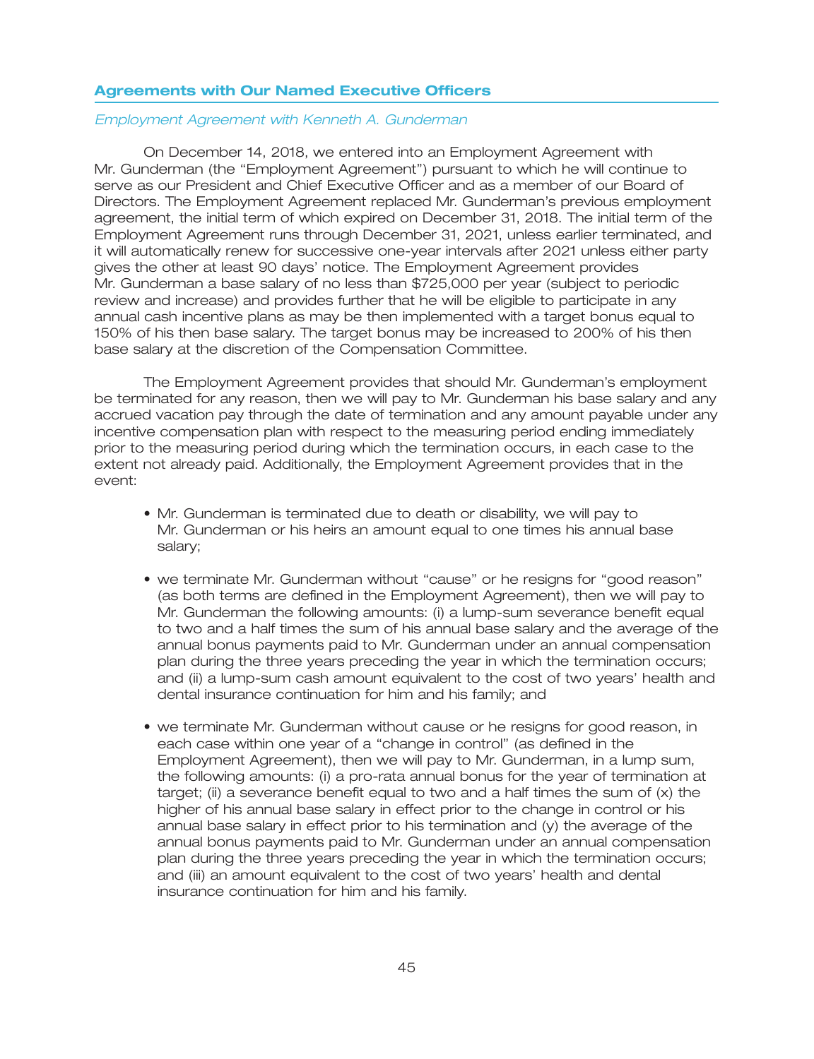## Agreements with Our Named Executive Officers

*Employment Agreement with Kenneth A. Gunderman*

On December 14, 2018, we entered into an Employment Agreement with Mr. Gunderman (the "Employment Agreement") pursuant to which he will continue to serve as our President and Chief Executive Officer and as a member of our Board of Directors. The Employment Agreement replaced Mr. Gunderman's previous employment agreement, the initial term of which expired on December 31, 2018. The initial term of the Employment Agreement runs through December 31, 2021, unless earlier terminated, and it will automatically renew for successive one-year intervals after 2021 unless either party gives the other at least 90 days' notice. The Employment Agreement provides Mr. Gunderman a base salary of no less than $725,000 per year (subject to periodic review and increase) and provides further that he will be eligible to participate in any annual cash incentive plans as may be then implemented with a target bonus equal to 150% of his then base salary. The target bonus may be increased to 200% of his then base salary at the discretion of the Compensation Committee.

The Employment Agreement provides that should Mr. Gunderman's employment be terminated for any reason, then we will pay to Mr. Gunderman his base salary and any accrued vacation pay through the date of termination and any amount payable under any incentive compensation plan with respect to the measuring period ending immediately prior to the measuring period during which the termination occurs, in each case to the extent not already paid. Additionally, the Employment Agreement provides that in the event:

- Mr. Gunderman is terminated due to death or disability, we will pay to Mr. Gunderman or his heirs an amount equal to one times his annual base salary;
- we terminate Mr. Gunderman without "cause" or he resigns for "good reason" (as both terms are defined in the Employment Agreement), then we will pay to Mr. Gunderman the following amounts: (i) a lump-sum severance benefit equal to two and a half times the sum of his annual base salary and the average of the annual bonus payments paid to Mr. Gunderman under an annual compensation plan during the three years preceding the year in which the termination occurs; and (ii) a lump-sum cash amount equivalent to the cost of two years' health and dental insurance continuation for him and his family; and
- we terminate Mr. Gunderman without cause or he resigns for good reason, in each case within one year of a "change in control" (as defined in the Employment Agreement), then we will pay to Mr. Gunderman, in a lump sum, the following amounts: (i) a pro-rata annual bonus for the year of termination at target; (ii) a severance benefit equal to two and a half times the sum of (x) the higher of his annual base salary in effect prior to the change in control or his annual base salary in effect prior to his termination and (y) the average of the annual bonus payments paid to Mr. Gunderman under an annual compensation plan during the three years preceding the year in which the termination occurs; and (iii) an amount equivalent to the cost of two years' health and dental insurance continuation for him and his family.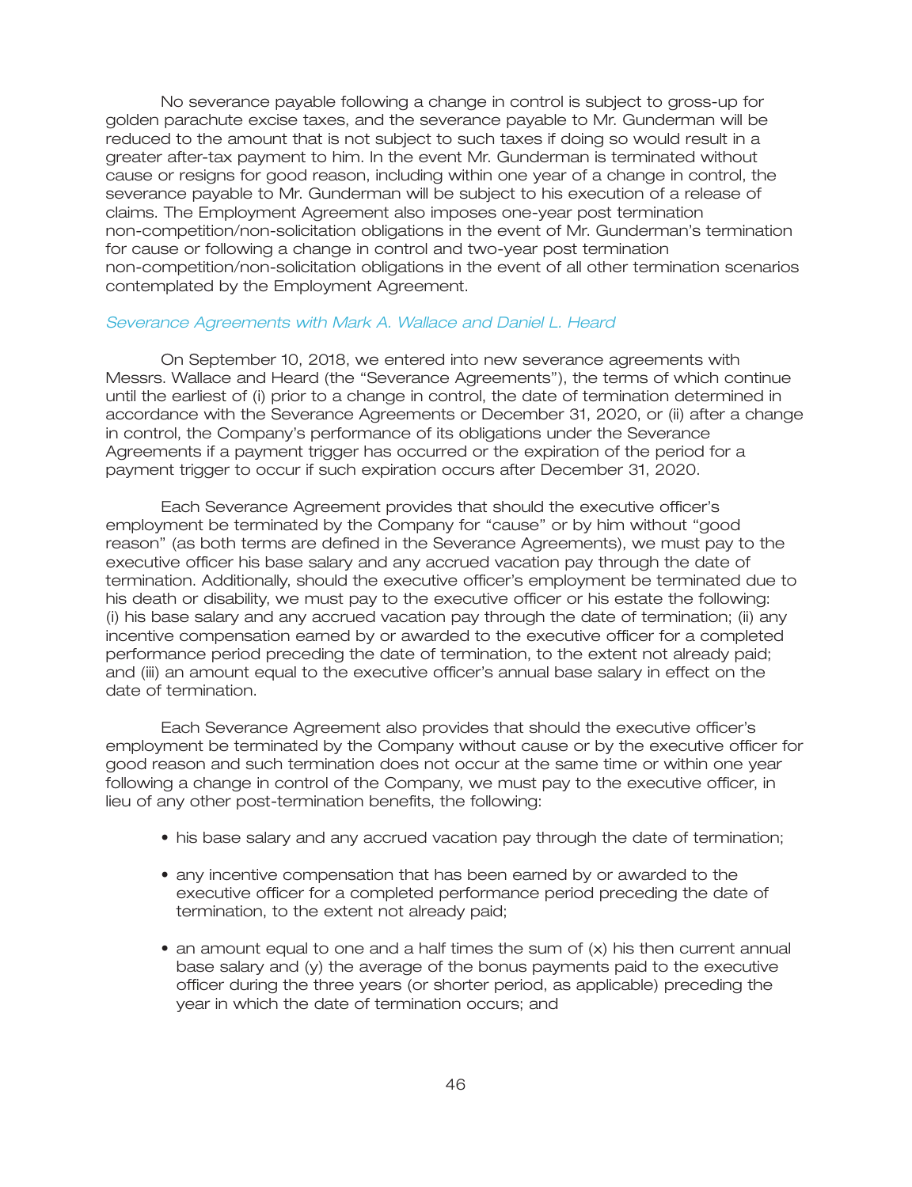No severance payable following a change in control is subject to gross-up for golden parachute excise taxes, and the severance payable to Mr. Gunderman will be reduced to the amount that is not subject to such taxes if doing so would result in a greater after-tax payment to him. In the event Mr. Gunderman is terminated without cause or resigns for good reason, including within one year of a change in control, the severance payable to Mr. Gunderman will be subject to his execution of a release of claims. The Employment Agreement also imposes one-year post termination non-competition/non-solicitation obligations in the event of Mr. Gunderman's termination for cause or following a change in control and two-year post termination non-competition/non-solicitation obligations in the event of all other termination scenarios contemplated by the Employment Agreement.

*Severance Agreements with Mark A. Wallace and Daniel L. Heard*

On September 10, 2018, we entered into new severance agreements with Messrs. Wallace and Heard (the "Severance Agreements"), the terms of which continue until the earliest of (i) prior to a change in control, the date of termination determined in accordance with the Severance Agreements or December 31, 2020, or (ii) after a change in control, the Company's performance of its obligations under the Severance Agreements if a payment trigger has occurred or the expiration of the period for a payment trigger to occur if such expiration occurs after December 31, 2020.

Each Severance Agreement provides that should the executive officer's employment be terminated by the Company for "cause" or by him without "good reason" (as both terms are defined in the Severance Agreements), we must pay to the executive officer his base salary and any accrued vacation pay through the date of termination. Additionally, should the executive officer's employment be terminated due to his death or disability, we must pay to the executive officer or his estate the following: (i) his base salary and any accrued vacation pay through the date of termination; (ii) any incentive compensation earned by or awarded to the executive officer for a completed performance period preceding the date of termination, to the extent not already paid; and (iii) an amount equal to the executive officer's annual base salary in effect on the date of termination.

Each Severance Agreement also provides that should the executive officer's employment be terminated by the Company without cause or by the executive officer for good reason and such termination does not occur at the same time or within one year following a change in control of the Company, we must pay to the executive officer, in lieu of any other post-termination benefits, the following:

- his base salary and any accrued vacation pay through the date of termination;
- any incentive compensation that has been earned by or awarded to the executive officer for a completed performance period preceding the date of termination, to the extent not already paid;
- an amount equal to one and a half times the sum of (x) his then current annual base salary and (y) the average of the bonus payments paid to the executive officer during the three years (or shorter period, as applicable) preceding the year in which the date of termination occurs; and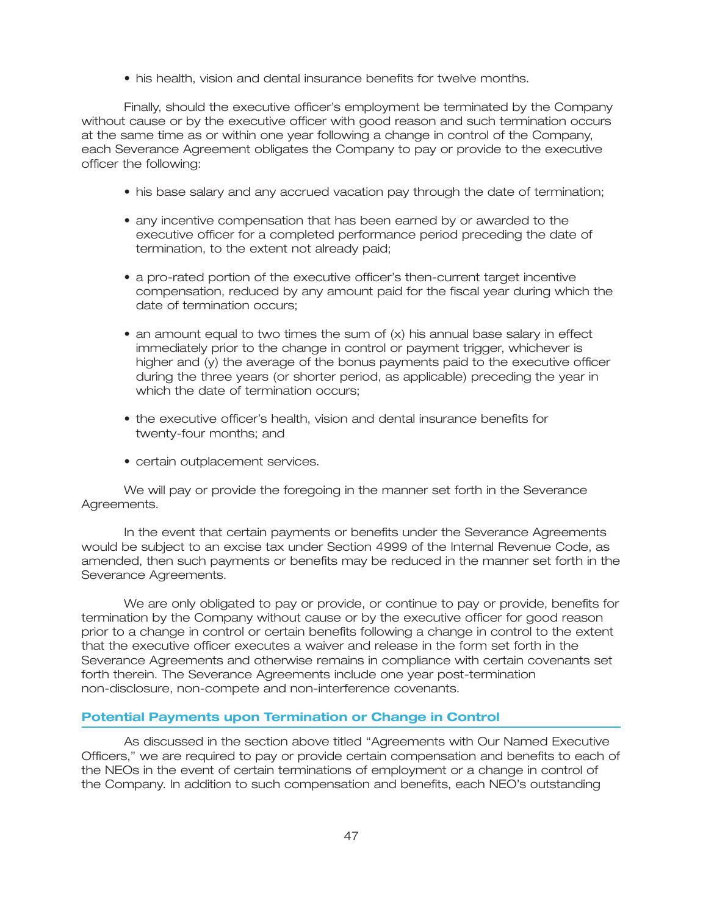- his health, vision and dental insurance benefits for twelve months.

Finally, should the executive officer's employment be terminated by the Company without cause or by the executive officer with good reason and such termination occurs at the same time as or within one year following a change in control of the Company, each Severance Agreement obligates the Company to pay or provide to the executive officer the following:

- his base salary and any accrued vacation pay through the date of termination;
- any incentive compensation that has been earned by or awarded to the executive officer for a completed performance period preceding the date of termination, to the extent not already paid;
- a pro-rated portion of the executive officer's then-current target incentive compensation, reduced by any amount paid for the fiscal year during which the date of termination occurs;
- an amount equal to two times the sum of (x) his annual base salary in effect immediately prior to the change in control or payment trigger, whichever is higher and (y) the average of the bonus payments paid to the executive officer during the three years (or shorter period, as applicable) preceding the year in which the date of termination occurs;
- the executive officer's health, vision and dental insurance benefits for twenty-four months; and
- certain outplacement services.

We will pay or provide the foregoing in the manner set forth in the Severance Agreements.

In the event that certain payments or benefits under the Severance Agreements would be subject to an excise tax under Section 4999 of the Internal Revenue Code, as amended, then such payments or benefits may be reduced in the manner set forth in the Severance Agreements.

We are only obligated to pay or provide, or continue to pay or provide, benefits for termination by the Company without cause or by the executive officer for good reason prior to a change in control or certain benefits following a change in control to the extent that the executive officer executes a waiver and release in the form set forth in the Severance Agreements and otherwise remains in compliance with certain covenants set forth therein. The Severance Agreements include one year post-termination non-disclosure, non-compete and non-interference covenants.

## Potential Payments upon Termination or Change in Control

As discussed in the section above titled "Agreements with Our Named Executive Officers," we are required to pay or provide certain compensation and benefits to each of the NEOs in the event of certain terminations of employment or a change in control of the Company. In addition to such compensation and benefits, each NEO's outstanding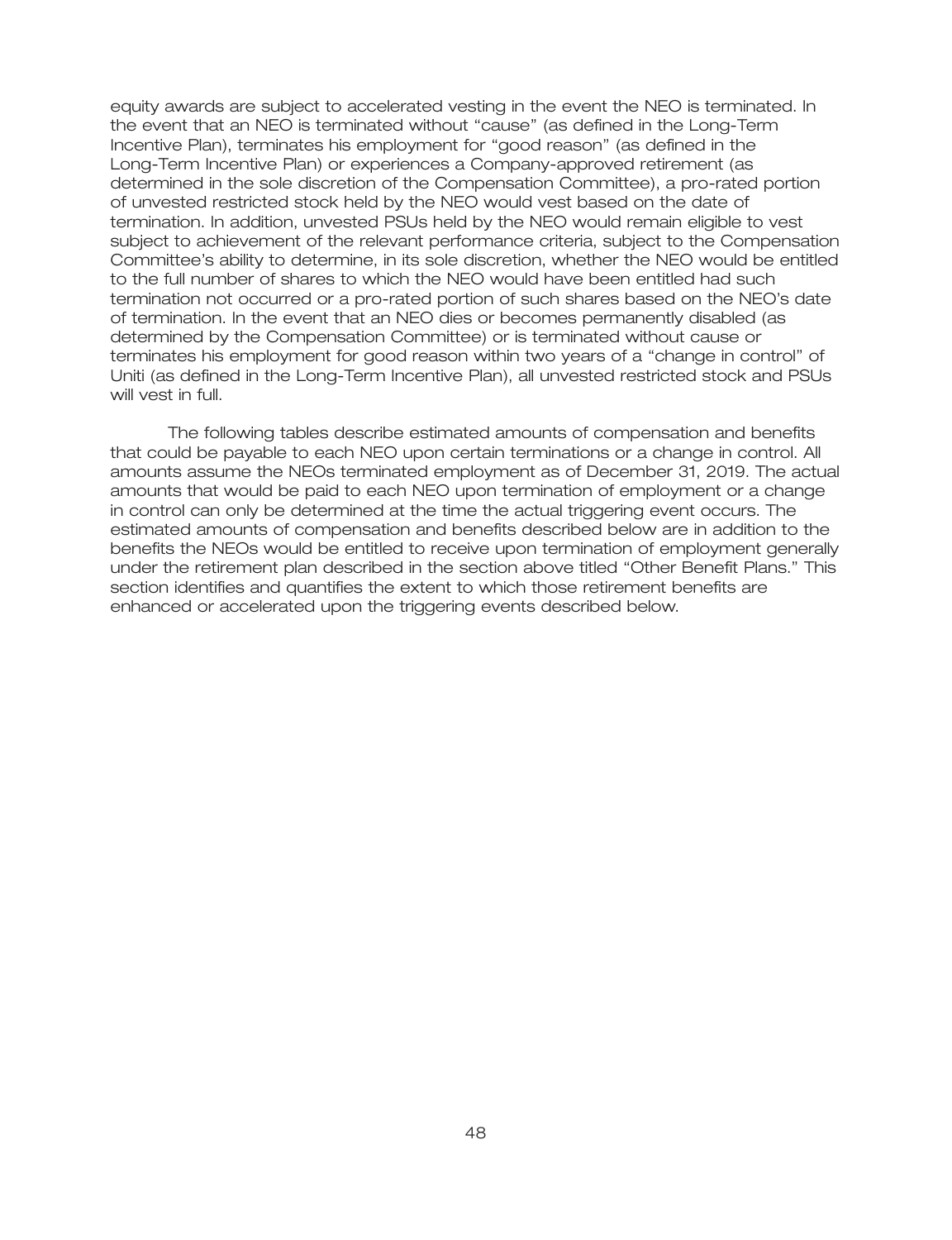equity awards are subject to accelerated vesting in the event the NEO is terminated. In the event that an NEO is terminated without "cause" (as defined in the Long-Term Incentive Plan), terminates his employment for "good reason" (as defined in the Long-Term Incentive Plan) or experiences a Company-approved retirement (as determined in the sole discretion of the Compensation Committee), a pro-rated portion of unvested restricted stock held by the NEO would vest based on the date of termination. In addition, unvested PSUs held by the NEO would remain eligible to vest subject to achievement of the relevant performance criteria, subject to the Compensation Committee's ability to determine, in its sole discretion, whether the NEO would be entitled to the full number of shares to which the NEO would have been entitled had such termination not occurred or a pro-rated portion of such shares based on the NEO's date of termination. In the event that an NEO dies or becomes permanently disabled (as determined by the Compensation Committee) or is terminated without cause or terminates his employment for good reason within two years of a "change in control" of Uniti (as defined in the Long-Term Incentive Plan), all unvested restricted stock and PSUs will vest in full.

The following tables describe estimated amounts of compensation and benefits that could be payable to each NEO upon certain terminations or a change in control. All amounts assume the NEOs terminated employment as of December 31, 2019. The actual amounts that would be paid to each NEO upon termination of employment or a change in control can only be determined at the time the actual triggering event occurs. The estimated amounts of compensation and benefits described below are in addition to the benefits the NEOs would be entitled to receive upon termination of employment generally under the retirement plan described in the section above titled "Other Benefit Plans." This section identifies and quantifies the extent to which those retirement benefits are enhanced or accelerated upon the triggering events described below.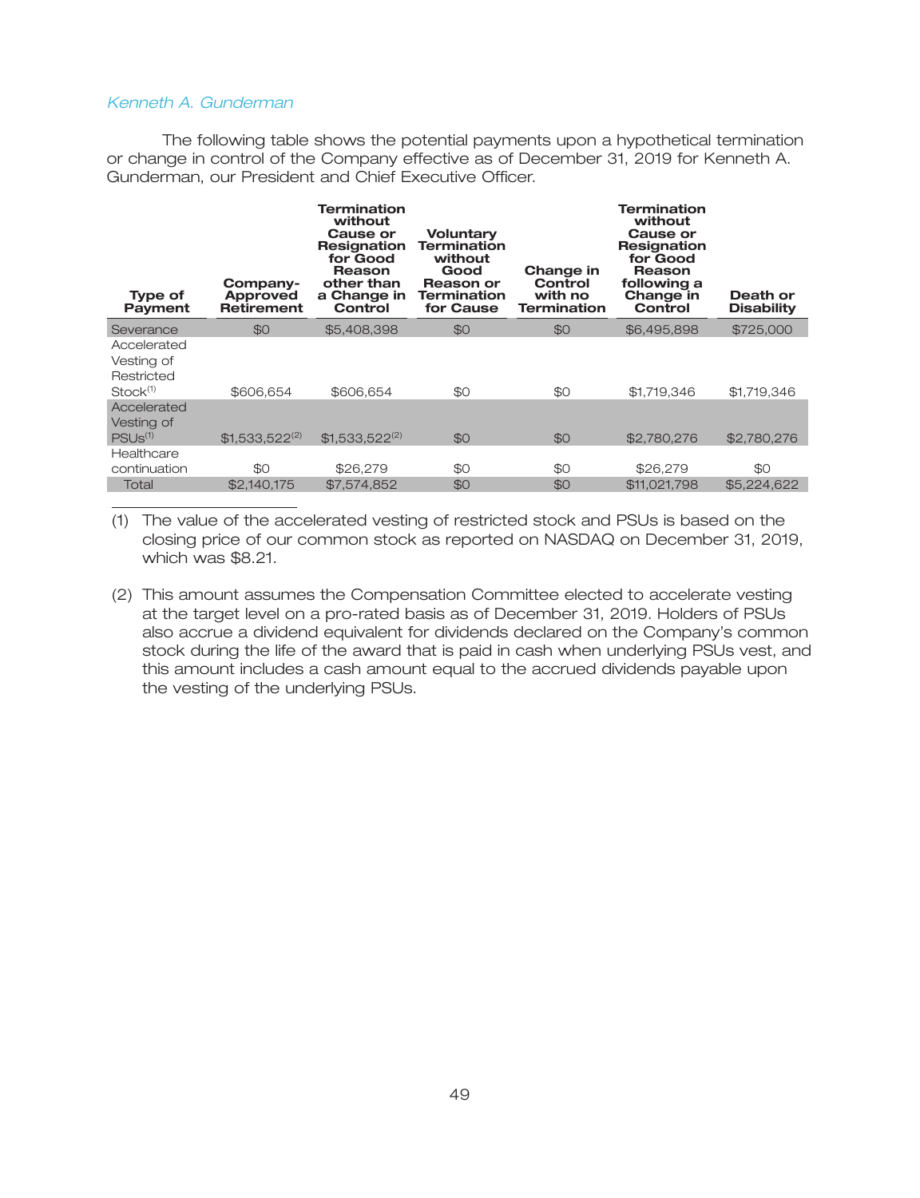*Kenneth A. Gunderman*

The following table shows the potential payments upon a hypothetical termination or change in control of the Company effective as of December 31, 2019 for Kenneth A. Gunderman, our President and Chief Executive Officer.

| Type of Payment | Company-Approved Retirement | Termination without Cause or Resignation for Good Reason other than a Change in Control | Voluntary Termination without Good Reason or Termination for Cause | Change in Control with no Termination | Termination without Cause or Resignation for Good Reason following a Change in Control | Death or Disability |
|---|---|---|---|---|---|---|
| Severance | $0 | $5,408,398 | $0 | $0 | $6,495,898 | $725,000 |
| Accelerated Vesting of Restricted Stock[(1)] | $606,654 | $606,654 | $0 | $0 | $1,719,346 | $1,719,346 |
| Accelerated Vesting of PSUs[(1)] | $1,533,522[(2)] | $1,533,522[(2)] | $0 | $0 | $2,780,276 | $2,780,276 |
| Healthcare continuation | $0 | $26,279 | $0 | $0 | $26,279 | $0 |
| Total | $2,140,175 | $7,574,852 | $0 | $0 | $11,021,798 | $5,224,622 |

(1) The value of the accelerated vesting of restricted stock and PSUs is based on the closing price of our common stock as reported on NASDAQ on December 31, 2019, which was $8.21.

(2) This amount assumes the Compensation Committee elected to accelerate vesting at the target level on a pro-rated basis as of December 31, 2019. Holders of PSUs also accrue a dividend equivalent for dividends declared on the Company's common stock during the life of the award that is paid in cash when underlying PSUs vest, and this amount includes a cash amount equal to the accrued dividends payable upon the vesting of the underlying PSUs.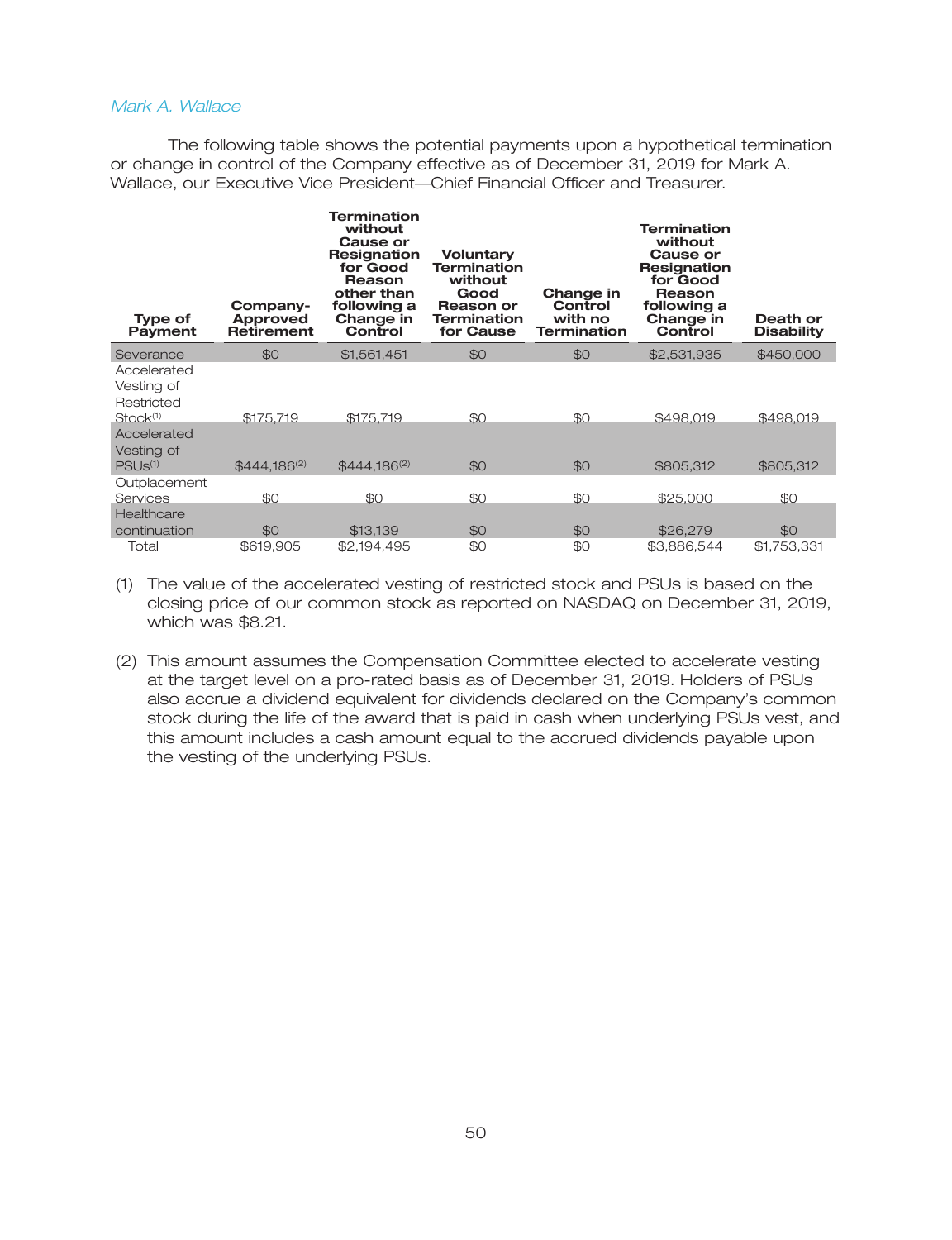*Mark A. Wallace*

The following table shows the potential payments upon a hypothetical termination or change in control of the Company effective as of December 31, 2019 for Mark A. Wallace, our Executive Vice President—Chief Financial Officer and Treasurer.

| Type of Payment | Company-Approved Retirement | Termination without Cause or Resignation for Good Reason other than following a Change in Control | Voluntary Termination without Good Reason or Termination for Cause | Change in Control with no Termination | Termination without Cause or Resignation for Good Reason following a Change in Control | Death or Disability |
|---|---|---|---|---|---|---|
| Severance | $0 | $1,561,451 | $0 | $0 | $2,531,935 | $450,000 |
| Accelerated Vesting of Restricted Stock[(1)] | $175,719 | $175,719 | $0 | $0 | $498,019 | $498,019 |
| Accelerated Vesting of PSUs[(1)] | $444,186[(2)] | $444,186[(2)] | $0 | $0 | $805,312 | $805,312 |
| Outplacement Services | $0 | $0 | $0 | $0 | $25,000 | $0 |
| Healthcare continuation | $0 | $13,139 | $0 | $0 | $26,279 | $0 |
| Total | $619,905 | $2,194,495 | $0 | $0 | $3,886,544 | $1,753,331 |

(1) The value of the accelerated vesting of restricted stock and PSUs is based on the closing price of our common stock as reported on NASDAQ on December 31, 2019, which was $8.21.

(2) This amount assumes the Compensation Committee elected to accelerate vesting at the target level on a pro-rated basis as of December 31, 2019. Holders of PSUs also accrue a dividend equivalent for dividends declared on the Company's common stock during the life of the award that is paid in cash when underlying PSUs vest, and this amount includes a cash amount equal to the accrued dividends payable upon the vesting of the underlying PSUs.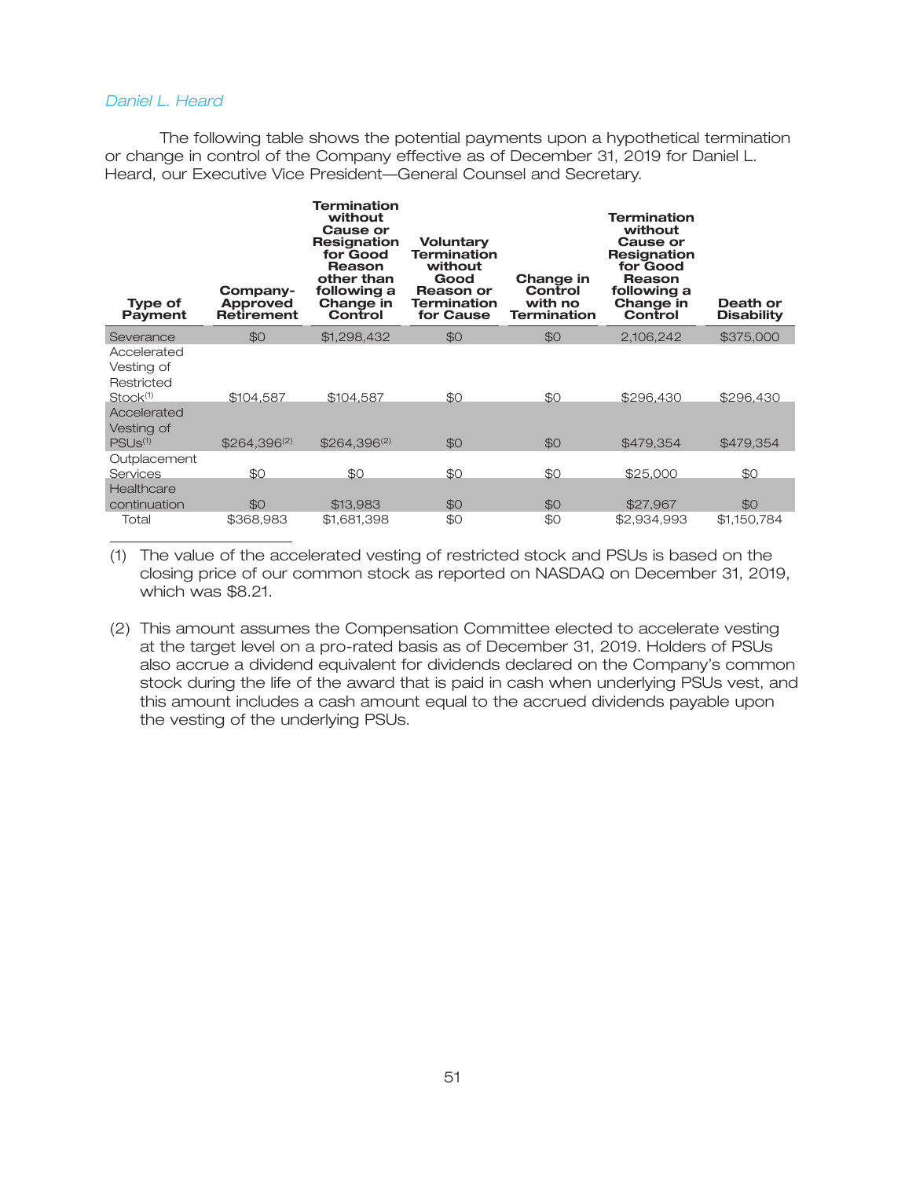*Daniel L. Heard*

The following table shows the potential payments upon a hypothetical termination or change in control of the Company effective as of December 31, 2019 for Daniel L. Heard, our Executive Vice President—General Counsel and Secretary.

| Type of Payment | Company-Approved Retirement | Termination without Cause or Resignation for Good Reason other than following a Change in Control | Voluntary Termination without Good Reason or Termination for Cause | Change in Control with no Termination | Termination without Cause or Resignation for Good Reason following a Change in Control | Death or Disability |
|---|---|---|---|---|---|---|
| Severance | $0 | $1,298,432 | $0 | $0 | 2,106,242 | $375,000 |
| Accelerated Vesting of Restricted Stock[1] | $104,587 | $104,587 | $0 | $0 | $296,430 | $296,430 |
| Accelerated Vesting of PSUs[1] | $264,396[2] | $264,396[2] | $0 | $0 | $479,354 | $479,354 |
| Outplacement Services | $0 | $0 | $0 | $0 | $25,000 | $0 |
| Healthcare continuation | $0 | $13,983 | $0 | $0 | $27,967 | $0 |
| Total | $368,983 | $1,681,398 | $0 | $0 | $2,934,993 | $1,150,784 |

(1) The value of the accelerated vesting of restricted stock and PSUs is based on the closing price of our common stock as reported on NASDAQ on December 31, 2019, which was $8.21.

(2) This amount assumes the Compensation Committee elected to accelerate vesting at the target level on a pro-rated basis as of December 31, 2019. Holders of PSUs also accrue a dividend equivalent for dividends declared on the Company's common stock during the life of the award that is paid in cash when underlying PSUs vest, and this amount includes a cash amount equal to the accrued dividends payable upon the vesting of the underlying PSUs.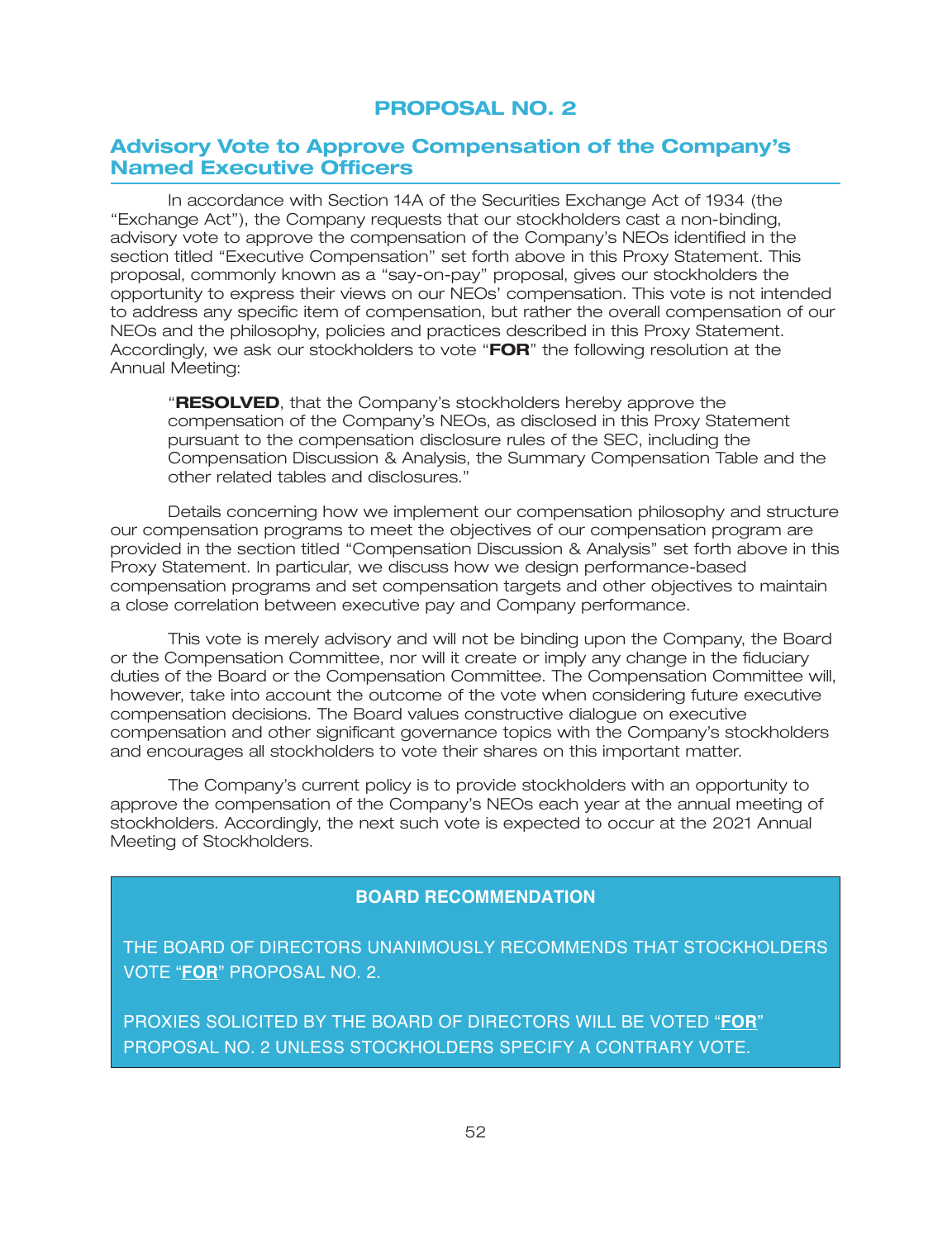# PROPOSAL NO. 2

## Advisory Vote to Approve Compensation of the Company's Named Executive Officers

In accordance with Section 14A of the Securities Exchange Act of 1934 (the "Exchange Act"), the Company requests that our stockholders cast a non-binding, advisory vote to approve the compensation of the Company's NEOs identified in the section titled "Executive Compensation" set forth above in this Proxy Statement. This proposal, commonly known as a "say-on-pay" proposal, gives our stockholders the opportunity to express their views on our NEOs' compensation. This vote is not intended to address any specific item of compensation, but rather the overall compensation of our NEOs and the philosophy, policies and practices described in this Proxy Statement. Accordingly, we ask our stockholders to vote "**FOR**" the following resolution at the Annual Meeting:

> "**RESOLVED**, that the Company's stockholders hereby approve the compensation of the Company's NEOs, as disclosed in this Proxy Statement pursuant to the compensation disclosure rules of the SEC, including the Compensation Discussion & Analysis, the Summary Compensation Table and the other related tables and disclosures."

Details concerning how we implement our compensation philosophy and structure our compensation programs to meet the objectives of our compensation program are provided in the section titled "Compensation Discussion & Analysis" set forth above in this Proxy Statement. In particular, we discuss how we design performance-based compensation programs and set compensation targets and other objectives to maintain a close correlation between executive pay and Company performance.

This vote is merely advisory and will not be binding upon the Company, the Board or the Compensation Committee, nor will it create or imply any change in the fiduciary duties of the Board or the Compensation Committee. The Compensation Committee will, however, take into account the outcome of the vote when considering future executive compensation decisions. The Board values constructive dialogue on executive compensation and other significant governance topics with the Company's stockholders and encourages all stockholders to vote their shares on this important matter.

The Company's current policy is to provide stockholders with an opportunity to approve the compensation of the Company's NEOs each year at the annual meeting of stockholders. Accordingly, the next such vote is expected to occur at the 2021 Annual Meeting of Stockholders.

**BOARD RECOMMENDATION**

THE BOARD OF DIRECTORS UNANIMOUSLY RECOMMENDS THAT STOCKHOLDERS VOTE "**FOR**" PROPOSAL NO. 2.

PROXIES SOLICITED BY THE BOARD OF DIRECTORS WILL BE VOTED "**FOR**" PROPOSAL NO. 2 UNLESS STOCKHOLDERS SPECIFY A CONTRARY VOTE.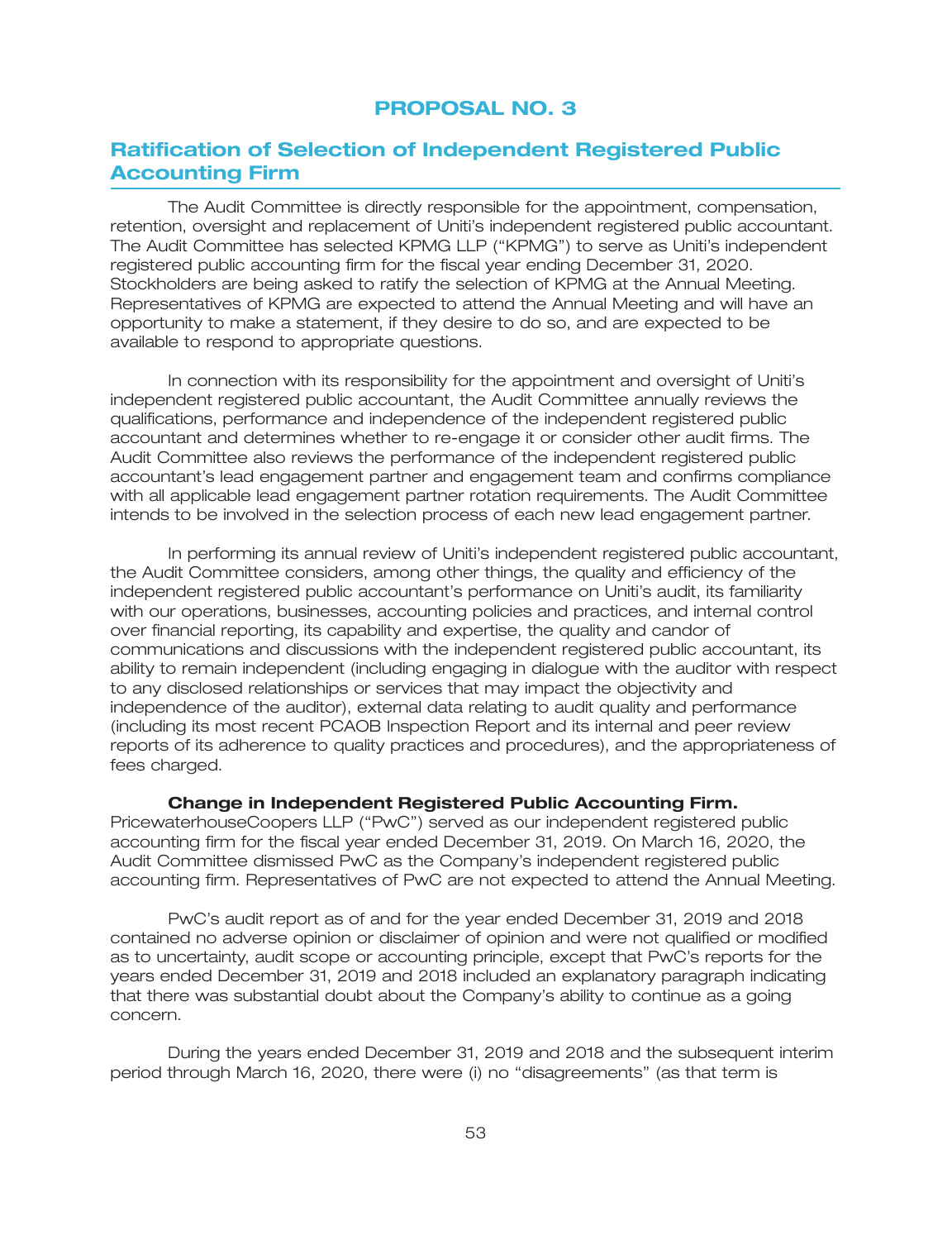# PROPOSAL NO. 3

## Ratification of Selection of Independent Registered Public Accounting Firm

The Audit Committee is directly responsible for the appointment, compensation, retention, oversight and replacement of Uniti's independent registered public accountant. The Audit Committee has selected KPMG LLP ("KPMG") to serve as Uniti's independent registered public accounting firm for the fiscal year ending December 31, 2020. Stockholders are being asked to ratify the selection of KPMG at the Annual Meeting. Representatives of KPMG are expected to attend the Annual Meeting and will have an opportunity to make a statement, if they desire to do so, and are expected to be available to respond to appropriate questions.

In connection with its responsibility for the appointment and oversight of Uniti's independent registered public accountant, the Audit Committee annually reviews the qualifications, performance and independence of the independent registered public accountant and determines whether to re-engage it or consider other audit firms. The Audit Committee also reviews the performance of the independent registered public accountant's lead engagement partner and engagement team and confirms compliance with all applicable lead engagement partner rotation requirements. The Audit Committee intends to be involved in the selection process of each new lead engagement partner.

In performing its annual review of Uniti's independent registered public accountant, the Audit Committee considers, among other things, the quality and efficiency of the independent registered public accountant's performance on Uniti's audit, its familiarity with our operations, businesses, accounting policies and practices, and internal control over financial reporting, its capability and expertise, the quality and candor of communications and discussions with the independent registered public accountant, its ability to remain independent (including engaging in dialogue with the auditor with respect to any disclosed relationships or services that may impact the objectivity and independence of the auditor), external data relating to audit quality and performance (including its most recent PCAOB Inspection Report and its internal and peer review reports of its adherence to quality practices and procedures), and the appropriateness of fees charged.

**Change in Independent Registered Public Accounting Firm.** PricewaterhouseCoopers LLP ("PwC") served as our independent registered public accounting firm for the fiscal year ended December 31, 2019. On March 16, 2020, the Audit Committee dismissed PwC as the Company's independent registered public accounting firm. Representatives of PwC are not expected to attend the Annual Meeting.

PwC's audit report as of and for the year ended December 31, 2019 and 2018 contained no adverse opinion or disclaimer of opinion and were not qualified or modified as to uncertainty, audit scope or accounting principle, except that PwC's reports for the years ended December 31, 2019 and 2018 included an explanatory paragraph indicating that there was substantial doubt about the Company's ability to continue as a going concern.

During the years ended December 31, 2019 and 2018 and the subsequent interim period through March 16, 2020, there were (i) no "disagreements" (as that term is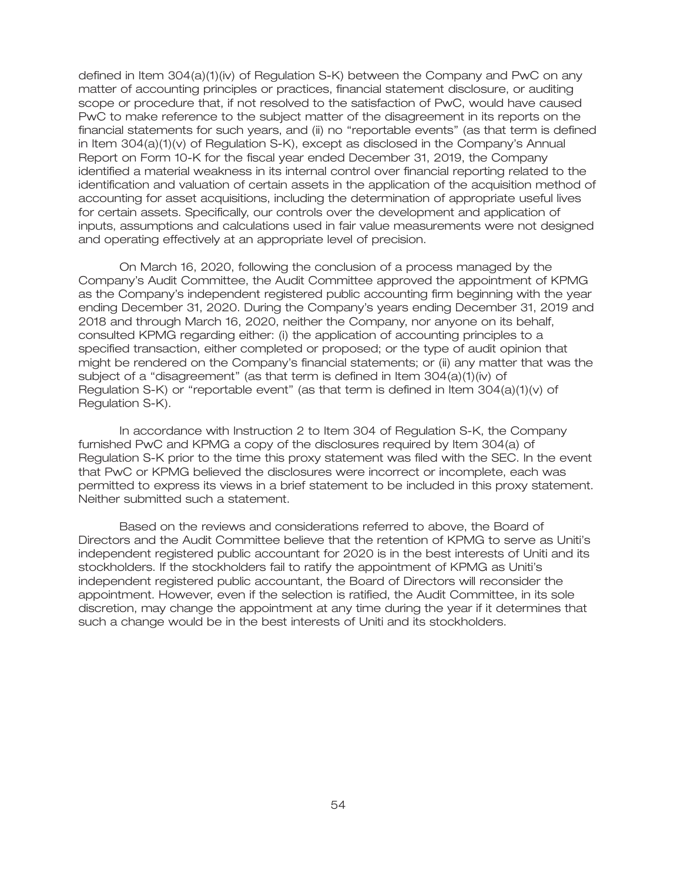defined in Item 304(a)(1)(iv) of Regulation S-K) between the Company and PwC on any matter of accounting principles or practices, financial statement disclosure, or auditing scope or procedure that, if not resolved to the satisfaction of PwC, would have caused PwC to make reference to the subject matter of the disagreement in its reports on the financial statements for such years, and (ii) no "reportable events" (as that term is defined in Item 304(a)(1)(v) of Regulation S-K), except as disclosed in the Company's Annual Report on Form 10-K for the fiscal year ended December 31, 2019, the Company identified a material weakness in its internal control over financial reporting related to the identification and valuation of certain assets in the application of the acquisition method of accounting for asset acquisitions, including the determination of appropriate useful lives for certain assets. Specifically, our controls over the development and application of inputs, assumptions and calculations used in fair value measurements were not designed and operating effectively at an appropriate level of precision.

On March 16, 2020, following the conclusion of a process managed by the Company's Audit Committee, the Audit Committee approved the appointment of KPMG as the Company's independent registered public accounting firm beginning with the year ending December 31, 2020. During the Company's years ending December 31, 2019 and 2018 and through March 16, 2020, neither the Company, nor anyone on its behalf, consulted KPMG regarding either: (i) the application of accounting principles to a specified transaction, either completed or proposed; or the type of audit opinion that might be rendered on the Company's financial statements; or (ii) any matter that was the subject of a "disagreement" (as that term is defined in Item 304(a)(1)(iv) of Regulation S-K) or "reportable event" (as that term is defined in Item 304(a)(1)(v) of Regulation S-K).

In accordance with Instruction 2 to Item 304 of Regulation S-K, the Company furnished PwC and KPMG a copy of the disclosures required by Item 304(a) of Regulation S-K prior to the time this proxy statement was filed with the SEC. In the event that PwC or KPMG believed the disclosures were incorrect or incomplete, each was permitted to express its views in a brief statement to be included in this proxy statement. Neither submitted such a statement.

Based on the reviews and considerations referred to above, the Board of Directors and the Audit Committee believe that the retention of KPMG to serve as Uniti's independent registered public accountant for 2020 is in the best interests of Uniti and its stockholders. If the stockholders fail to ratify the appointment of KPMG as Uniti's independent registered public accountant, the Board of Directors will reconsider the appointment. However, even if the selection is ratified, the Audit Committee, in its sole discretion, may change the appointment at any time during the year if it determines that such a change would be in the best interests of Uniti and its stockholders.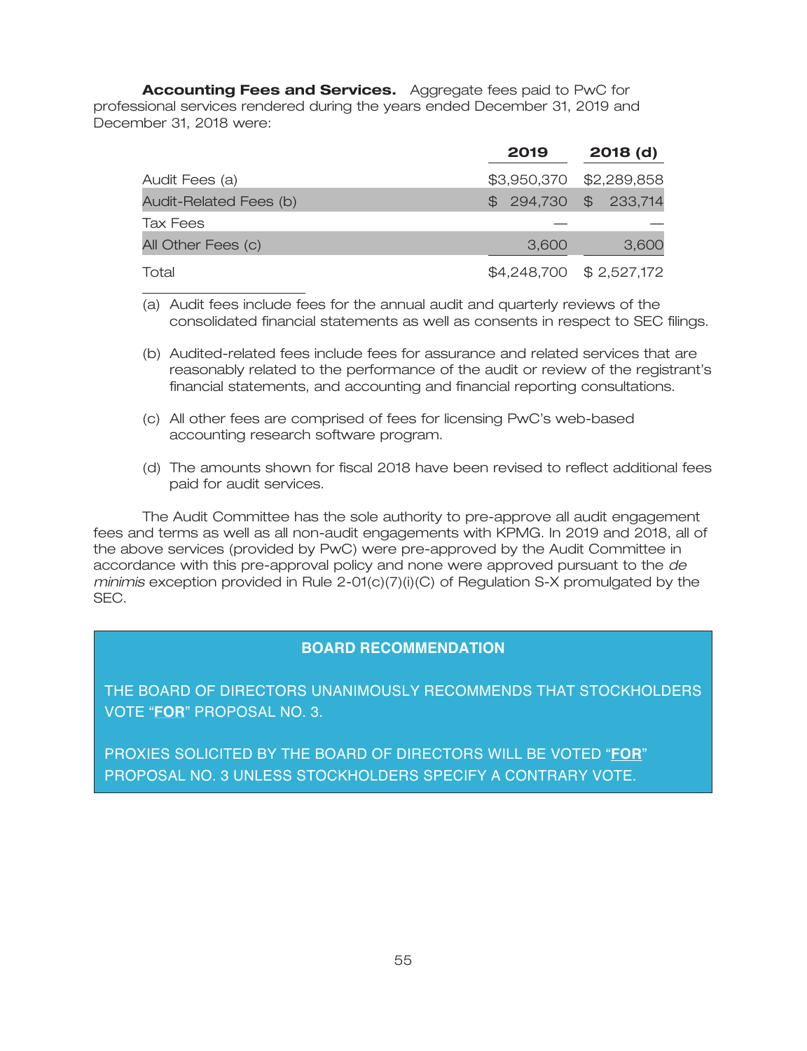**Accounting Fees and Services.** Aggregate fees paid to PwC for professional services rendered during the years ended December 31, 2019 and December 31, 2018 were:

| | 2019 | 2018 (d) |
|---|---|---|
| Audit Fees (a) | $3,950,370 | $2,289,858 |
| Audit-Related Fees (b) | $ 294,730 | $ 233,714 |
| Tax Fees | — | — |
| All Other Fees (c) | 3,600 | 3,600 |
| Total | $4,248,700 | $ 2,527,172 |

(a) Audit fees include fees for the annual audit and quarterly reviews of the consolidated financial statements as well as consents in respect to SEC filings.

(b) Audited-related fees include fees for assurance and related services that are reasonably related to the performance of the audit or review of the registrant's financial statements, and accounting and financial reporting consultations.

(c) All other fees are comprised of fees for licensing PwC's web-based accounting research software program.

(d) The amounts shown for fiscal 2018 have been revised to reflect additional fees paid for audit services.

The Audit Committee has the sole authority to pre-approve all audit engagement fees and terms as well as all non-audit engagements with KPMG. In 2019 and 2018, all of the above services (provided by PwC) were pre-approved by the Audit Committee in accordance with this pre-approval policy and none were approved pursuant to the *de minimis* exception provided in Rule 2-01(c)(7)(i)(C) of Regulation S-X promulgated by the SEC.

**BOARD RECOMMENDATION**

THE BOARD OF DIRECTORS UNANIMOUSLY RECOMMENDS THAT STOCKHOLDERS VOTE "**FOR**" PROPOSAL NO. 3.

PROXIES SOLICITED BY THE BOARD OF DIRECTORS WILL BE VOTED "**FOR**" PROPOSAL NO. 3 UNLESS STOCKHOLDERS SPECIFY A CONTRARY VOTE.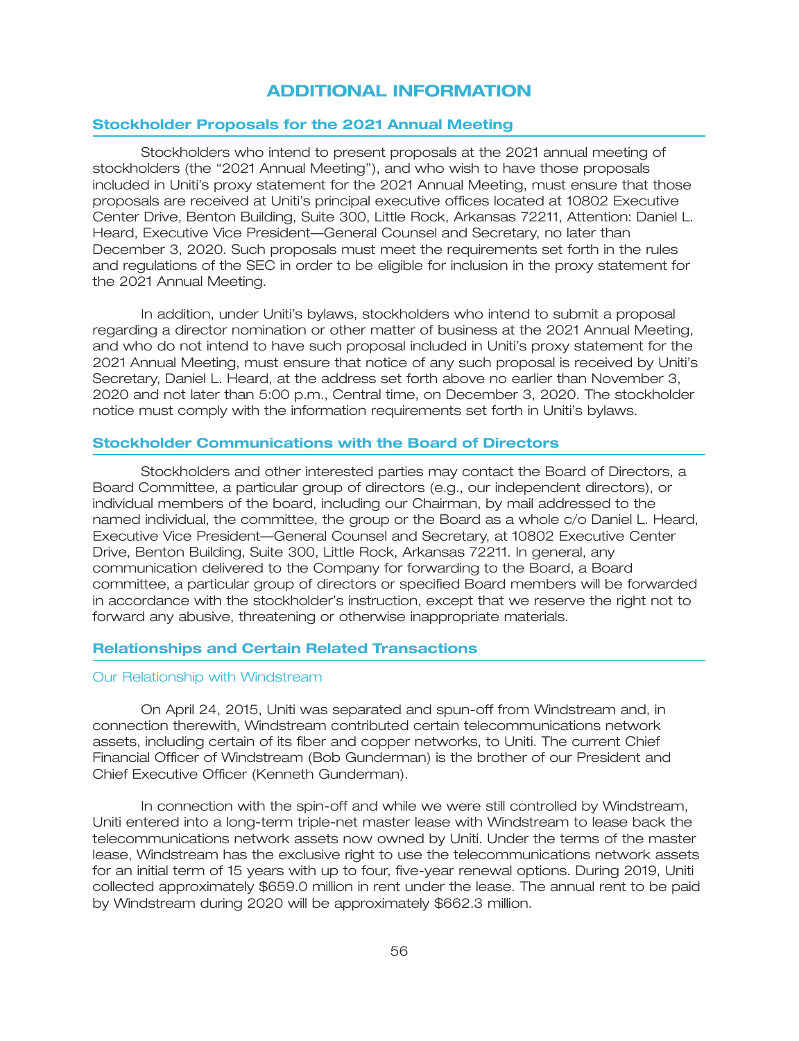# ADDITIONAL INFORMATION

## Stockholder Proposals for the 2021 Annual Meeting

Stockholders who intend to present proposals at the 2021 annual meeting of stockholders (the "2021 Annual Meeting"), and who wish to have those proposals included in Uniti's proxy statement for the 2021 Annual Meeting, must ensure that those proposals are received at Uniti's principal executive offices located at 10802 Executive Center Drive, Benton Building, Suite 300, Little Rock, Arkansas 72211, Attention: Daniel L. Heard, Executive Vice President—General Counsel and Secretary, no later than December 3, 2020. Such proposals must meet the requirements set forth in the rules and regulations of the SEC in order to be eligible for inclusion in the proxy statement for the 2021 Annual Meeting.

In addition, under Uniti's bylaws, stockholders who intend to submit a proposal regarding a director nomination or other matter of business at the 2021 Annual Meeting, and who do not intend to have such proposal included in Uniti's proxy statement for the 2021 Annual Meeting, must ensure that notice of any such proposal is received by Uniti's Secretary, Daniel L. Heard, at the address set forth above no earlier than November 3, 2020 and not later than 5:00 p.m., Central time, on December 3, 2020. The stockholder notice must comply with the information requirements set forth in Uniti's bylaws.

## Stockholder Communications with the Board of Directors

Stockholders and other interested parties may contact the Board of Directors, a Board Committee, a particular group of directors (e.g., our independent directors), or individual members of the board, including our Chairman, by mail addressed to the named individual, the committee, the group or the Board as a whole c/o Daniel L. Heard, Executive Vice President—General Counsel and Secretary, at 10802 Executive Center Drive, Benton Building, Suite 300, Little Rock, Arkansas 72211. In general, any communication delivered to the Company for forwarding to the Board, a Board committee, a particular group of directors or specified Board members will be forwarded in accordance with the stockholder's instruction, except that we reserve the right not to forward any abusive, threatening or otherwise inappropriate materials.

## Relationships and Certain Related Transactions

### Our Relationship with Windstream

On April 24, 2015, Uniti was separated and spun-off from Windstream and, in connection therewith, Windstream contributed certain telecommunications network assets, including certain of its fiber and copper networks, to Uniti. The current Chief Financial Officer of Windstream (Bob Gunderman) is the brother of our President and Chief Executive Officer (Kenneth Gunderman).

In connection with the spin-off and while we were still controlled by Windstream, Uniti entered into a long-term triple-net master lease with Windstream to lease back the telecommunications network assets now owned by Uniti. Under the terms of the master lease, Windstream has the exclusive right to use the telecommunications network assets for an initial term of 15 years with up to four, five-year renewal options. During 2019, Uniti collected approximately $659.0 million in rent under the lease. The annual rent to be paid by Windstream during 2020 will be approximately $662.3 million.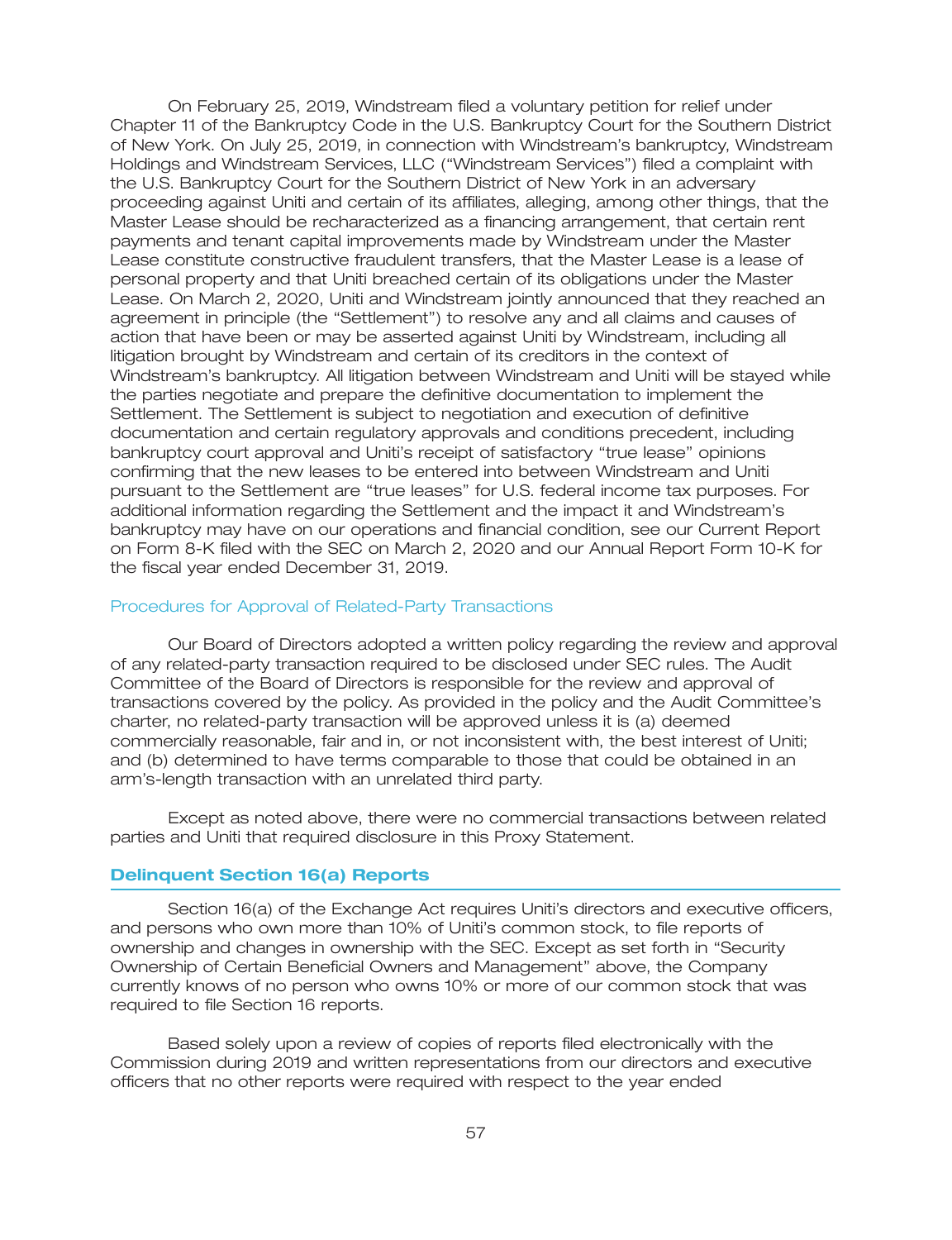On February 25, 2019, Windstream filed a voluntary petition for relief under Chapter 11 of the Bankruptcy Code in the U.S. Bankruptcy Court for the Southern District of New York. On July 25, 2019, in connection with Windstream's bankruptcy, Windstream Holdings and Windstream Services, LLC ("Windstream Services") filed a complaint with the U.S. Bankruptcy Court for the Southern District of New York in an adversary proceeding against Uniti and certain of its affiliates, alleging, among other things, that the Master Lease should be recharacterized as a financing arrangement, that certain rent payments and tenant capital improvements made by Windstream under the Master Lease constitute constructive fraudulent transfers, that the Master Lease is a lease of personal property and that Uniti breached certain of its obligations under the Master Lease. On March 2, 2020, Uniti and Windstream jointly announced that they reached an agreement in principle (the "Settlement") to resolve any and all claims and causes of action that have been or may be asserted against Uniti by Windstream, including all litigation brought by Windstream and certain of its creditors in the context of Windstream's bankruptcy. All litigation between Windstream and Uniti will be stayed while the parties negotiate and prepare the definitive documentation to implement the Settlement. The Settlement is subject to negotiation and execution of definitive documentation and certain regulatory approvals and conditions precedent, including bankruptcy court approval and Uniti's receipt of satisfactory "true lease" opinions confirming that the new leases to be entered into between Windstream and Uniti pursuant to the Settlement are "true leases" for U.S. federal income tax purposes. For additional information regarding the Settlement and the impact it and Windstream's bankruptcy may have on our operations and financial condition, see our Current Report on Form 8-K filed with the SEC on March 2, 2020 and our Annual Report Form 10-K for the fiscal year ended December 31, 2019.

### Procedures for Approval of Related-Party Transactions

Our Board of Directors adopted a written policy regarding the review and approval of any related-party transaction required to be disclosed under SEC rules. The Audit Committee of the Board of Directors is responsible for the review and approval of transactions covered by the policy. As provided in the policy and the Audit Committee's charter, no related-party transaction will be approved unless it is (a) deemed commercially reasonable, fair and in, or not inconsistent with, the best interest of Uniti; and (b) determined to have terms comparable to those that could be obtained in an arm's-length transaction with an unrelated third party.

Except as noted above, there were no commercial transactions between related parties and Uniti that required disclosure in this Proxy Statement.

## Delinquent Section 16(a) Reports

Section 16(a) of the Exchange Act requires Uniti's directors and executive officers, and persons who own more than 10% of Uniti's common stock, to file reports of ownership and changes in ownership with the SEC. Except as set forth in "Security Ownership of Certain Beneficial Owners and Management" above, the Company currently knows of no person who owns 10% or more of our common stock that was required to file Section 16 reports.

Based solely upon a review of copies of reports filed electronically with the Commission during 2019 and written representations from our directors and executive officers that no other reports were required with respect to the year ended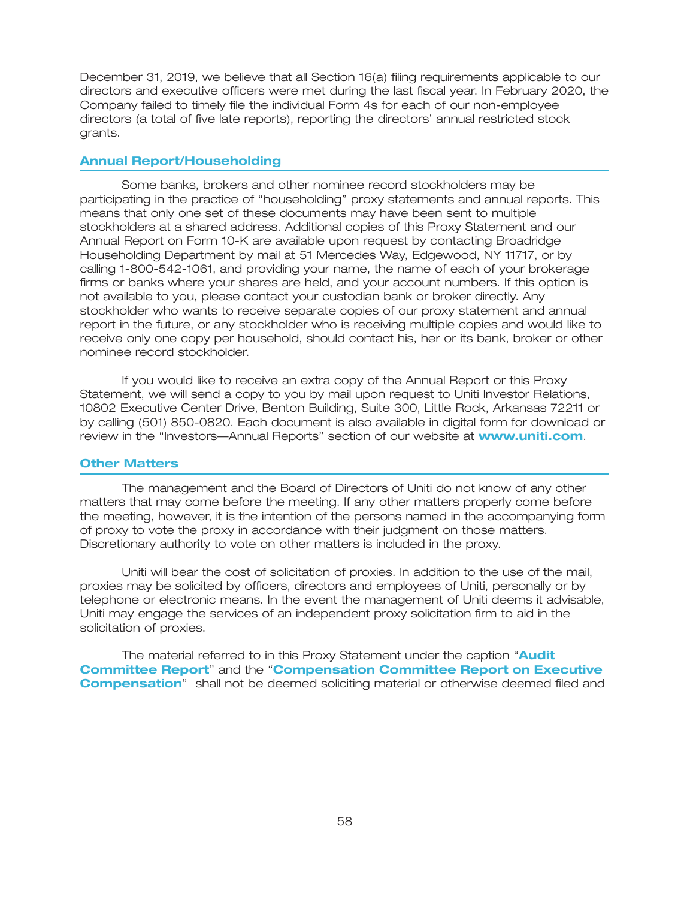December 31, 2019, we believe that all Section 16(a) filing requirements applicable to our directors and executive officers were met during the last fiscal year. In February 2020, the Company failed to timely file the individual Form 4s for each of our non-employee directors (a total of five late reports), reporting the directors' annual restricted stock grants.

## Annual Report/Householding

Some banks, brokers and other nominee record stockholders may be participating in the practice of "householding" proxy statements and annual reports. This means that only one set of these documents may have been sent to multiple stockholders at a shared address. Additional copies of this Proxy Statement and our Annual Report on Form 10-K are available upon request by contacting Broadridge Householding Department by mail at 51 Mercedes Way, Edgewood, NY 11717, or by calling 1-800-542-1061, and providing your name, the name of each of your brokerage firms or banks where your shares are held, and your account numbers. If this option is not available to you, please contact your custodian bank or broker directly. Any stockholder who wants to receive separate copies of our proxy statement and annual report in the future, or any stockholder who is receiving multiple copies and would like to receive only one copy per household, should contact his, her or its bank, broker or other nominee record stockholder.

If you would like to receive an extra copy of the Annual Report or this Proxy Statement, we will send a copy to you by mail upon request to Uniti Investor Relations, 10802 Executive Center Drive, Benton Building, Suite 300, Little Rock, Arkansas 72211 or by calling (501) 850-0820. Each document is also available in digital form for download or review in the "Investors—Annual Reports" section of our website at **www.uniti.com**.

## Other Matters

The management and the Board of Directors of Uniti do not know of any other matters that may come before the meeting. If any other matters properly come before the meeting, however, it is the intention of the persons named in the accompanying form of proxy to vote the proxy in accordance with their judgment on those matters. Discretionary authority to vote on other matters is included in the proxy.

Uniti will bear the cost of solicitation of proxies. In addition to the use of the mail, proxies may be solicited by officers, directors and employees of Uniti, personally or by telephone or electronic means. In the event the management of Uniti deems it advisable, Uniti may engage the services of an independent proxy solicitation firm to aid in the solicitation of proxies.

The material referred to in this Proxy Statement under the caption "**Audit Committee Report**" and the "**Compensation Committee Report on Executive Compensation**" shall not be deemed soliciting material or otherwise deemed filed and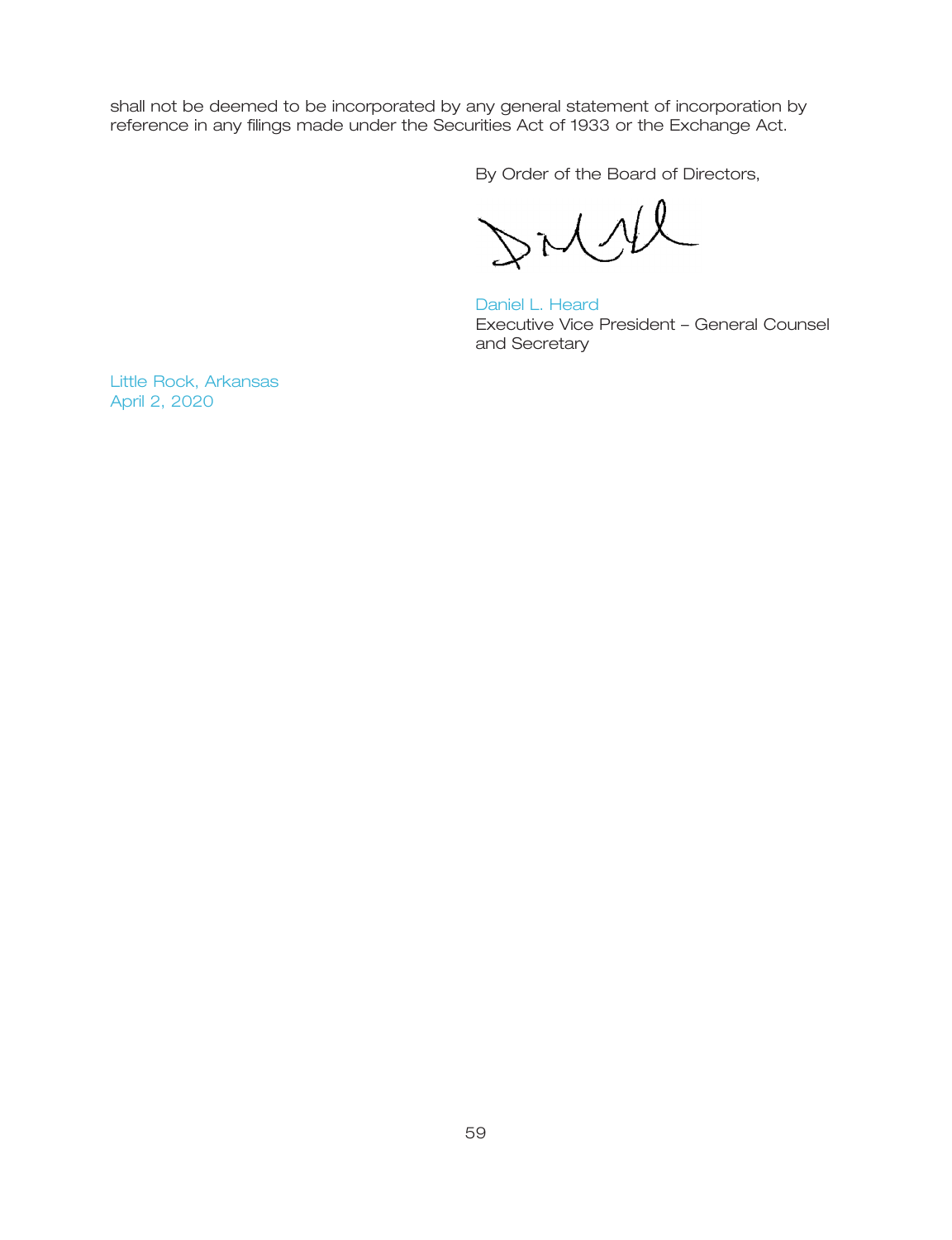shall not be deemed to be incorporated by any general statement of incorporation by reference in any filings made under the Securities Act of 1933 or the Exchange Act.

By Order of the Board of Directors,

Daniel L. Heard
Executive Vice President – General Counsel and Secretary

Little Rock, Arkansas
April 2, 2020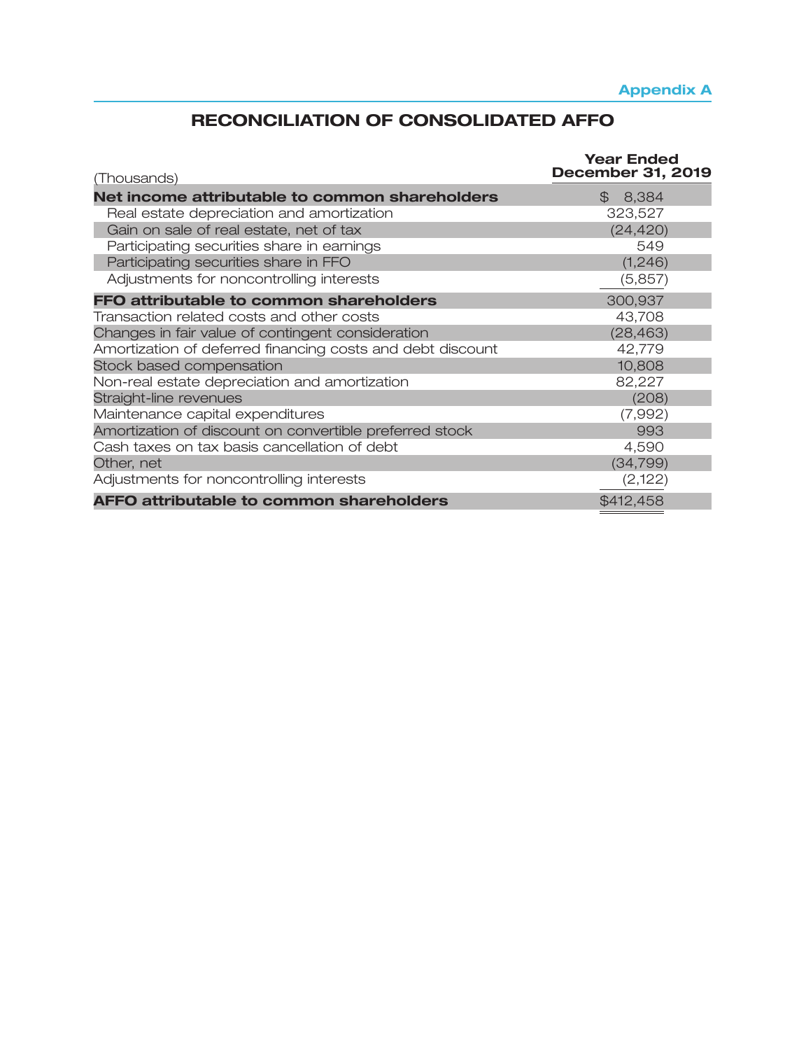Appendix A

# RECONCILIATION OF CONSOLIDATED AFFO

| (Thousands) | Year Ended December 31, 2019 |
|---|---|
| **Net income attributable to common shareholders** | $ 8,384 |
| Real estate depreciation and amortization | 323,527 |
| Gain on sale of real estate, net of tax | (24,420) |
| Participating securities share in earnings | 549 |
| Participating securities share in FFO | (1,246) |
| Adjustments for noncontrolling interests | (5,857) |
| **FFO attributable to common shareholders** | 300,937 |
| Transaction related costs and other costs | 43,708 |
| Changes in fair value of contingent consideration | (28,463) |
| Amortization of deferred financing costs and debt discount | 42,779 |
| Stock based compensation | 10,808 |
| Non-real estate depreciation and amortization | 82,227 |
| Straight-line revenues | (208) |
| Maintenance capital expenditures | (7,992) |
| Amortization of discount on convertible preferred stock | 993 |
| Cash taxes on tax basis cancellation of debt | 4,590 |
| Other, net | (34,799) |
| Adjustments for noncontrolling interests | (2,122) |
| **AFFO attributable to common shareholders** | $412,458 |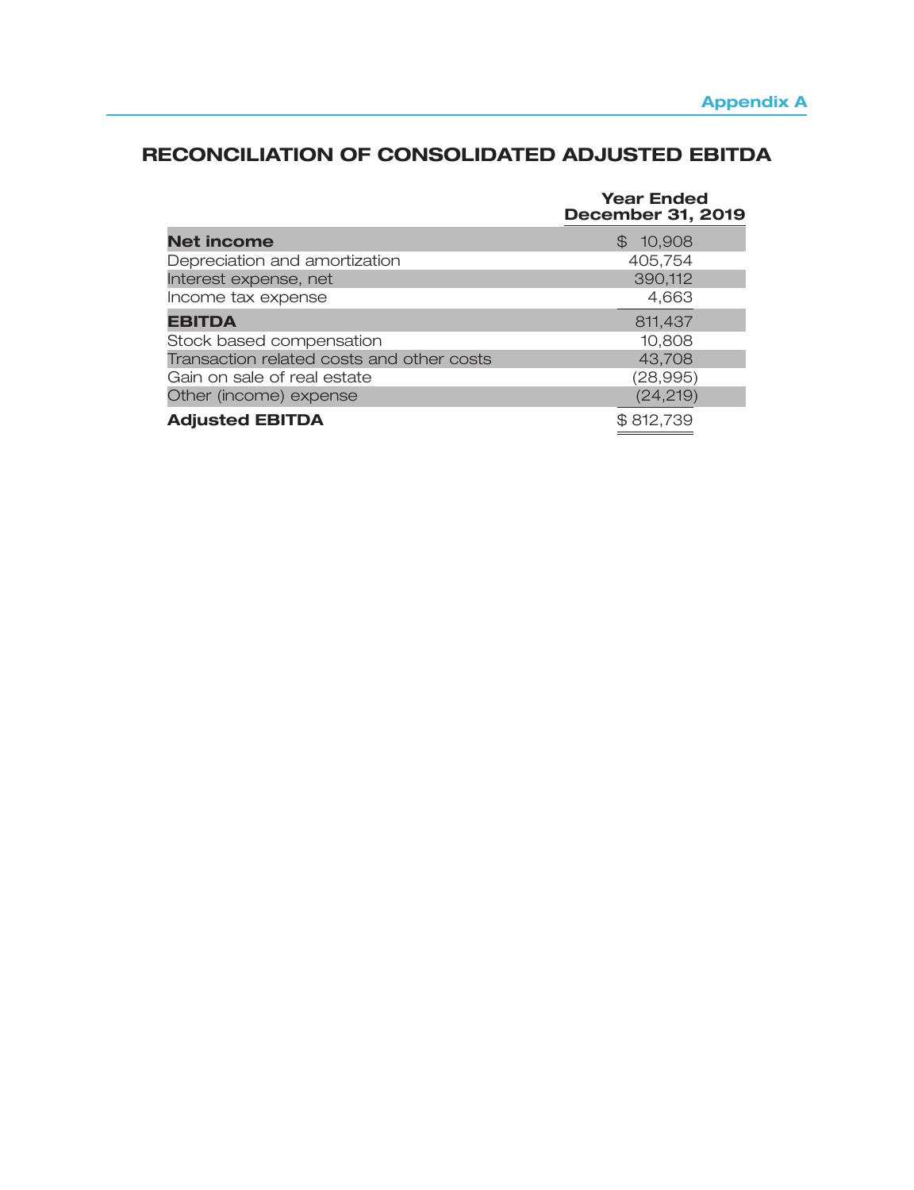Appendix A

## RECONCILIATION OF CONSOLIDATED ADJUSTED EBITDA

| | Year Ended December 31, 2019 |
|---|---|
| **Net income** | $ 10,908 |
| Depreciation and amortization | 405,754 |
| Interest expense, net | 390,112 |
| Income tax expense | 4,663 |
| **EBITDA** | 811,437 |
| Stock based compensation | 10,808 |
| Transaction related costs and other costs | 43,708 |
| Gain on sale of real estate | (28,995) |
| Other (income) expense | (24,219) |
| **Adjusted EBITDA** | $ 812,739 |